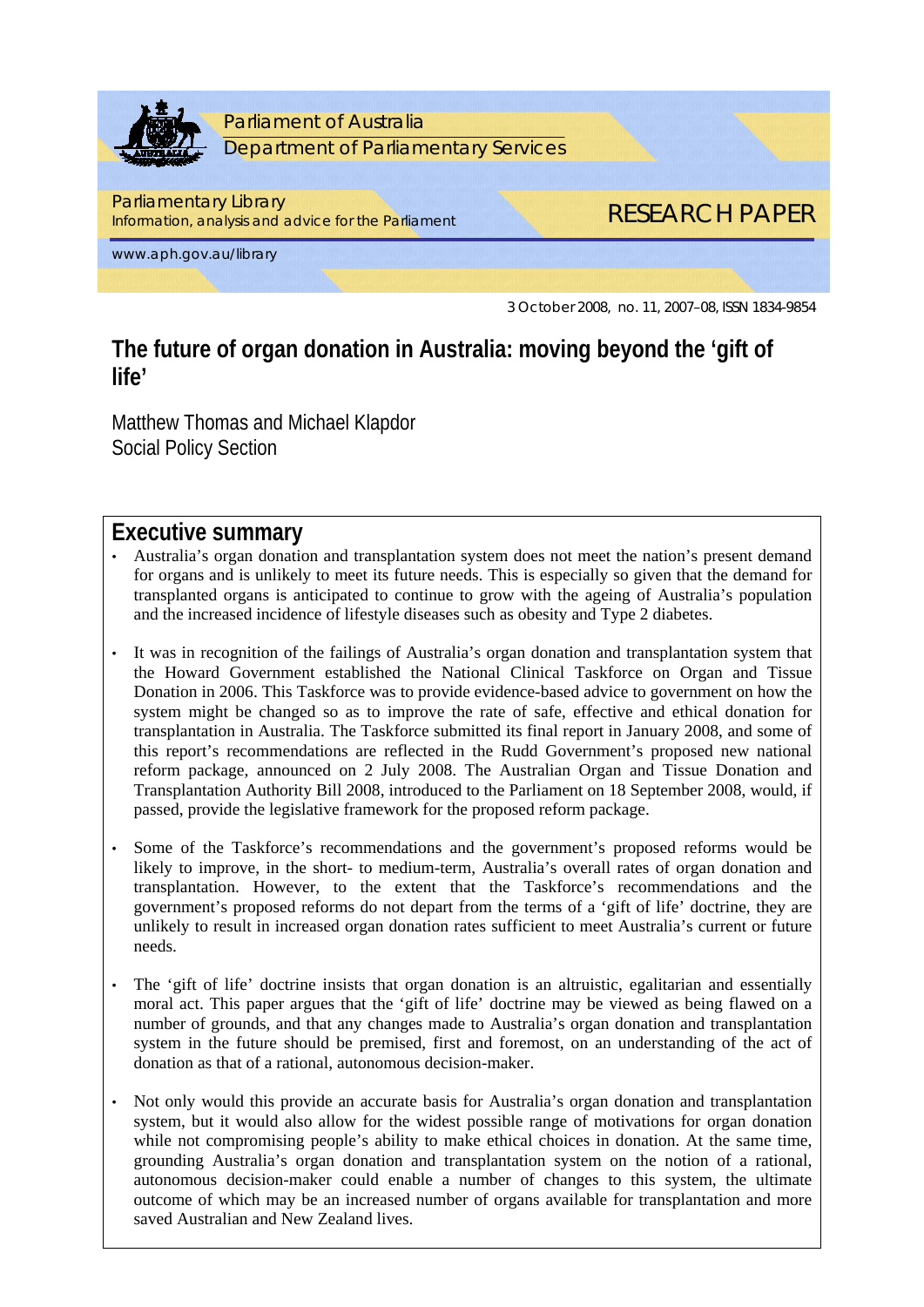Parliament of Australia
Department of Parliamentary Services

Parliamentary Library
Information, analysis and advice for the Parliament

RESEARCH PAPER

www.aph.gov.au/library

3 October 2008, no. 11, 2007–08, ISSN 1834-9854

# The future of organ donation in Australia: moving beyond the 'gift of life'

Matthew Thomas and Michael Klapdor
Social Policy Section

## Executive summary

- Australia's organ donation and transplantation system does not meet the nation's present demand for organs and is unlikely to meet its future needs. This is especially so given that the demand for transplanted organs is anticipated to continue to grow with the ageing of Australia's population and the increased incidence of lifestyle diseases such as obesity and Type 2 diabetes.

- It was in recognition of the failings of Australia's organ donation and transplantation system that the Howard Government established the National Clinical Taskforce on Organ and Tissue Donation in 2006. This Taskforce was to provide evidence-based advice to government on how the system might be changed so as to improve the rate of safe, effective and ethical donation for transplantation in Australia. The Taskforce submitted its final report in January 2008, and some of this report's recommendations are reflected in the Rudd Government's proposed new national reform package, announced on 2 July 2008. The Australian Organ and Tissue Donation and Transplantation Authority Bill 2008, introduced to the Parliament on 18 September 2008, would, if passed, provide the legislative framework for the proposed reform package.

- Some of the Taskforce's recommendations and the government's proposed reforms would be likely to improve, in the short- to medium-term, Australia's overall rates of organ donation and transplantation. However, to the extent that the Taskforce's recommendations and the government's proposed reforms do not depart from the terms of a 'gift of life' doctrine, they are unlikely to result in increased organ donation rates sufficient to meet Australia's current or future needs.

- The 'gift of life' doctrine insists that organ donation is an altruistic, egalitarian and essentially moral act. This paper argues that the 'gift of life' doctrine may be viewed as being flawed on a number of grounds, and that any changes made to Australia's organ donation and transplantation system in the future should be premised, first and foremost, on an understanding of the act of donation as that of a rational, autonomous decision-maker.

- Not only would this provide an accurate basis for Australia's organ donation and transplantation system, but it would also allow for the widest possible range of motivations for organ donation while not compromising people's ability to make ethical choices in donation. At the same time, grounding Australia's organ donation and transplantation system on the notion of a rational, autonomous decision-maker could enable a number of changes to this system, the ultimate outcome of which may be an increased number of organs available for transplantation and more saved Australian and New Zealand lives.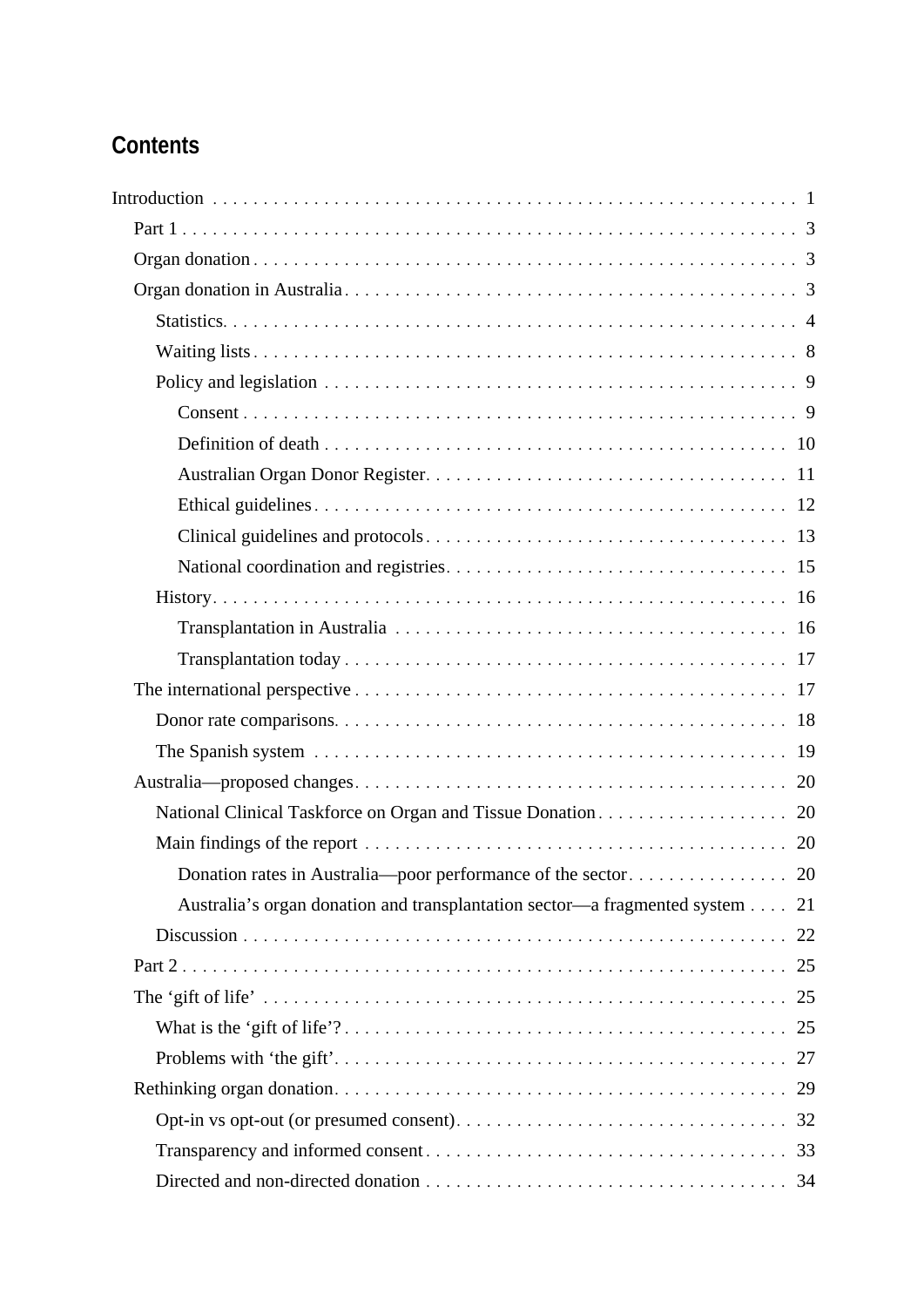## Contents

- Introduction 1
  - Part 1 3
  - Organ donation 3
  - Organ donation in Australia 3
    - Statistics 4
    - Waiting lists 8
    - Policy and legislation 9
      - Consent 9
      - Definition of death 10
      - Australian Organ Donor Register 11
      - Ethical guidelines 12
      - Clinical guidelines and protocols 13
      - National coordination and registries 15
    - History 16
      - Transplantation in Australia 16
      - Transplantation today 17
  - The international perspective 17
    - Donor rate comparisons 18
    - The Spanish system 19
  - Australia—proposed changes 20
    - National Clinical Taskforce on Organ and Tissue Donation 20
    - Main findings of the report 20
      - Donation rates in Australia—poor performance of the sector 20
      - Australia's organ donation and transplantation sector—a fragmented system 21
    - Discussion 22
  - Part 2 25
  - The 'gift of life' 25
    - What is the 'gift of life'? 25
    - Problems with 'the gift' 27
  - Rethinking organ donation 29
    - Opt-in vs opt-out (or presumed consent) 32
    - Transparency and informed consent 33
    - Directed and non-directed donation 34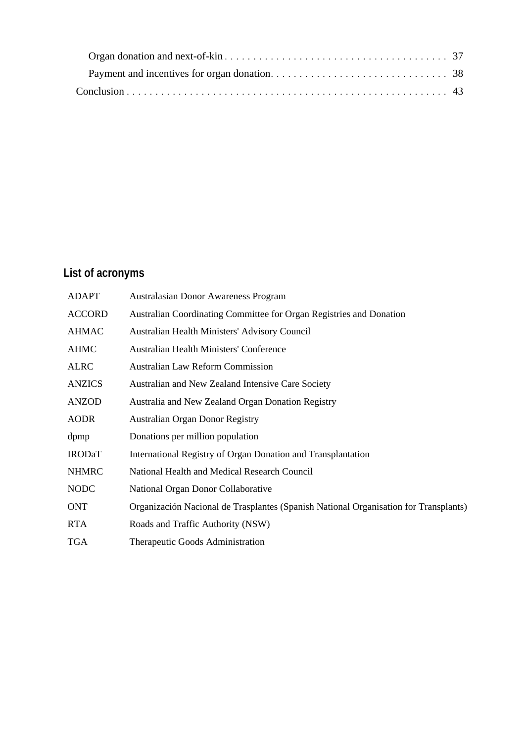- Organ donation and next-of-kin . . . . . . . . . . 37
- Payment and incentives for organ donation . . . . . . . . . . 38

Conclusion . . . . . . . . . . 43

## List of acronyms

| | |
|---|---|
| ADAPT | Australasian Donor Awareness Program |
| ACCORD | Australian Coordinating Committee for Organ Registries and Donation |
| AHMAC | Australian Health Ministers' Advisory Council |
| AHMC | Australian Health Ministers' Conference |
| ALRC | Australian Law Reform Commission |
| ANZICS | Australian and New Zealand Intensive Care Society |
| ANZOD | Australia and New Zealand Organ Donation Registry |
| AODR | Australian Organ Donor Registry |
| dpmp | Donations per million population |
| IRODaT | International Registry of Organ Donation and Transplantation |
| NHMRC | National Health and Medical Research Council |
| NODC | National Organ Donor Collaborative |
| ONT | Organización Nacional de Trasplantes (Spanish National Organisation for Transplants) |
| RTA | Roads and Traffic Authority (NSW) |
| TGA | Therapeutic Goods Administration |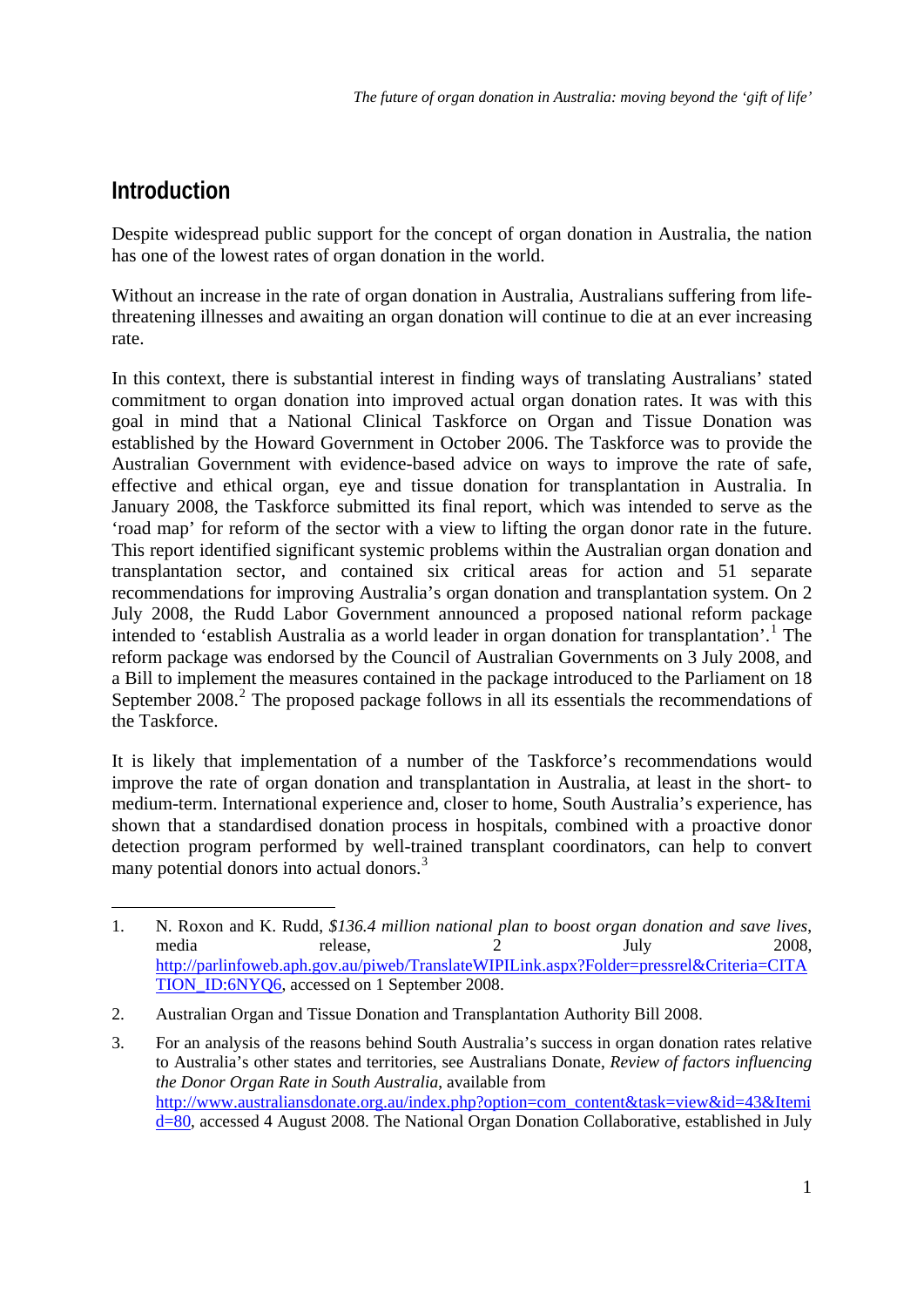## Introduction

Despite widespread public support for the concept of organ donation in Australia, the nation has one of the lowest rates of organ donation in the world.

Without an increase in the rate of organ donation in Australia, Australians suffering from life-threatening illnesses and awaiting an organ donation will continue to die at an ever increasing rate.

In this context, there is substantial interest in finding ways of translating Australians' stated commitment to organ donation into improved actual organ donation rates. It was with this goal in mind that a National Clinical Taskforce on Organ and Tissue Donation was established by the Howard Government in October 2006. The Taskforce was to provide the Australian Government with evidence-based advice on ways to improve the rate of safe, effective and ethical organ, eye and tissue donation for transplantation in Australia. In January 2008, the Taskforce submitted its final report, which was intended to serve as the 'road map' for reform of the sector with a view to lifting the organ donor rate in the future. This report identified significant systemic problems within the Australian organ donation and transplantation sector, and contained six critical areas for action and 51 separate recommendations for improving Australia's organ donation and transplantation system. On 2 July 2008, the Rudd Labor Government announced a proposed national reform package intended to 'establish Australia as a world leader in organ donation for transplantation'.[1] The reform package was endorsed by the Council of Australian Governments on 3 July 2008, and a Bill to implement the measures contained in the package introduced to the Parliament on 18 September 2008.[2] The proposed package follows in all its essentials the recommendations of the Taskforce.

It is likely that implementation of a number of the Taskforce's recommendations would improve the rate of organ donation and transplantation in Australia, at least in the short- to medium-term. International experience and, closer to home, South Australia's experience, has shown that a standardised donation process in hospitals, combined with a proactive donor detection program performed by well-trained transplant coordinators, can help to convert many potential donors into actual donors.[3]

---

1. N. Roxon and K. Rudd, *$136.4 million national plan to boost organ donation and save lives*, media release, 2 July 2008, http://parlinfoweb.aph.gov.au/piweb/TranslateWIPILink.aspx?Folder=pressrel&Criteria=CITATION_ID:6NYQ6, accessed on 1 September 2008.

2. Australian Organ and Tissue Donation and Transplantation Authority Bill 2008.

3. For an analysis of the reasons behind South Australia's success in organ donation rates relative to Australia's other states and territories, see Australians Donate, *Review of factors influencing the Donor Organ Rate in South Australia*, available from http://www.australiansdonate.org.au/index.php?option=com_content&task=view&id=43&Itemid=80, accessed 4 August 2008. The National Organ Donation Collaborative, established in July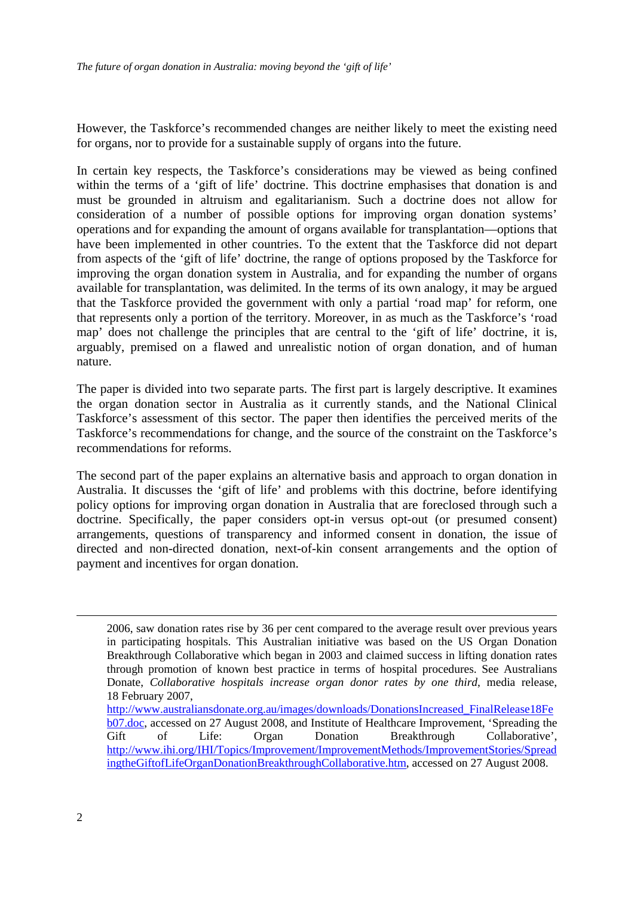However, the Taskforce's recommended changes are neither likely to meet the existing need for organs, nor to provide for a sustainable supply of organs into the future.

In certain key respects, the Taskforce's considerations may be viewed as being confined within the terms of a 'gift of life' doctrine. This doctrine emphasises that donation is and must be grounded in altruism and egalitarianism. Such a doctrine does not allow for consideration of a number of possible options for improving organ donation systems' operations and for expanding the amount of organs available for transplantation—options that have been implemented in other countries. To the extent that the Taskforce did not depart from aspects of the 'gift of life' doctrine, the range of options proposed by the Taskforce for improving the organ donation system in Australia, and for expanding the number of organs available for transplantation, was delimited. In the terms of its own analogy, it may be argued that the Taskforce provided the government with only a partial 'road map' for reform, one that represents only a portion of the territory. Moreover, in as much as the Taskforce's 'road map' does not challenge the principles that are central to the 'gift of life' doctrine, it is, arguably, premised on a flawed and unrealistic notion of organ donation, and of human nature.

The paper is divided into two separate parts. The first part is largely descriptive. It examines the organ donation sector in Australia as it currently stands, and the National Clinical Taskforce's assessment of this sector. The paper then identifies the perceived merits of the Taskforce's recommendations for change, and the source of the constraint on the Taskforce's recommendations for reforms.

The second part of the paper explains an alternative basis and approach to organ donation in Australia. It discusses the 'gift of life' and problems with this doctrine, before identifying policy options for improving organ donation in Australia that are foreclosed through such a doctrine. Specifically, the paper considers opt-in versus opt-out (or presumed consent) arrangements, questions of transparency and informed consent in donation, the issue of directed and non-directed donation, next-of-kin consent arrangements and the option of payment and incentives for organ donation.

---

2006, saw donation rates rise by 36 per cent compared to the average result over previous years in participating hospitals. This Australian initiative was based on the US Organ Donation Breakthrough Collaborative which began in 2003 and claimed success in lifting donation rates through promotion of known best practice in terms of hospital procedures. See Australians Donate, *Collaborative hospitals increase organ donor rates by one third*, media release, 18 February 2007, http://www.australiansdonate.org.au/images/downloads/DonationsIncreased_FinalRelease18Feb07.doc, accessed on 27 August 2008, and Institute of Healthcare Improvement, 'Spreading the Gift of Life: Organ Donation Breakthrough Collaborative', http://www.ihi.org/IHI/Topics/Improvement/ImprovementMethods/ImprovementStories/SpreadingtheGiftofLifeOrganDonationBreakthroughCollaborative.htm, accessed on 27 August 2008.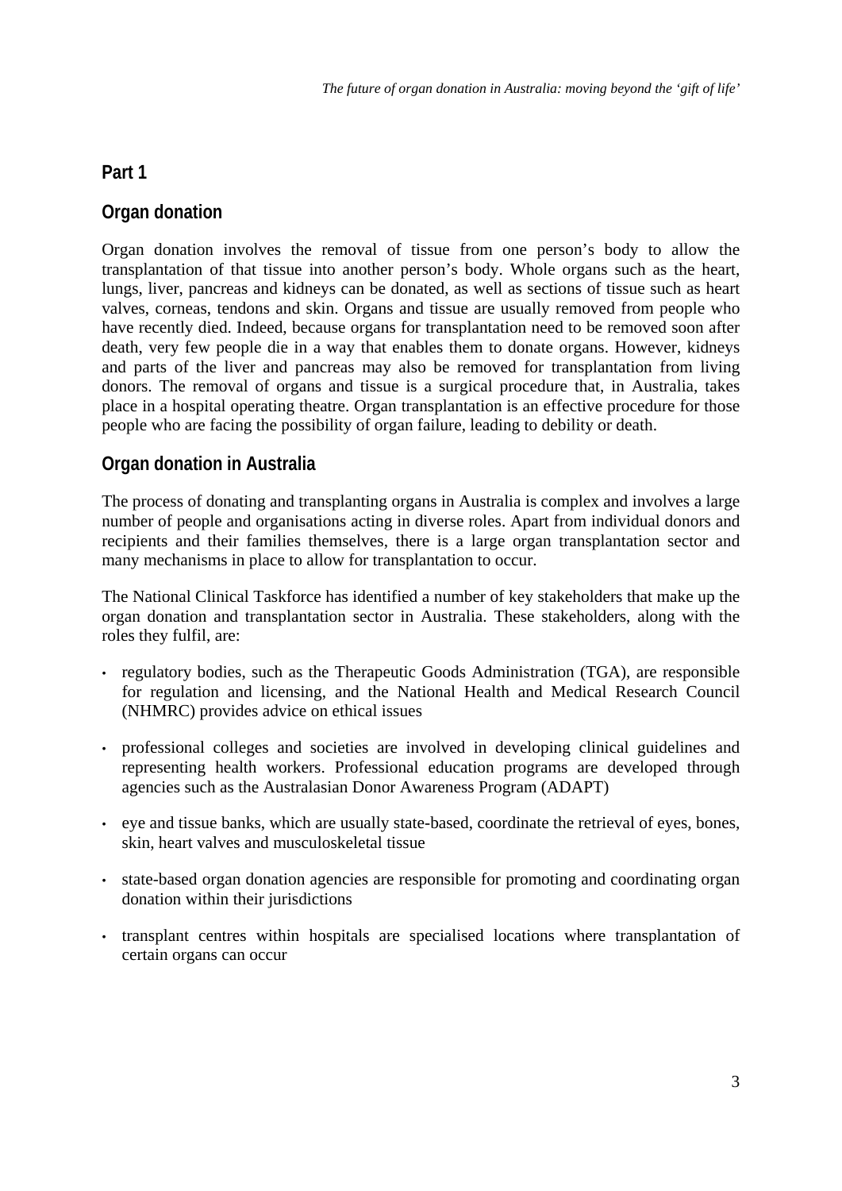## Part 1

## Organ donation

Organ donation involves the removal of tissue from one person's body to allow the transplantation of that tissue into another person's body. Whole organs such as the heart, lungs, liver, pancreas and kidneys can be donated, as well as sections of tissue such as heart valves, corneas, tendons and skin. Organs and tissue are usually removed from people who have recently died. Indeed, because organs for transplantation need to be removed soon after death, very few people die in a way that enables them to donate organs. However, kidneys and parts of the liver and pancreas may also be removed for transplantation from living donors. The removal of organs and tissue is a surgical procedure that, in Australia, takes place in a hospital operating theatre. Organ transplantation is an effective procedure for those people who are facing the possibility of organ failure, leading to debility or death.

## Organ donation in Australia

The process of donating and transplanting organs in Australia is complex and involves a large number of people and organisations acting in diverse roles. Apart from individual donors and recipients and their families themselves, there is a large organ transplantation sector and many mechanisms in place to allow for transplantation to occur.

The National Clinical Taskforce has identified a number of key stakeholders that make up the organ donation and transplantation sector in Australia. These stakeholders, along with the roles they fulfil, are:

- regulatory bodies, such as the Therapeutic Goods Administration (TGA), are responsible for regulation and licensing, and the National Health and Medical Research Council (NHMRC) provides advice on ethical issues
- professional colleges and societies are involved in developing clinical guidelines and representing health workers. Professional education programs are developed through agencies such as the Australasian Donor Awareness Program (ADAPT)
- eye and tissue banks, which are usually state-based, coordinate the retrieval of eyes, bones, skin, heart valves and musculoskeletal tissue
- state-based organ donation agencies are responsible for promoting and coordinating organ donation within their jurisdictions
- transplant centres within hospitals are specialised locations where transplantation of certain organs can occur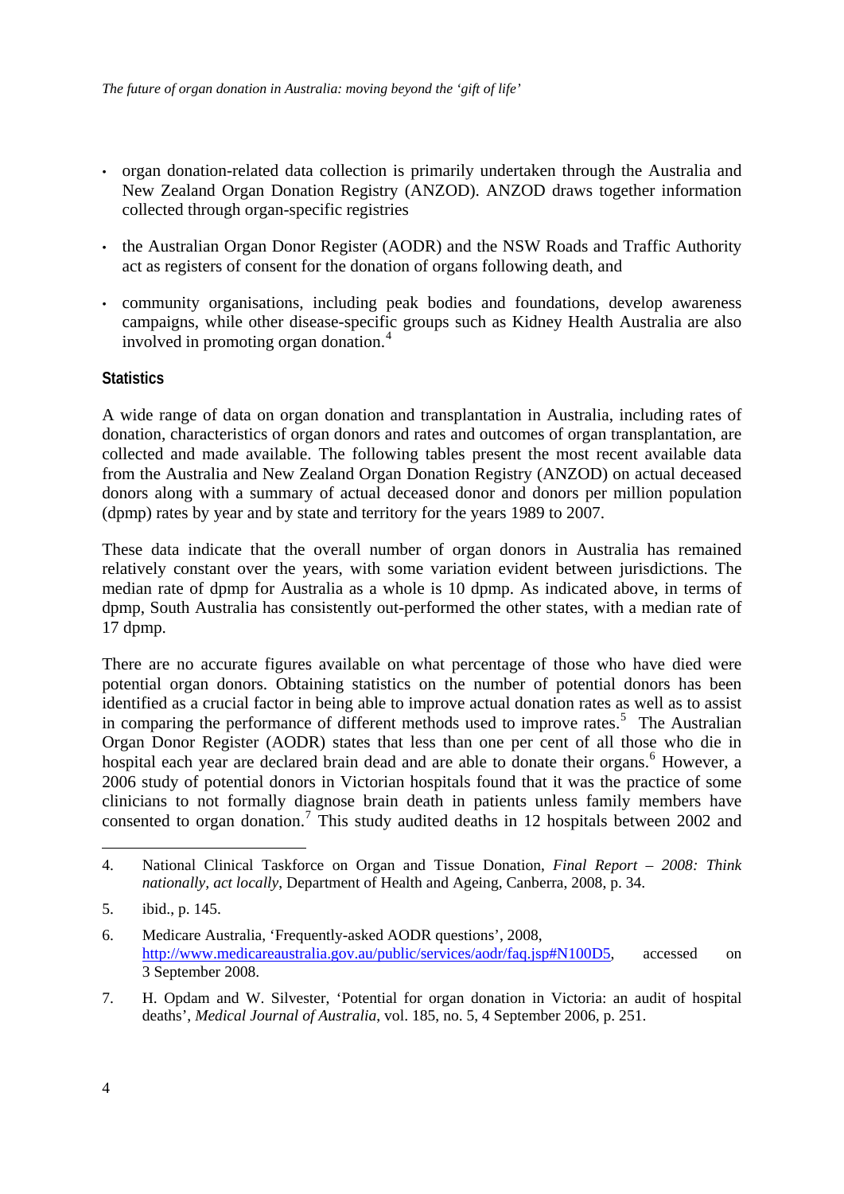- organ donation-related data collection is primarily undertaken through the Australia and New Zealand Organ Donation Registry (ANZOD). ANZOD draws together information collected through organ-specific registries
- the Australian Organ Donor Register (AODR) and the NSW Roads and Traffic Authority act as registers of consent for the donation of organs following death, and
- community organisations, including peak bodies and foundations, develop awareness campaigns, while other disease-specific groups such as Kidney Health Australia are also involved in promoting organ donation.[4]

#### Statistics

A wide range of data on organ donation and transplantation in Australia, including rates of donation, characteristics of organ donors and rates and outcomes of organ transplantation, are collected and made available. The following tables present the most recent available data from the Australia and New Zealand Organ Donation Registry (ANZOD) on actual deceased donors along with a summary of actual deceased donor and donors per million population (dpmp) rates by year and by state and territory for the years 1989 to 2007.

These data indicate that the overall number of organ donors in Australia has remained relatively constant over the years, with some variation evident between jurisdictions. The median rate of dpmp for Australia as a whole is 10 dpmp. As indicated above, in terms of dpmp, South Australia has consistently out-performed the other states, with a median rate of 17 dpmp.

There are no accurate figures available on what percentage of those who have died were potential organ donors. Obtaining statistics on the number of potential donors has been identified as a crucial factor in being able to improve actual donation rates as well as to assist in comparing the performance of different methods used to improve rates.[5] The Australian Organ Donor Register (AODR) states that less than one per cent of all those who die in hospital each year are declared brain dead and are able to donate their organs.[6] However, a 2006 study of potential donors in Victorian hospitals found that it was the practice of some clinicians to not formally diagnose brain death in patients unless family members have consented to organ donation.[7] This study audited deaths in 12 hospitals between 2002 and

---

4. National Clinical Taskforce on Organ and Tissue Donation, *Final Report – 2008: Think nationally, act locally*, Department of Health and Ageing, Canberra, 2008, p. 34.

5. ibid., p. 145.

6. Medicare Australia, 'Frequently-asked AODR questions', 2008, http://www.medicareaustralia.gov.au/public/services/aodr/faq.jsp#N100D5, accessed on 3 September 2008.

7. H. Opdam and W. Silvester, 'Potential for organ donation in Victoria: an audit of hospital deaths', *Medical Journal of Australia*, vol. 185, no. 5, 4 September 2006, p. 251.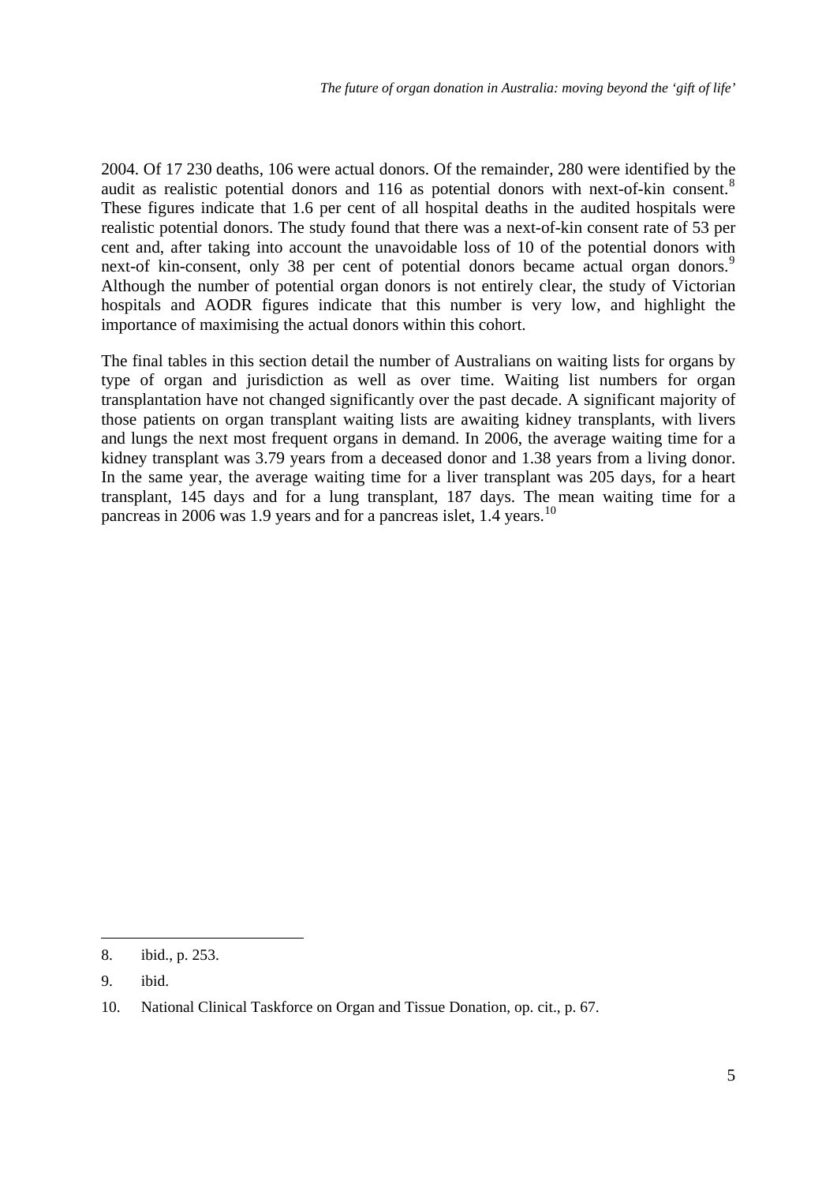2004. Of 17 230 deaths, 106 were actual donors. Of the remainder, 280 were identified by the audit as realistic potential donors and 116 as potential donors with next-of-kin consent.[8] These figures indicate that 1.6 per cent of all hospital deaths in the audited hospitals were realistic potential donors. The study found that there was a next-of-kin consent rate of 53 per cent and, after taking into account the unavoidable loss of 10 of the potential donors with next-of kin-consent, only 38 per cent of potential donors became actual organ donors.[9] Although the number of potential organ donors is not entirely clear, the study of Victorian hospitals and AODR figures indicate that this number is very low, and highlight the importance of maximising the actual donors within this cohort.

The final tables in this section detail the number of Australians on waiting lists for organs by type of organ and jurisdiction as well as over time. Waiting list numbers for organ transplantation have not changed significantly over the past decade. A significant majority of those patients on organ transplant waiting lists are awaiting kidney transplants, with livers and lungs the next most frequent organs in demand. In 2006, the average waiting time for a kidney transplant was 3.79 years from a deceased donor and 1.38 years from a living donor. In the same year, the average waiting time for a liver transplant was 205 days, for a heart transplant, 145 days and for a lung transplant, 187 days. The mean waiting time for a pancreas in 2006 was 1.9 years and for a pancreas islet, 1.4 years.[10]

---

8. ibid., p. 253.

9. ibid.

10. National Clinical Taskforce on Organ and Tissue Donation, op. cit., p. 67.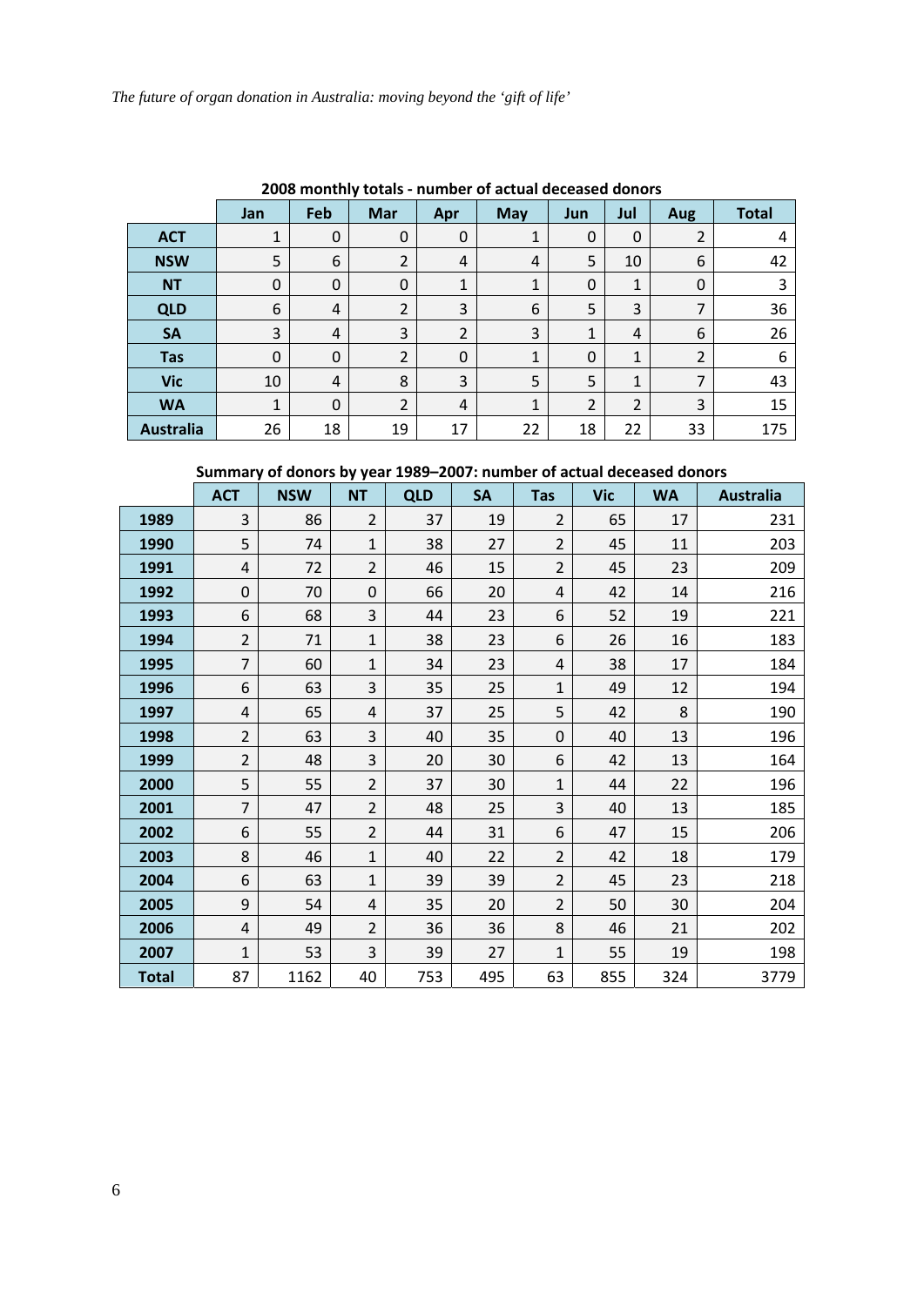**2008 monthly totals - number of actual deceased donors**

| | Jan | Feb | Mar | Apr | May | Jun | Jul | Aug | Total |
|---|---|---|---|---|---|---|---|---|---|
| **ACT** | 1 | 0 | 0 | 0 | 1 | 0 | 0 | 2 | 4 |
| **NSW** | 5 | 6 | 2 | 4 | 4 | 5 | 10 | 6 | 42 |
| **NT** | 0 | 0 | 0 | 1 | 1 | 0 | 1 | 0 | 3 |
| **QLD** | 6 | 4 | 2 | 3 | 6 | 5 | 3 | 7 | 36 |
| **SA** | 3 | 4 | 3 | 2 | 3 | 1 | 4 | 6 | 26 |
| **Tas** | 0 | 0 | 2 | 0 | 1 | 0 | 1 | 2 | 6 |
| **Vic** | 10 | 4 | 8 | 3 | 5 | 5 | 1 | 7 | 43 |
| **WA** | 1 | 0 | 2 | 4 | 1 | 2 | 2 | 3 | 15 |
| **Australia** | 26 | 18 | 19 | 17 | 22 | 18 | 22 | 33 | 175 |

**Summary of donors by year 1989–2007: number of actual deceased donors**

| | ACT | NSW | NT | QLD | SA | Tas | Vic | WA | Australia |
|---|---|---|---|---|---|---|---|---|---|
| **1989** | 3 | 86 | 2 | 37 | 19 | 2 | 65 | 17 | 231 |
| **1990** | 5 | 74 | 1 | 38 | 27 | 2 | 45 | 11 | 203 |
| **1991** | 4 | 72 | 2 | 46 | 15 | 2 | 45 | 23 | 209 |
| **1992** | 0 | 70 | 0 | 66 | 20 | 4 | 42 | 14 | 216 |
| **1993** | 6 | 68 | 3 | 44 | 23 | 6 | 52 | 19 | 221 |
| **1994** | 2 | 71 | 1 | 38 | 23 | 6 | 26 | 16 | 183 |
| **1995** | 7 | 60 | 1 | 34 | 23 | 4 | 38 | 17 | 184 |
| **1996** | 6 | 63 | 3 | 35 | 25 | 1 | 49 | 12 | 194 |
| **1997** | 4 | 65 | 4 | 37 | 25 | 5 | 42 | 8 | 190 |
| **1998** | 2 | 63 | 3 | 40 | 35 | 0 | 40 | 13 | 196 |
| **1999** | 2 | 48 | 3 | 20 | 30 | 6 | 42 | 13 | 164 |
| **2000** | 5 | 55 | 2 | 37 | 30 | 1 | 44 | 22 | 196 |
| **2001** | 7 | 47 | 2 | 48 | 25 | 3 | 40 | 13 | 185 |
| **2002** | 6 | 55 | 2 | 44 | 31 | 6 | 47 | 15 | 206 |
| **2003** | 8 | 46 | 1 | 40 | 22 | 2 | 42 | 18 | 179 |
| **2004** | 6 | 63 | 1 | 39 | 39 | 2 | 45 | 23 | 218 |
| **2005** | 9 | 54 | 4 | 35 | 20 | 2 | 50 | 30 | 204 |
| **2006** | 4 | 49 | 2 | 36 | 36 | 8 | 46 | 21 | 202 |
| **2007** | 1 | 53 | 3 | 39 | 27 | 1 | 55 | 19 | 198 |
| **Total** | 87 | 1162 | 40 | 753 | 495 | 63 | 855 | 324 | 3779 |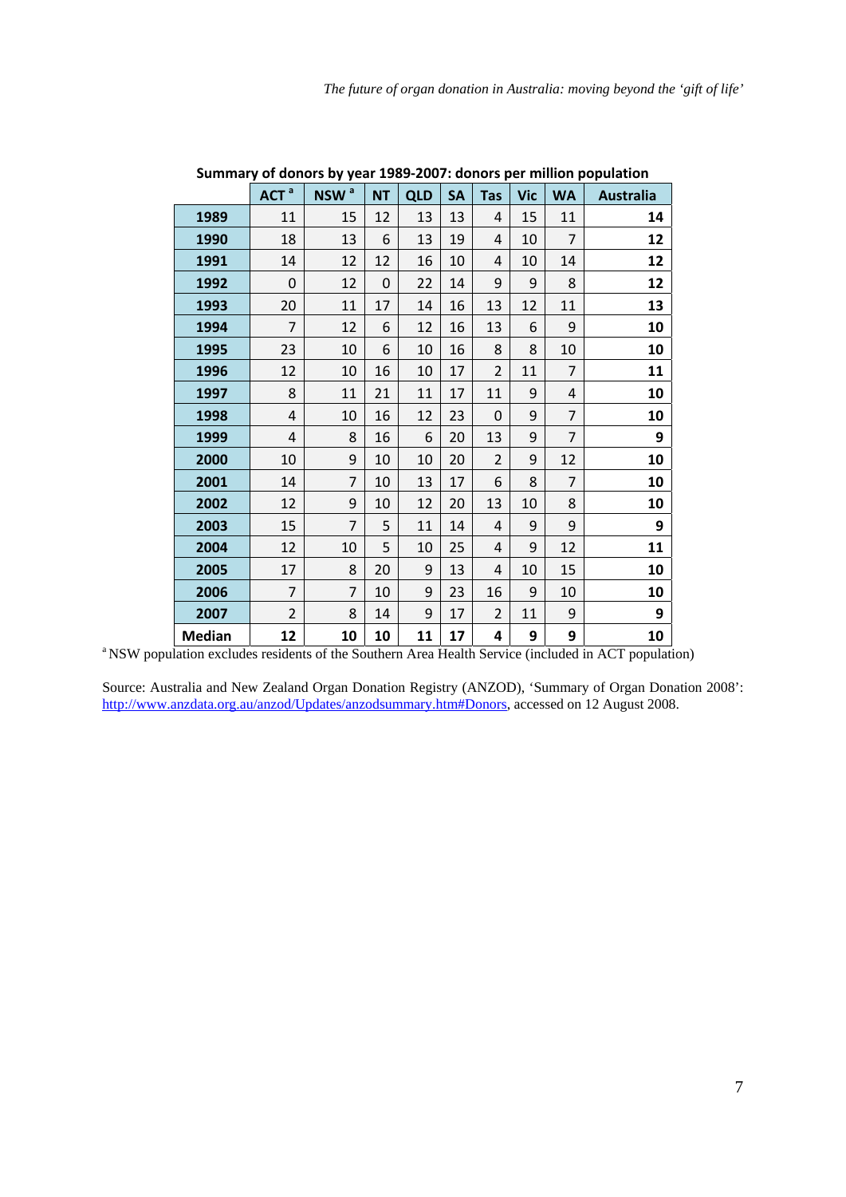**Summary of donors by year 1989-2007: donors per million population**

| | ACT [a] | NSW [a] | NT | QLD | SA | Tas | Vic | WA | Australia |
|---|---|---|---|---|---|---|---|---|---|
| **1989** | 11 | 15 | 12 | 13 | 13 | 4 | 15 | 11 | **14** |
| **1990** | 18 | 13 | 6 | 13 | 19 | 4 | 10 | 7 | **12** |
| **1991** | 14 | 12 | 12 | 16 | 10 | 4 | 10 | 14 | **12** |
| **1992** | 0 | 12 | 0 | 22 | 14 | 9 | 9 | 8 | **12** |
| **1993** | 20 | 11 | 17 | 14 | 16 | 13 | 12 | 11 | **13** |
| **1994** | 7 | 12 | 6 | 12 | 16 | 13 | 6 | 9 | **10** |
| **1995** | 23 | 10 | 6 | 10 | 16 | 8 | 8 | 10 | **10** |
| **1996** | 12 | 10 | 16 | 10 | 17 | 2 | 11 | 7 | **11** |
| **1997** | 8 | 11 | 21 | 11 | 17 | 11 | 9 | 4 | **10** |
| **1998** | 4 | 10 | 16 | 12 | 23 | 0 | 9 | 7 | **10** |
| **1999** | 4 | 8 | 16 | 6 | 20 | 13 | 9 | 7 | **9** |
| **2000** | 10 | 9 | 10 | 10 | 20 | 2 | 9 | 12 | **10** |
| **2001** | 14 | 7 | 10 | 13 | 17 | 6 | 8 | 7 | **10** |
| **2002** | 12 | 9 | 10 | 12 | 20 | 13 | 10 | 8 | **10** |
| **2003** | 15 | 7 | 5 | 11 | 14 | 4 | 9 | 9 | **9** |
| **2004** | 12 | 10 | 5 | 10 | 25 | 4 | 9 | 12 | **11** |
| **2005** | 17 | 8 | 20 | 9 | 13 | 4 | 10 | 15 | **10** |
| **2006** | 7 | 7 | 10 | 9 | 23 | 16 | 9 | 10 | **10** |
| **2007** | 2 | 8 | 14 | 9 | 17 | 2 | 11 | 9 | **9** |
| **Median** | **12** | **10** | **10** | **11** | **17** | **4** | **9** | **9** | **10** |

[a] NSW population excludes residents of the Southern Area Health Service (included in ACT population)

Source: Australia and New Zealand Organ Donation Registry (ANZOD), 'Summary of Organ Donation 2008': http://www.anzdata.org.au/anzod/Updates/anzodsummary.htm#Donors, accessed on 12 August 2008.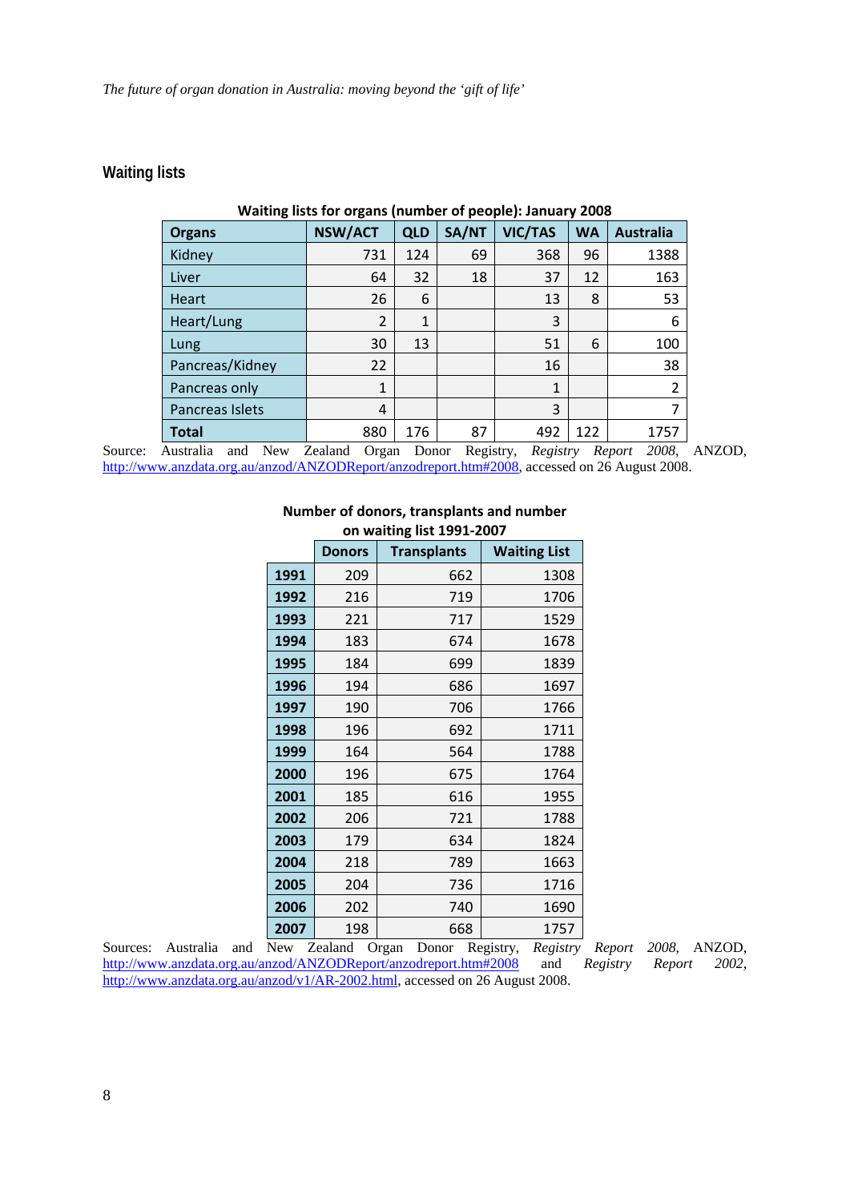## Waiting lists

**Waiting lists for organs (number of people): January 2008**

| Organs | NSW/ACT | QLD | SA/NT | VIC/TAS | WA | Australia |
|---|---|---|---|---|---|---|
| Kidney | 731 | 124 | 69 | 368 | 96 | 1388 |
| Liver | 64 | 32 | 18 | 37 | 12 | 163 |
| Heart | 26 | 6 | | 13 | 8 | 53 |
| Heart/Lung | 2 | 1 | | 3 | | 6 |
| Lung | 30 | 13 | | 51 | 6 | 100 |
| Pancreas/Kidney | 22 | | | 16 | | 38 |
| Pancreas only | 1 | | | 1 | | 2 |
| Pancreas Islets | 4 | | | 3 | | 7 |
| **Total** | 880 | 176 | 87 | 492 | 122 | 1757 |

Source: Australia and New Zealand Organ Donor Registry, *Registry Report 2008*, ANZOD, http://www.anzdata.org.au/anzod/ANZODReport/anzodreport.htm#2008, accessed on 26 August 2008.

**Number of donors, transplants and number on waiting list 1991-2007**

| | Donors | Transplants | Waiting List |
|---|---|---|---|
| **1991** | 209 | 662 | 1308 |
| **1992** | 216 | 719 | 1706 |
| **1993** | 221 | 717 | 1529 |
| **1994** | 183 | 674 | 1678 |
| **1995** | 184 | 699 | 1839 |
| **1996** | 194 | 686 | 1697 |
| **1997** | 190 | 706 | 1766 |
| **1998** | 196 | 692 | 1711 |
| **1999** | 164 | 564 | 1788 |
| **2000** | 196 | 675 | 1764 |
| **2001** | 185 | 616 | 1955 |
| **2002** | 206 | 721 | 1788 |
| **2003** | 179 | 634 | 1824 |
| **2004** | 218 | 789 | 1663 |
| **2005** | 204 | 736 | 1716 |
| **2006** | 202 | 740 | 1690 |
| **2007** | 198 | 668 | 1757 |

Sources: Australia and New Zealand Organ Donor Registry, *Registry Report 2008*, ANZOD, http://www.anzdata.org.au/anzod/ANZODReport/anzodreport.htm#2008 and *Registry Report 2002*, http://www.anzdata.org.au/anzod/v1/AR-2002.html, accessed on 26 August 2008.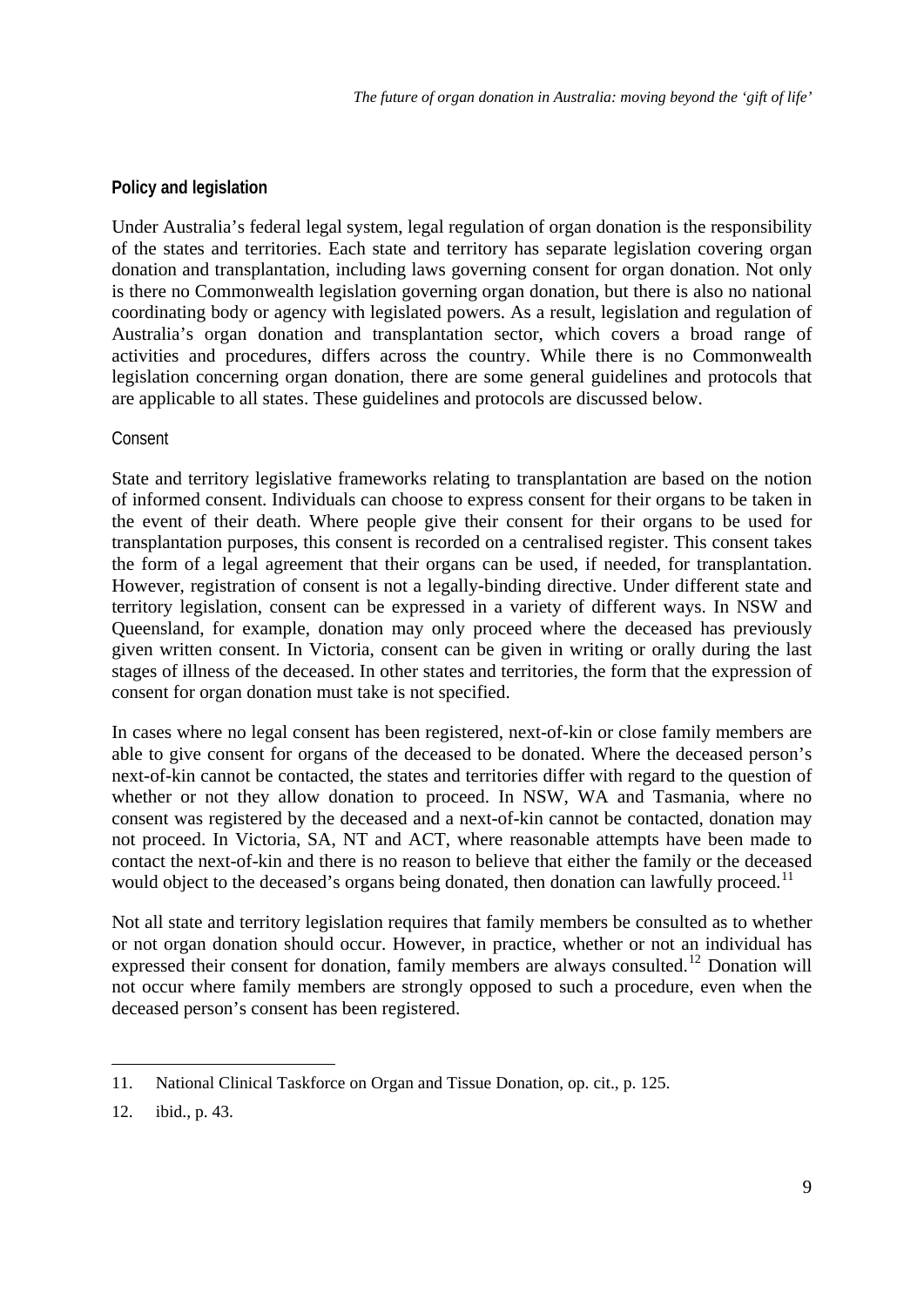## Policy and legislation

Under Australia's federal legal system, legal regulation of organ donation is the responsibility of the states and territories. Each state and territory has separate legislation covering organ donation and transplantation, including laws governing consent for organ donation. Not only is there no Commonwealth legislation governing organ donation, but there is also no national coordinating body or agency with legislated powers. As a result, legislation and regulation of Australia's organ donation and transplantation sector, which covers a broad range of activities and procedures, differs across the country. While there is no Commonwealth legislation concerning organ donation, there are some general guidelines and protocols that are applicable to all states. These guidelines and protocols are discussed below.

### Consent

State and territory legislative frameworks relating to transplantation are based on the notion of informed consent. Individuals can choose to express consent for their organs to be taken in the event of their death. Where people give their consent for their organs to be used for transplantation purposes, this consent is recorded on a centralised register. This consent takes the form of a legal agreement that their organs can be used, if needed, for transplantation. However, registration of consent is not a legally-binding directive. Under different state and territory legislation, consent can be expressed in a variety of different ways. In NSW and Queensland, for example, donation may only proceed where the deceased has previously given written consent. In Victoria, consent can be given in writing or orally during the last stages of illness of the deceased. In other states and territories, the form that the expression of consent for organ donation must take is not specified.

In cases where no legal consent has been registered, next-of-kin or close family members are able to give consent for organs of the deceased to be donated. Where the deceased person's next-of-kin cannot be contacted, the states and territories differ with regard to the question of whether or not they allow donation to proceed. In NSW, WA and Tasmania, where no consent was registered by the deceased and a next-of-kin cannot be contacted, donation may not proceed. In Victoria, SA, NT and ACT, where reasonable attempts have been made to contact the next-of-kin and there is no reason to believe that either the family or the deceased would object to the deceased's organs being donated, then donation can lawfully proceed.[11]

Not all state and territory legislation requires that family members be consulted as to whether or not organ donation should occur. However, in practice, whether or not an individual has expressed their consent for donation, family members are always consulted.[12] Donation will not occur where family members are strongly opposed to such a procedure, even when the deceased person's consent has been registered.

---

11. National Clinical Taskforce on Organ and Tissue Donation, op. cit., p. 125.

12. ibid., p. 43.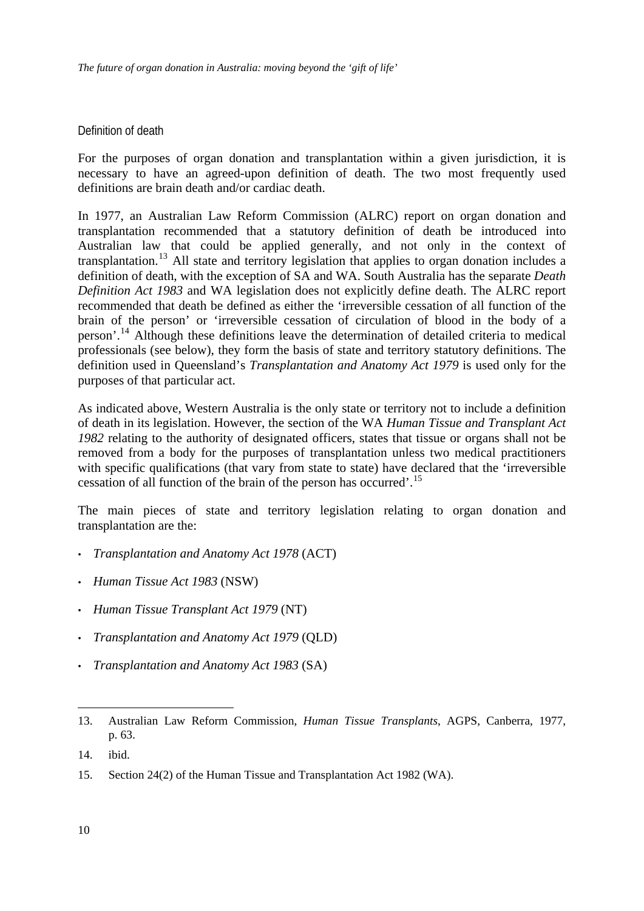### Definition of death

For the purposes of organ donation and transplantation within a given jurisdiction, it is necessary to have an agreed-upon definition of death. The two most frequently used definitions are brain death and/or cardiac death.

In 1977, an Australian Law Reform Commission (ALRC) report on organ donation and transplantation recommended that a statutory definition of death be introduced into Australian law that could be applied generally, and not only in the context of transplantation.[13] All state and territory legislation that applies to organ donation includes a definition of death, with the exception of SA and WA. South Australia has the separate *Death Definition Act 1983* and WA legislation does not explicitly define death. The ALRC report recommended that death be defined as either the 'irreversible cessation of all function of the brain of the person' or 'irreversible cessation of circulation of blood in the body of a person'.[14] Although these definitions leave the determination of detailed criteria to medical professionals (see below), they form the basis of state and territory statutory definitions. The definition used in Queensland's *Transplantation and Anatomy Act 1979* is used only for the purposes of that particular act.

As indicated above, Western Australia is the only state or territory not to include a definition of death in its legislation. However, the section of the WA *Human Tissue and Transplant Act 1982* relating to the authority of designated officers, states that tissue or organs shall not be removed from a body for the purposes of transplantation unless two medical practitioners with specific qualifications (that vary from state to state) have declared that the 'irreversible cessation of all function of the brain of the person has occurred'.[15]

The main pieces of state and territory legislation relating to organ donation and transplantation are the:

- *Transplantation and Anatomy Act 1978* (ACT)
- *Human Tissue Act 1983* (NSW)
- *Human Tissue Transplant Act 1979* (NT)
- *Transplantation and Anatomy Act 1979* (QLD)
- *Transplantation and Anatomy Act 1983* (SA)

---

13. Australian Law Reform Commission, *Human Tissue Transplants*, AGPS, Canberra, 1977, p. 63.

14. ibid.

15. Section 24(2) of the Human Tissue and Transplantation Act 1982 (WA).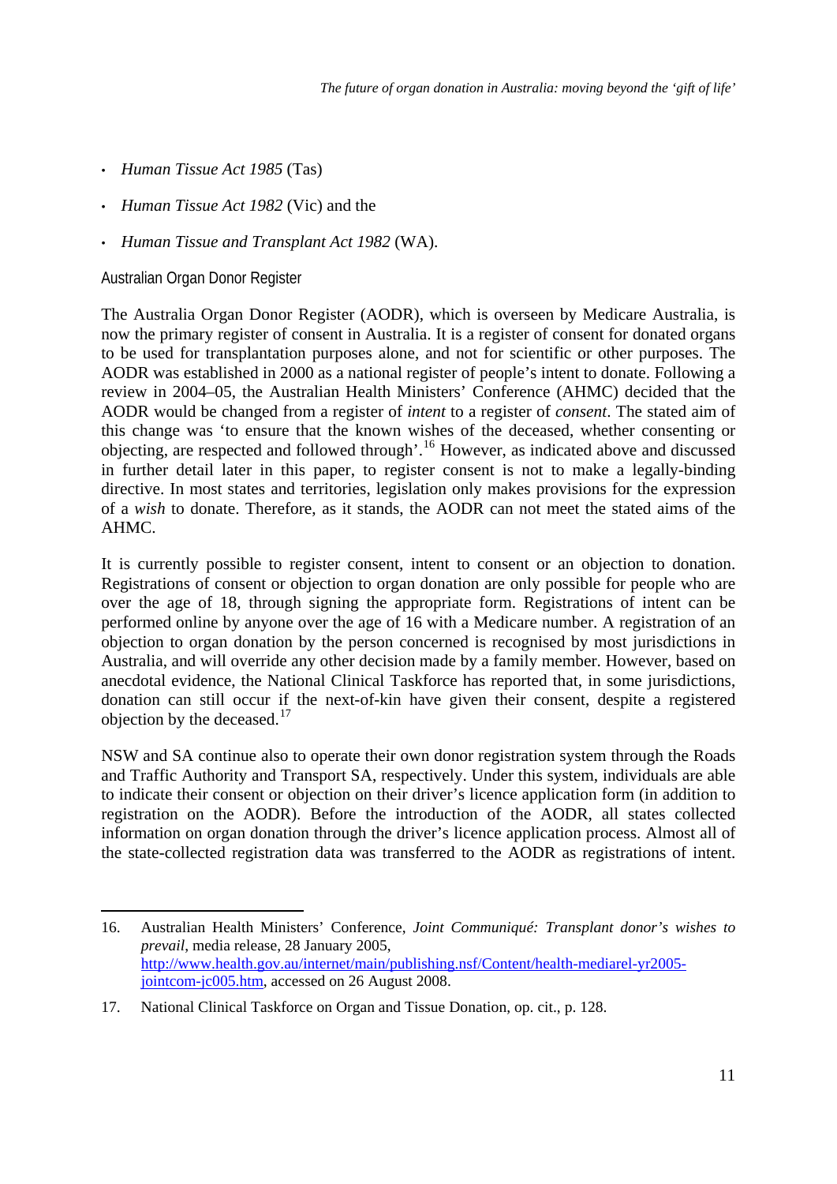- *Human Tissue Act 1985* (Tas)
- *Human Tissue Act 1982* (Vic) and the
- *Human Tissue and Transplant Act 1982* (WA).

### Australian Organ Donor Register

The Australia Organ Donor Register (AODR), which is overseen by Medicare Australia, is now the primary register of consent in Australia. It is a register of consent for donated organs to be used for transplantation purposes alone, and not for scientific or other purposes. The AODR was established in 2000 as a national register of people's intent to donate. Following a review in 2004–05, the Australian Health Ministers' Conference (AHMC) decided that the AODR would be changed from a register of *intent* to a register of *consent*. The stated aim of this change was 'to ensure that the known wishes of the deceased, whether consenting or objecting, are respected and followed through'.[16] However, as indicated above and discussed in further detail later in this paper, to register consent is not to make a legally-binding directive. In most states and territories, legislation only makes provisions for the expression of a *wish* to donate. Therefore, as it stands, the AODR can not meet the stated aims of the AHMC.

It is currently possible to register consent, intent to consent or an objection to donation. Registrations of consent or objection to organ donation are only possible for people who are over the age of 18, through signing the appropriate form. Registrations of intent can be performed online by anyone over the age of 16 with a Medicare number. A registration of an objection to organ donation by the person concerned is recognised by most jurisdictions in Australia, and will override any other decision made by a family member. However, based on anecdotal evidence, the National Clinical Taskforce has reported that, in some jurisdictions, donation can still occur if the next-of-kin have given their consent, despite a registered objection by the deceased.[17]

NSW and SA continue also to operate their own donor registration system through the Roads and Traffic Authority and Transport SA, respectively. Under this system, individuals are able to indicate their consent or objection on their driver's licence application form (in addition to registration on the AODR). Before the introduction of the AODR, all states collected information on organ donation through the driver's licence application process. Almost all of the state-collected registration data was transferred to the AODR as registrations of intent.

---

16. Australian Health Ministers' Conference, *Joint Communiqué: Transplant donor's wishes to prevail*, media release, 28 January 2005, http://www.health.gov.au/internet/main/publishing.nsf/Content/health-mediarel-yr2005-jointcom-jc005.htm, accessed on 26 August 2008.

17. National Clinical Taskforce on Organ and Tissue Donation, op. cit., p. 128.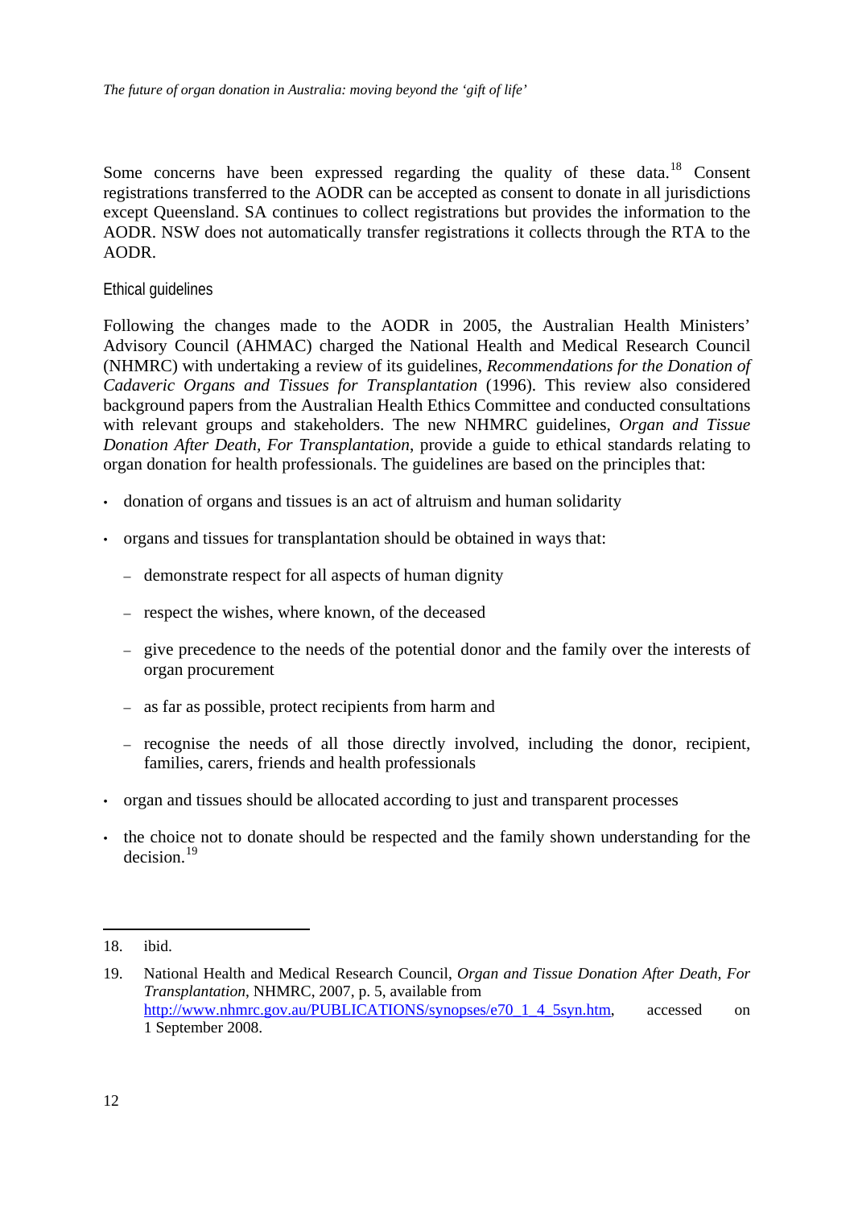Some concerns have been expressed regarding the quality of these data.[18] Consent registrations transferred to the AODR can be accepted as consent to donate in all jurisdictions except Queensland. SA continues to collect registrations but provides the information to the AODR. NSW does not automatically transfer registrations it collects through the RTA to the AODR.

### Ethical guidelines

Following the changes made to the AODR in 2005, the Australian Health Ministers' Advisory Council (AHMAC) charged the National Health and Medical Research Council (NHMRC) with undertaking a review of its guidelines, *Recommendations for the Donation of Cadaveric Organs and Tissues for Transplantation* (1996). This review also considered background papers from the Australian Health Ethics Committee and conducted consultations with relevant groups and stakeholders. The new NHMRC guidelines, *Organ and Tissue Donation After Death, For Transplantation*, provide a guide to ethical standards relating to organ donation for health professionals. The guidelines are based on the principles that:

- donation of organs and tissues is an act of altruism and human solidarity
- organs and tissues for transplantation should be obtained in ways that:
  - demonstrate respect for all aspects of human dignity
  - respect the wishes, where known, of the deceased
  - give precedence to the needs of the potential donor and the family over the interests of organ procurement
  - as far as possible, protect recipients from harm and
  - recognise the needs of all those directly involved, including the donor, recipient, families, carers, friends and health professionals
- organ and tissues should be allocated according to just and transparent processes
- the choice not to donate should be respected and the family shown understanding for the decision.[19]

---

18. ibid.

19. National Health and Medical Research Council, *Organ and Tissue Donation After Death, For Transplantation*, NHMRC, 2007, p. 5, available from http://www.nhmrc.gov.au/PUBLICATIONS/synopses/e70_1_4_5syn.htm, accessed on 1 September 2008.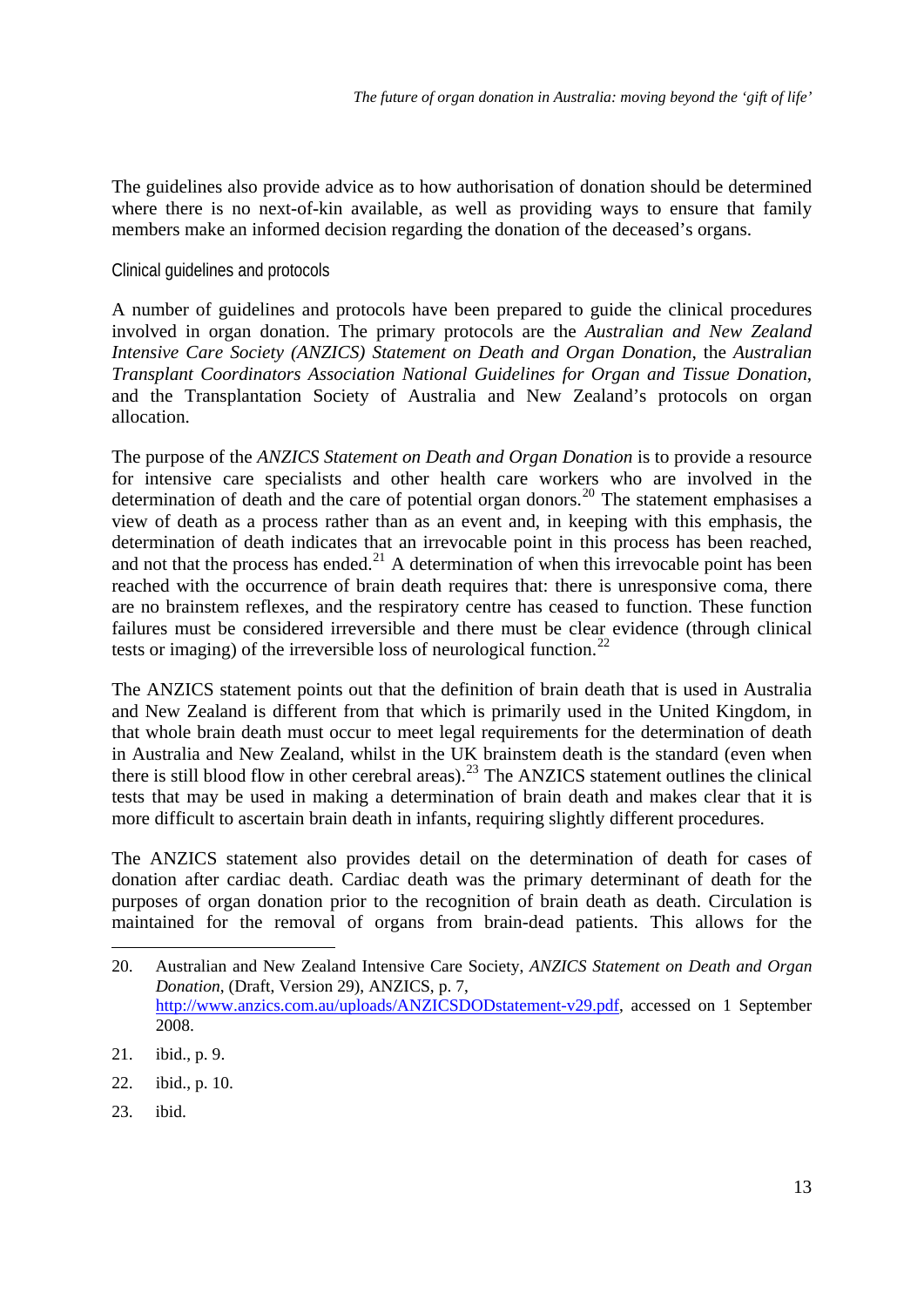The guidelines also provide advice as to how authorisation of donation should be determined where there is no next-of-kin available, as well as providing ways to ensure that family members make an informed decision regarding the donation of the deceased's organs.

### Clinical guidelines and protocols

A number of guidelines and protocols have been prepared to guide the clinical procedures involved in organ donation. The primary protocols are the *Australian and New Zealand Intensive Care Society (ANZICS) Statement on Death and Organ Donation*, the *Australian Transplant Coordinators Association National Guidelines for Organ and Tissue Donation*, and the Transplantation Society of Australia and New Zealand's protocols on organ allocation.

The purpose of the *ANZICS Statement on Death and Organ Donation* is to provide a resource for intensive care specialists and other health care workers who are involved in the determination of death and the care of potential organ donors.[20] The statement emphasises a view of death as a process rather than as an event and, in keeping with this emphasis, the determination of death indicates that an irrevocable point in this process has been reached, and not that the process has ended.[21] A determination of when this irrevocable point has been reached with the occurrence of brain death requires that: there is unresponsive coma, there are no brainstem reflexes, and the respiratory centre has ceased to function. These function failures must be considered irreversible and there must be clear evidence (through clinical tests or imaging) of the irreversible loss of neurological function.[22]

The ANZICS statement points out that the definition of brain death that is used in Australia and New Zealand is different from that which is primarily used in the United Kingdom, in that whole brain death must occur to meet legal requirements for the determination of death in Australia and New Zealand, whilst in the UK brainstem death is the standard (even when there is still blood flow in other cerebral areas).[23] The ANZICS statement outlines the clinical tests that may be used in making a determination of brain death and makes clear that it is more difficult to ascertain brain death in infants, requiring slightly different procedures.

The ANZICS statement also provides detail on the determination of death for cases of donation after cardiac death. Cardiac death was the primary determinant of death for the purposes of organ donation prior to the recognition of brain death as death. Circulation is maintained for the removal of organs from brain-dead patients. This allows for the

---

20. Australian and New Zealand Intensive Care Society, *ANZICS Statement on Death and Organ Donation*, (Draft, Version 29), ANZICS, p. 7, http://www.anzics.com.au/uploads/ANZICSDODstatement-v29.pdf, accessed on 1 September 2008.
21. ibid., p. 9.
22. ibid., p. 10.
23. ibid.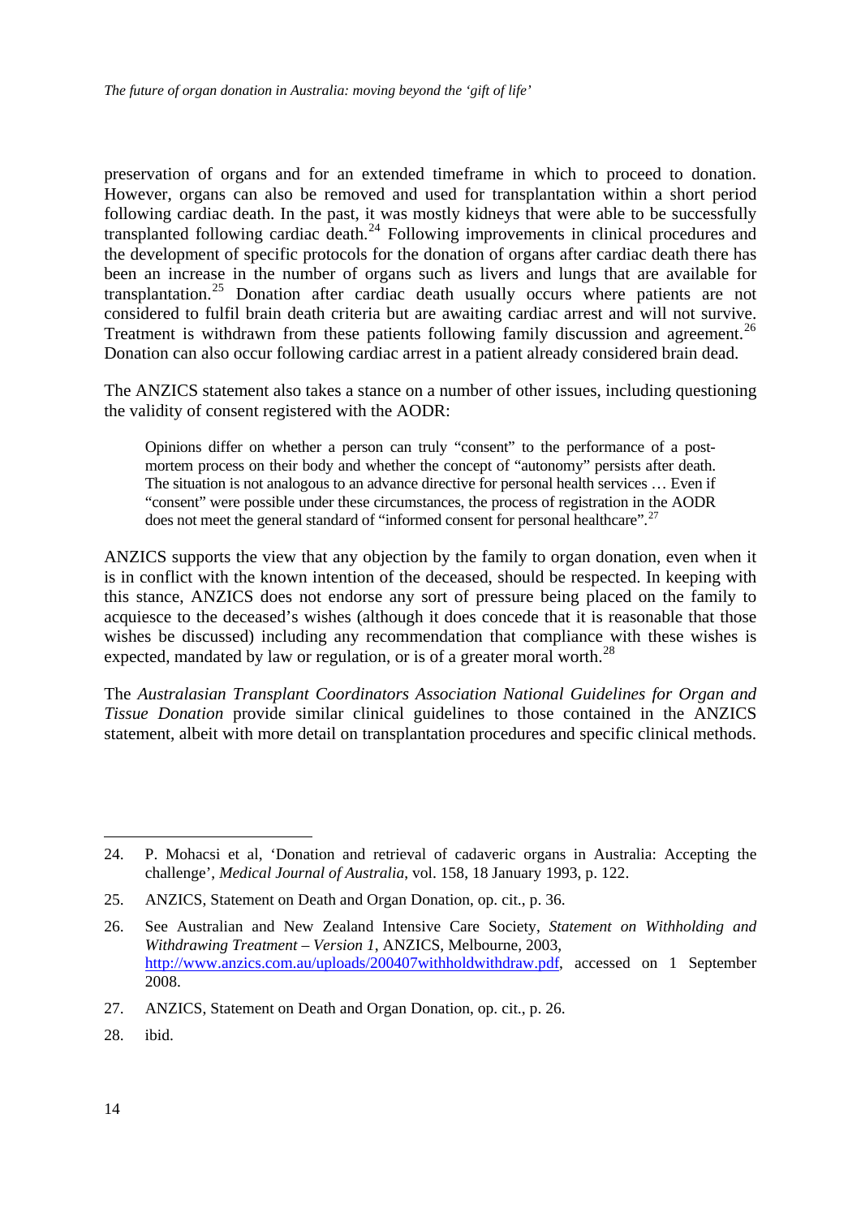preservation of organs and for an extended timeframe in which to proceed to donation. However, organs can also be removed and used for transplantation within a short period following cardiac death. In the past, it was mostly kidneys that were able to be successfully transplanted following cardiac death.[24] Following improvements in clinical procedures and the development of specific protocols for the donation of organs after cardiac death there has been an increase in the number of organs such as livers and lungs that are available for transplantation.[25] Donation after cardiac death usually occurs where patients are not considered to fulfil brain death criteria but are awaiting cardiac arrest and will not survive. Treatment is withdrawn from these patients following family discussion and agreement.[26] Donation can also occur following cardiac arrest in a patient already considered brain dead.

The ANZICS statement also takes a stance on a number of other issues, including questioning the validity of consent registered with the AODR:

> Opinions differ on whether a person can truly "consent" to the performance of a post-mortem process on their body and whether the concept of "autonomy" persists after death. The situation is not analogous to an advance directive for personal health services … Even if "consent" were possible under these circumstances, the process of registration in the AODR does not meet the general standard of "informed consent for personal healthcare".[27]

ANZICS supports the view that any objection by the family to organ donation, even when it is in conflict with the known intention of the deceased, should be respected. In keeping with this stance, ANZICS does not endorse any sort of pressure being placed on the family to acquiesce to the deceased's wishes (although it does concede that it is reasonable that those wishes be discussed) including any recommendation that compliance with these wishes is expected, mandated by law or regulation, or is of a greater moral worth.[28]

The *Australasian Transplant Coordinators Association National Guidelines for Organ and Tissue Donation* provide similar clinical guidelines to those contained in the ANZICS statement, albeit with more detail on transplantation procedures and specific clinical methods.

---

24. P. Mohacsi et al, 'Donation and retrieval of cadaveric organs in Australia: Accepting the challenge', *Medical Journal of Australia*, vol. 158, 18 January 1993, p. 122.
25. ANZICS, Statement on Death and Organ Donation, op. cit., p. 36.
26. See Australian and New Zealand Intensive Care Society, *Statement on Withholding and Withdrawing Treatment – Version 1*, ANZICS, Melbourne, 2003, http://www.anzics.com.au/uploads/200407withholdwithdraw.pdf, accessed on 1 September 2008.
27. ANZICS, Statement on Death and Organ Donation, op. cit., p. 26.
28. ibid.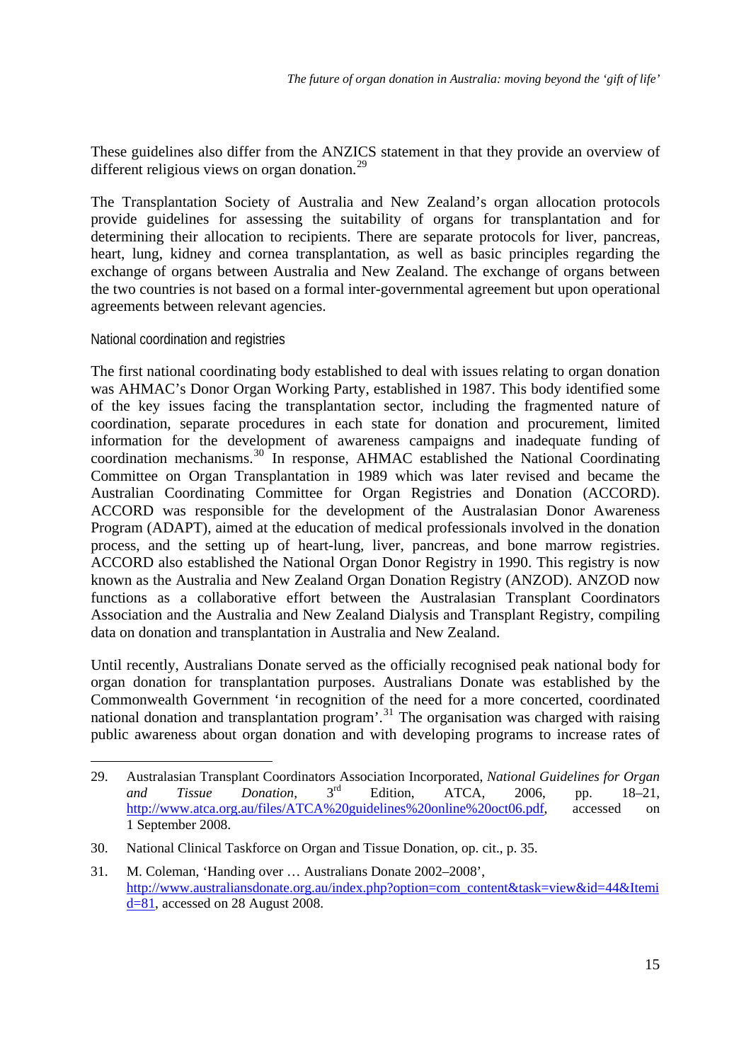These guidelines also differ from the ANZICS statement in that they provide an overview of different religious views on organ donation.[29]

The Transplantation Society of Australia and New Zealand's organ allocation protocols provide guidelines for assessing the suitability of organs for transplantation and for determining their allocation to recipients. There are separate protocols for liver, pancreas, heart, lung, kidney and cornea transplantation, as well as basic principles regarding the exchange of organs between Australia and New Zealand. The exchange of organs between the two countries is not based on a formal inter-governmental agreement but upon operational agreements between relevant agencies.

### National coordination and registries

The first national coordinating body established to deal with issues relating to organ donation was AHMAC's Donor Organ Working Party, established in 1987. This body identified some of the key issues facing the transplantation sector, including the fragmented nature of coordination, separate procedures in each state for donation and procurement, limited information for the development of awareness campaigns and inadequate funding of coordination mechanisms.[30] In response, AHMAC established the National Coordinating Committee on Organ Transplantation in 1989 which was later revised and became the Australian Coordinating Committee for Organ Registries and Donation (ACCORD). ACCORD was responsible for the development of the Australasian Donor Awareness Program (ADAPT), aimed at the education of medical professionals involved in the donation process, and the setting up of heart-lung, liver, pancreas, and bone marrow registries. ACCORD also established the National Organ Donor Registry in 1990. This registry is now known as the Australia and New Zealand Organ Donation Registry (ANZOD). ANZOD now functions as a collaborative effort between the Australasian Transplant Coordinators Association and the Australia and New Zealand Dialysis and Transplant Registry, compiling data on donation and transplantation in Australia and New Zealand.

Until recently, Australians Donate served as the officially recognised peak national body for organ donation for transplantation purposes. Australians Donate was established by the Commonwealth Government 'in recognition of the need for a more concerted, coordinated national donation and transplantation program'.[31] The organisation was charged with raising public awareness about organ donation and with developing programs to increase rates of

---

29. Australasian Transplant Coordinators Association Incorporated, *National Guidelines for Organ and Tissue Donation*, 3rd Edition, ATCA, 2006, pp. 18–21, http://www.atca.org.au/files/ATCA%20guidelines%20online%20oct06.pdf, accessed on 1 September 2008.

30. National Clinical Taskforce on Organ and Tissue Donation, op. cit., p. 35.

31. M. Coleman, 'Handing over … Australians Donate 2002–2008', http://www.australiansdonate.org.au/index.php?option=com_content&task=view&id=44&Itemid=81, accessed on 28 August 2008.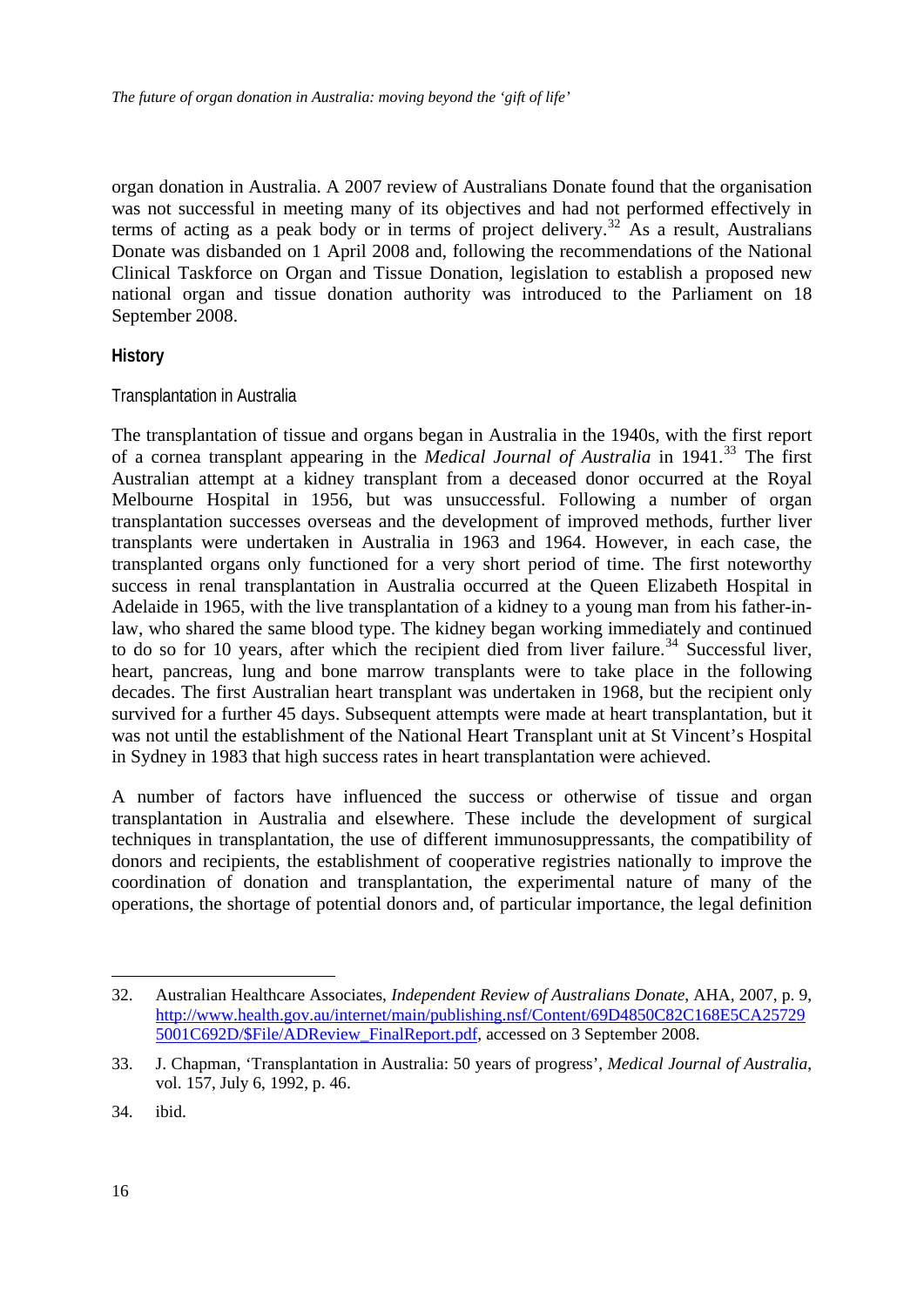organ donation in Australia. A 2007 review of Australians Donate found that the organisation was not successful in meeting many of its objectives and had not performed effectively in terms of acting as a peak body or in terms of project delivery.[32] As a result, Australians Donate was disbanded on 1 April 2008 and, following the recommendations of the National Clinical Taskforce on Organ and Tissue Donation, legislation to establish a proposed new national organ and tissue donation authority was introduced to the Parliament on 18 September 2008.

### History

#### Transplantation in Australia

The transplantation of tissue and organs began in Australia in the 1940s, with the first report of a cornea transplant appearing in the *Medical Journal of Australia* in 1941.[33] The first Australian attempt at a kidney transplant from a deceased donor occurred at the Royal Melbourne Hospital in 1956, but was unsuccessful. Following a number of organ transplantation successes overseas and the development of improved methods, further liver transplants were undertaken in Australia in 1963 and 1964. However, in each case, the transplanted organs only functioned for a very short period of time. The first noteworthy success in renal transplantation in Australia occurred at the Queen Elizabeth Hospital in Adelaide in 1965, with the live transplantation of a kidney to a young man from his father-in-law, who shared the same blood type. The kidney began working immediately and continued to do so for 10 years, after which the recipient died from liver failure.[34] Successful liver, heart, pancreas, lung and bone marrow transplants were to take place in the following decades. The first Australian heart transplant was undertaken in 1968, but the recipient only survived for a further 45 days. Subsequent attempts were made at heart transplantation, but it was not until the establishment of the National Heart Transplant unit at St Vincent's Hospital in Sydney in 1983 that high success rates in heart transplantation were achieved.

A number of factors have influenced the success or otherwise of tissue and organ transplantation in Australia and elsewhere. These include the development of surgical techniques in transplantation, the use of different immunosuppressants, the compatibility of donors and recipients, the establishment of cooperative registries nationally to improve the coordination of donation and transplantation, the experimental nature of many of the operations, the shortage of potential donors and, of particular importance, the legal definition

---

32. Australian Healthcare Associates, *Independent Review of Australians Donate*, AHA, 2007, p. 9, http://www.health.gov.au/internet/main/publishing.nsf/Content/69D4850C82C168E5CA257295001C692D/$File/ADReview_FinalReport.pdf, accessed on 3 September 2008.

33. J. Chapman, 'Transplantation in Australia: 50 years of progress', *Medical Journal of Australia*, vol. 157, July 6, 1992, p. 46.

34. ibid.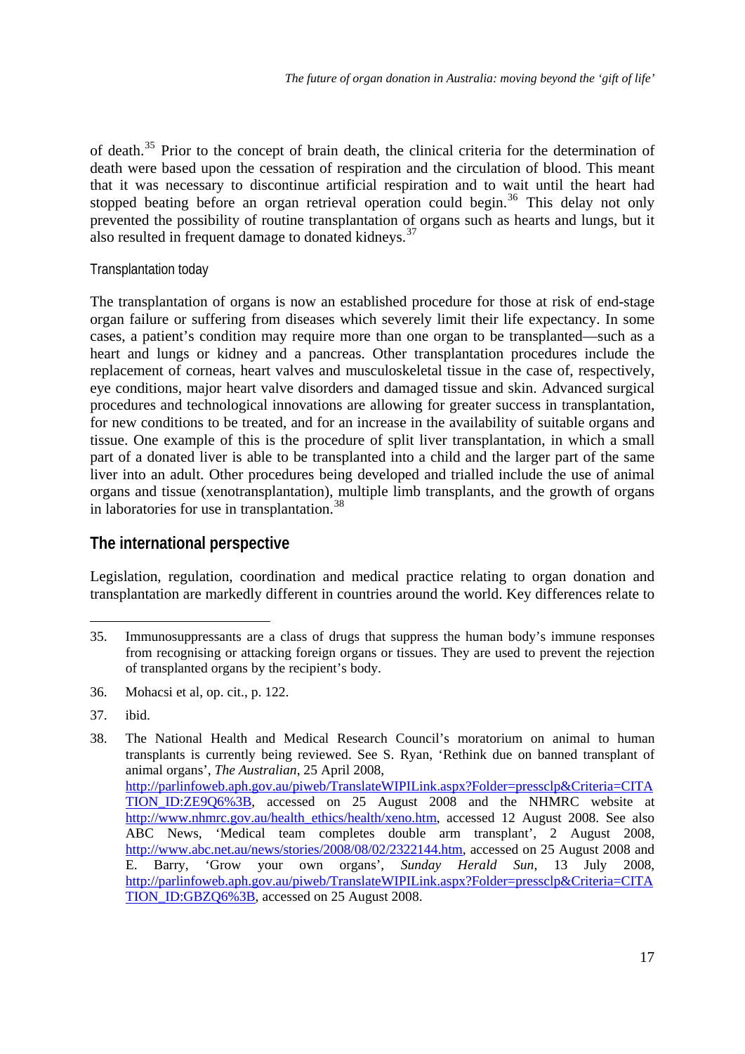of death.[35] Prior to the concept of brain death, the clinical criteria for the determination of death were based upon the cessation of respiration and the circulation of blood. This meant that it was necessary to discontinue artificial respiration and to wait until the heart had stopped beating before an organ retrieval operation could begin.[36] This delay not only prevented the possibility of routine transplantation of organs such as hearts and lungs, but it also resulted in frequent damage to donated kidneys.[37]

### Transplantation today

The transplantation of organs is now an established procedure for those at risk of end-stage organ failure or suffering from diseases which severely limit their life expectancy. In some cases, a patient's condition may require more than one organ to be transplanted—such as a heart and lungs or kidney and a pancreas. Other transplantation procedures include the replacement of corneas, heart valves and musculoskeletal tissue in the case of, respectively, eye conditions, major heart valve disorders and damaged tissue and skin. Advanced surgical procedures and technological innovations are allowing for greater success in transplantation, for new conditions to be treated, and for an increase in the availability of suitable organs and tissue. One example of this is the procedure of split liver transplantation, in which a small part of a donated liver is able to be transplanted into a child and the larger part of the same liver into an adult. Other procedures being developed and trialled include the use of animal organs and tissue (xenotransplantation), multiple limb transplants, and the growth of organs in laboratories for use in transplantation.[38]

## The international perspective

Legislation, regulation, coordination and medical practice relating to organ donation and transplantation are markedly different in countries around the world. Key differences relate to

---

35. Immunosuppressants are a class of drugs that suppress the human body's immune responses from recognising or attacking foreign organs or tissues. They are used to prevent the rejection of transplanted organs by the recipient's body.

36. Mohacsi et al, op. cit., p. 122.

37. ibid.

38. The National Health and Medical Research Council's moratorium on animal to human transplants is currently being reviewed. See S. Ryan, 'Rethink due on banned transplant of animal organs', *The Australian*, 25 April 2008, http://parlinfoweb.aph.gov.au/piweb/TranslateWIPILink.aspx?Folder=pressclp&Criteria=CITATION_ID:ZE9Q6%3B, accessed on 25 August 2008 and the NHMRC website at http://www.nhmrc.gov.au/health_ethics/health/xeno.htm, accessed 12 August 2008. See also ABC News, 'Medical team completes double arm transplant', 2 August 2008, http://www.abc.net.au/news/stories/2008/08/02/2322144.htm, accessed on 25 August 2008 and E. Barry, 'Grow your own organs', *Sunday Herald Sun*, 13 July 2008, http://parlinfoweb.aph.gov.au/piweb/TranslateWIPILink.aspx?Folder=pressclp&Criteria=CITATION_ID:GBZQ6%3B, accessed on 25 August 2008.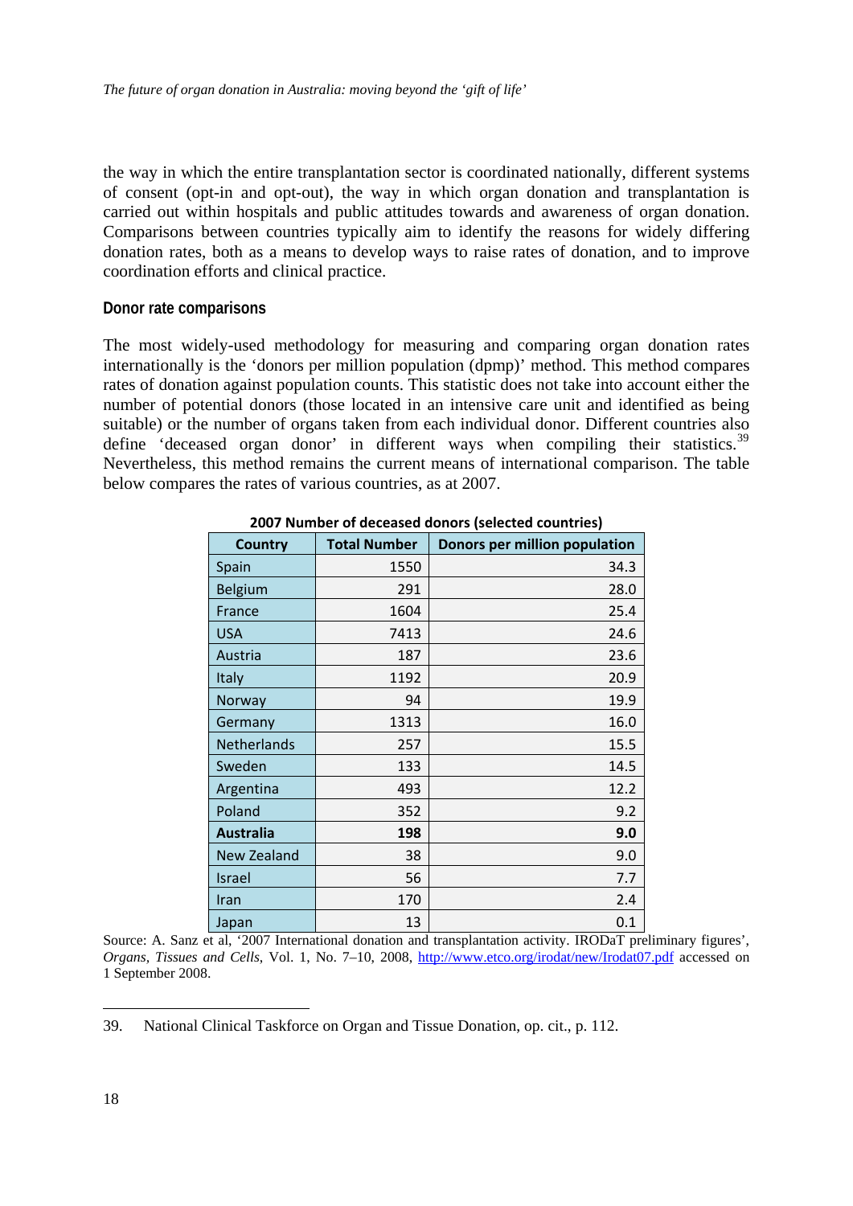the way in which the entire transplantation sector is coordinated nationally, different systems of consent (opt-in and opt-out), the way in which organ donation and transplantation is carried out within hospitals and public attitudes towards and awareness of organ donation. Comparisons between countries typically aim to identify the reasons for widely differing donation rates, both as a means to develop ways to raise rates of donation, and to improve coordination efforts and clinical practice.

### Donor rate comparisons

The most widely-used methodology for measuring and comparing organ donation rates internationally is the 'donors per million population (dpmp)' method. This method compares rates of donation against population counts. This statistic does not take into account either the number of potential donors (those located in an intensive care unit and identified as being suitable) or the number of organs taken from each individual donor. Different countries also define 'deceased organ donor' in different ways when compiling their statistics.[39] Nevertheless, this method remains the current means of international comparison. The table below compares the rates of various countries, as at 2007.

**2007 Number of deceased donors (selected countries)**

| Country | Total Number | Donors per million population |
|---|---|---|
| Spain | 1550 | 34.3 |
| Belgium | 291 | 28.0 |
| France | 1604 | 25.4 |
| USA | 7413 | 24.6 |
| Austria | 187 | 23.6 |
| Italy | 1192 | 20.9 |
| Norway | 94 | 19.9 |
| Germany | 1313 | 16.0 |
| Netherlands | 257 | 15.5 |
| Sweden | 133 | 14.5 |
| Argentina | 493 | 12.2 |
| Poland | 352 | 9.2 |
| **Australia** | **198** | **9.0** |
| New Zealand | 38 | 9.0 |
| Israel | 56 | 7.7 |
| Iran | 170 | 2.4 |
| Japan | 13 | 0.1 |

Source: A. Sanz et al, '2007 International donation and transplantation activity. IRODaT preliminary figures', *Organs, Tissues and Cells*, Vol. 1, No. 7–10, 2008, [http://www.etco.org/irodat/new/Irodat07.pdf](http://www.etco.org/irodat/new/Irodat07.pdf) accessed on 1 September 2008.

---

39. National Clinical Taskforce on Organ and Tissue Donation, op. cit., p. 112.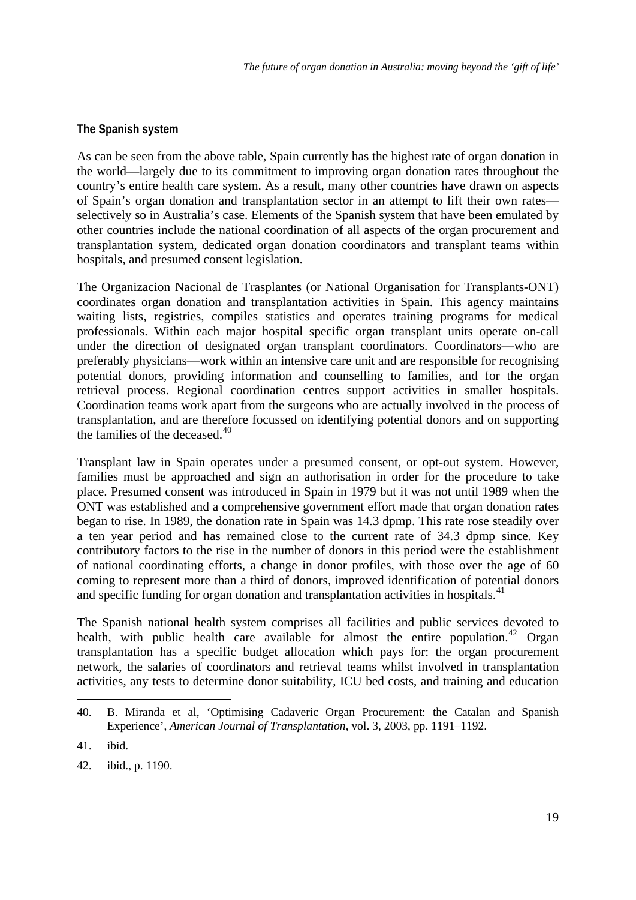### The Spanish system

As can be seen from the above table, Spain currently has the highest rate of organ donation in the world—largely due to its commitment to improving organ donation rates throughout the country's entire health care system. As a result, many other countries have drawn on aspects of Spain's organ donation and transplantation sector in an attempt to lift their own rates—selectively so in Australia's case. Elements of the Spanish system that have been emulated by other countries include the national coordination of all aspects of the organ procurement and transplantation system, dedicated organ donation coordinators and transplant teams within hospitals, and presumed consent legislation.

The Organizacion Nacional de Trasplantes (or National Organisation for Transplants-ONT) coordinates organ donation and transplantation activities in Spain. This agency maintains waiting lists, registries, compiles statistics and operates training programs for medical professionals. Within each major hospital specific organ transplant units operate on-call under the direction of designated organ transplant coordinators. Coordinators—who are preferably physicians—work within an intensive care unit and are responsible for recognising potential donors, providing information and counselling to families, and for the organ retrieval process. Regional coordination centres support activities in smaller hospitals. Coordination teams work apart from the surgeons who are actually involved in the process of transplantation, and are therefore focussed on identifying potential donors and on supporting the families of the deceased.[40]

Transplant law in Spain operates under a presumed consent, or opt-out system. However, families must be approached and sign an authorisation in order for the procedure to take place. Presumed consent was introduced in Spain in 1979 but it was not until 1989 when the ONT was established and a comprehensive government effort made that organ donation rates began to rise. In 1989, the donation rate in Spain was 14.3 dpmp. This rate rose steadily over a ten year period and has remained close to the current rate of 34.3 dpmp since. Key contributory factors to the rise in the number of donors in this period were the establishment of national coordinating efforts, a change in donor profiles, with those over the age of 60 coming to represent more than a third of donors, improved identification of potential donors and specific funding for organ donation and transplantation activities in hospitals.[41]

The Spanish national health system comprises all facilities and public services devoted to health, with public health care available for almost the entire population.[42] Organ transplantation has a specific budget allocation which pays for: the organ procurement network, the salaries of coordinators and retrieval teams whilst involved in transplantation activities, any tests to determine donor suitability, ICU bed costs, and training and education

---

40. B. Miranda et al, 'Optimising Cadaveric Organ Procurement: the Catalan and Spanish Experience', *American Journal of Transplantation*, vol. 3, 2003, pp. 1191–1192.

41. ibid.

42. ibid., p. 1190.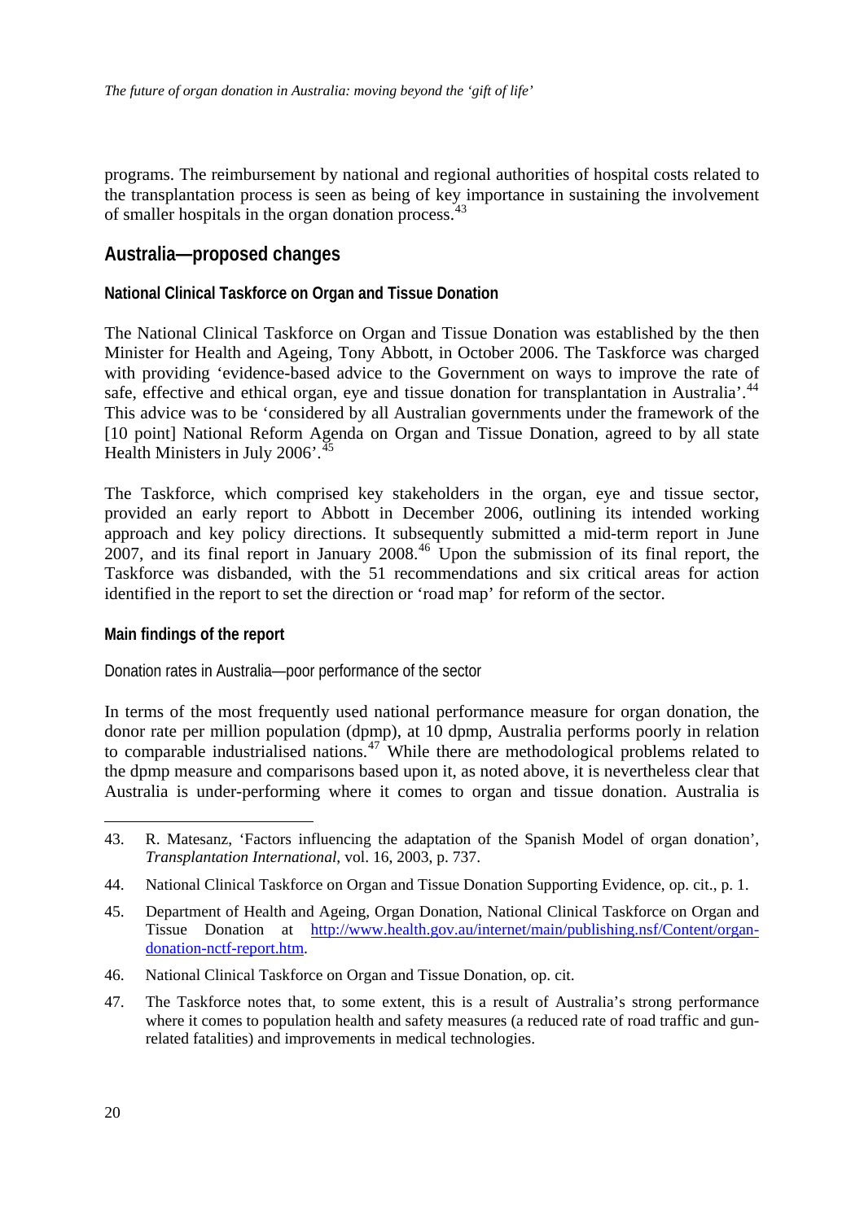programs. The reimbursement by national and regional authorities of hospital costs related to the transplantation process is seen as being of key importance in sustaining the involvement of smaller hospitals in the organ donation process.[43]

## Australia—proposed changes

### National Clinical Taskforce on Organ and Tissue Donation

The National Clinical Taskforce on Organ and Tissue Donation was established by the then Minister for Health and Ageing, Tony Abbott, in October 2006. The Taskforce was charged with providing 'evidence-based advice to the Government on ways to improve the rate of safe, effective and ethical organ, eye and tissue donation for transplantation in Australia'.[44] This advice was to be 'considered by all Australian governments under the framework of the [10 point] National Reform Agenda on Organ and Tissue Donation, agreed to by all state Health Ministers in July 2006'.[45]

The Taskforce, which comprised key stakeholders in the organ, eye and tissue sector, provided an early report to Abbott in December 2006, outlining its intended working approach and key policy directions. It subsequently submitted a mid-term report in June 2007, and its final report in January 2008.[46] Upon the submission of its final report, the Taskforce was disbanded, with the 51 recommendations and six critical areas for action identified in the report to set the direction or 'road map' for reform of the sector.

### Main findings of the report

#### Donation rates in Australia—poor performance of the sector

In terms of the most frequently used national performance measure for organ donation, the donor rate per million population (dpmp), at 10 dpmp, Australia performs poorly in relation to comparable industrialised nations.[47] While there are methodological problems related to the dpmp measure and comparisons based upon it, as noted above, it is nevertheless clear that Australia is under-performing where it comes to organ and tissue donation. Australia is

---

43. R. Matesanz, 'Factors influencing the adaptation of the Spanish Model of organ donation', *Transplantation International*, vol. 16, 2003, p. 737.

44. National Clinical Taskforce on Organ and Tissue Donation Supporting Evidence, op. cit., p. 1.

45. Department of Health and Ageing, Organ Donation, National Clinical Taskforce on Organ and Tissue Donation at [http://www.health.gov.au/internet/main/publishing.nsf/Content/organ-donation-nctf-report.htm](http://www.health.gov.au/internet/main/publishing.nsf/Content/organ-donation-nctf-report.htm).

46. National Clinical Taskforce on Organ and Tissue Donation, op. cit.

47. The Taskforce notes that, to some extent, this is a result of Australia's strong performance where it comes to population health and safety measures (a reduced rate of road traffic and gun-related fatalities) and improvements in medical technologies.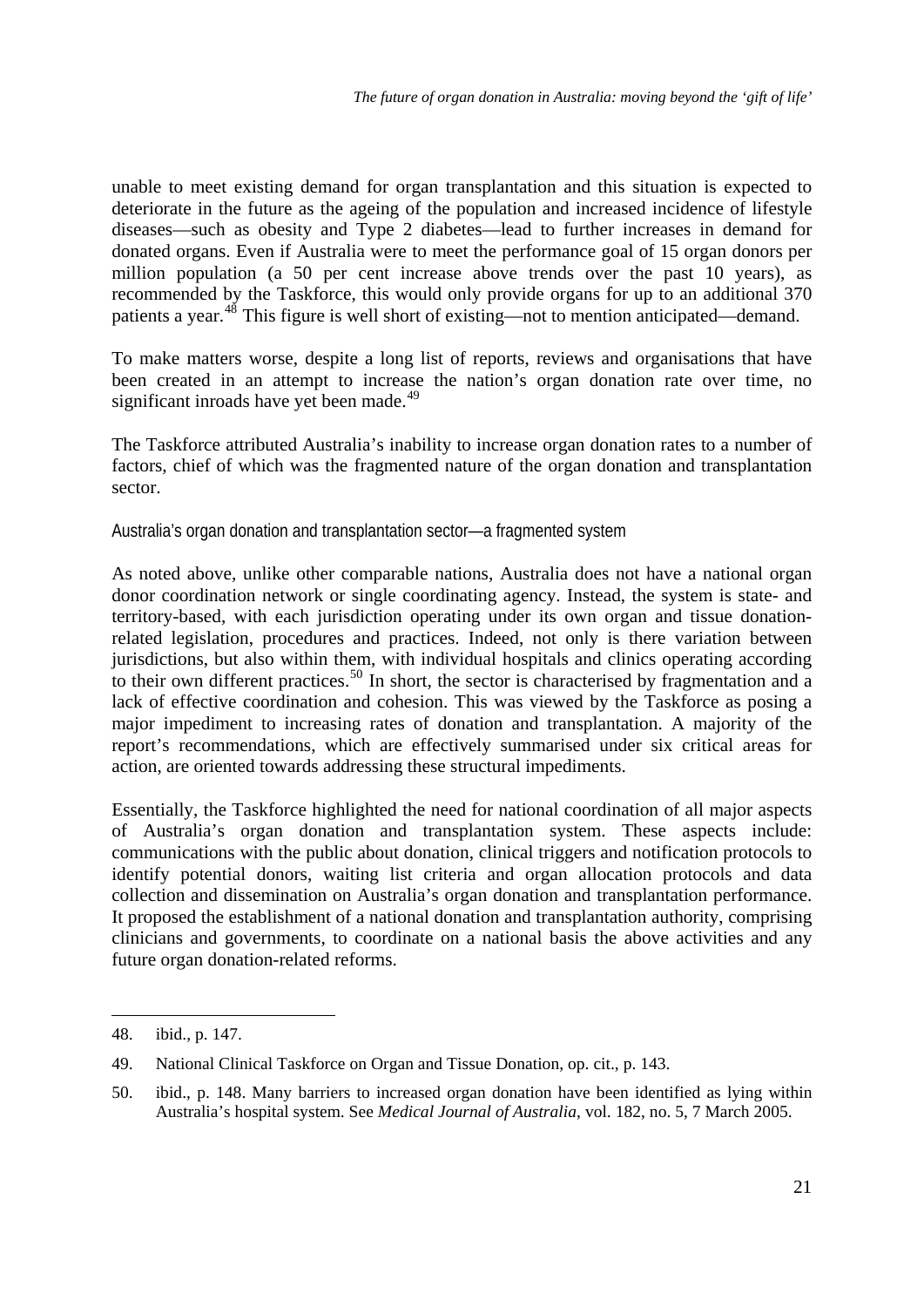unable to meet existing demand for organ transplantation and this situation is expected to deteriorate in the future as the ageing of the population and increased incidence of lifestyle diseases—such as obesity and Type 2 diabetes—lead to further increases in demand for donated organs. Even if Australia were to meet the performance goal of 15 organ donors per million population (a 50 per cent increase above trends over the past 10 years), as recommended by the Taskforce, this would only provide organs for up to an additional 370 patients a year.[48] This figure is well short of existing—not to mention anticipated—demand.

To make matters worse, despite a long list of reports, reviews and organisations that have been created in an attempt to increase the nation's organ donation rate over time, no significant inroads have yet been made.[49]

The Taskforce attributed Australia's inability to increase organ donation rates to a number of factors, chief of which was the fragmented nature of the organ donation and transplantation sector.

### Australia's organ donation and transplantation sector—a fragmented system

As noted above, unlike other comparable nations, Australia does not have a national organ donor coordination network or single coordinating agency. Instead, the system is state- and territory-based, with each jurisdiction operating under its own organ and tissue donation-related legislation, procedures and practices. Indeed, not only is there variation between jurisdictions, but also within them, with individual hospitals and clinics operating according to their own different practices.[50] In short, the sector is characterised by fragmentation and a lack of effective coordination and cohesion. This was viewed by the Taskforce as posing a major impediment to increasing rates of donation and transplantation. A majority of the report's recommendations, which are effectively summarised under six critical areas for action, are oriented towards addressing these structural impediments.

Essentially, the Taskforce highlighted the need for national coordination of all major aspects of Australia's organ donation and transplantation system. These aspects include: communications with the public about donation, clinical triggers and notification protocols to identify potential donors, waiting list criteria and organ allocation protocols and data collection and dissemination on Australia's organ donation and transplantation performance. It proposed the establishment of a national donation and transplantation authority, comprising clinicians and governments, to coordinate on a national basis the above activities and any future organ donation-related reforms.

---

48. ibid., p. 147.

49. National Clinical Taskforce on Organ and Tissue Donation, op. cit., p. 143.

50. ibid., p. 148. Many barriers to increased organ donation have been identified as lying within Australia's hospital system. See *Medical Journal of Australia*, vol. 182, no. 5, 7 March 2005.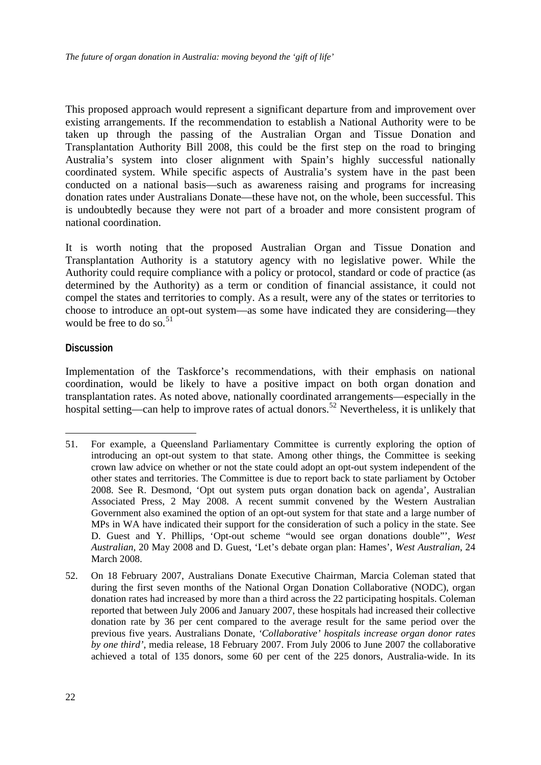This proposed approach would represent a significant departure from and improvement over existing arrangements. If the recommendation to establish a National Authority were to be taken up through the passing of the Australian Organ and Tissue Donation and Transplantation Authority Bill 2008, this could be the first step on the road to bringing Australia's system into closer alignment with Spain's highly successful nationally coordinated system. While specific aspects of Australia's system have in the past been conducted on a national basis—such as awareness raising and programs for increasing donation rates under Australians Donate—these have not, on the whole, been successful. This is undoubtedly because they were not part of a broader and more consistent program of national coordination.

It is worth noting that the proposed Australian Organ and Tissue Donation and Transplantation Authority is a statutory agency with no legislative power. While the Authority could require compliance with a policy or protocol, standard or code of practice (as determined by the Authority) as a term or condition of financial assistance, it could not compel the states and territories to comply. As a result, were any of the states or territories to choose to introduce an opt-out system—as some have indicated they are considering—they would be free to do so.[51]

#### Discussion

Implementation of the Taskforce's recommendations, with their emphasis on national coordination, would be likely to have a positive impact on both organ donation and transplantation rates. As noted above, nationally coordinated arrangements—especially in the hospital setting—can help to improve rates of actual donors.[52] Nevertheless, it is unlikely that

---

51. For example, a Queensland Parliamentary Committee is currently exploring the option of introducing an opt-out system to that state. Among other things, the Committee is seeking crown law advice on whether or not the state could adopt an opt-out system independent of the other states and territories. The Committee is due to report back to state parliament by October 2008. See R. Desmond, 'Opt out system puts organ donation back on agenda', Australian Associated Press, 2 May 2008. A recent summit convened by the Western Australian Government also examined the option of an opt-out system for that state and a large number of MPs in WA have indicated their support for the consideration of such a policy in the state. See D. Guest and Y. Phillips, 'Opt-out scheme "would see organ donations double"', *West Australian*, 20 May 2008 and D. Guest, 'Let's debate organ plan: Hames', *West Australian*, 24 March 2008.

52. On 18 February 2007, Australians Donate Executive Chairman, Marcia Coleman stated that during the first seven months of the National Organ Donation Collaborative (NODC), organ donation rates had increased by more than a third across the 22 participating hospitals. Coleman reported that between July 2006 and January 2007, these hospitals had increased their collective donation rate by 36 per cent compared to the average result for the same period over the previous five years. Australians Donate, *'Collaborative' hospitals increase organ donor rates by one third'*, media release, 18 February 2007. From July 2006 to June 2007 the collaborative achieved a total of 135 donors, some 60 per cent of the 225 donors, Australia-wide. In its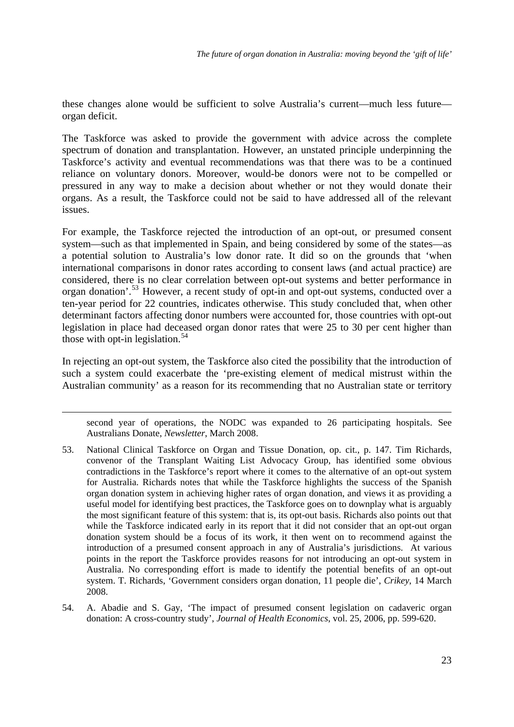these changes alone would be sufficient to solve Australia's current—much less future—organ deficit.

The Taskforce was asked to provide the government with advice across the complete spectrum of donation and transplantation. However, an unstated principle underpinning the Taskforce's activity and eventual recommendations was that there was to be a continued reliance on voluntary donors. Moreover, would-be donors were not to be compelled or pressured in any way to make a decision about whether or not they would donate their organs. As a result, the Taskforce could not be said to have addressed all of the relevant issues.

For example, the Taskforce rejected the introduction of an opt-out, or presumed consent system—such as that implemented in Spain, and being considered by some of the states—as a potential solution to Australia's low donor rate. It did so on the grounds that 'when international comparisons in donor rates according to consent laws (and actual practice) are considered, there is no clear correlation between opt-out systems and better performance in organ donation'.[53] However, a recent study of opt-in and opt-out systems, conducted over a ten-year period for 22 countries, indicates otherwise. This study concluded that, when other determinant factors affecting donor numbers were accounted for, those countries with opt-out legislation in place had deceased organ donor rates that were 25 to 30 per cent higher than those with opt-in legislation.[54]

In rejecting an opt-out system, the Taskforce also cited the possibility that the introduction of such a system could exacerbate the 'pre-existing element of medical mistrust within the Australian community' as a reason for its recommending that no Australian state or territory

---

second year of operations, the NODC was expanded to 26 participating hospitals. See Australians Donate, *Newsletter*, March 2008.

53. National Clinical Taskforce on Organ and Tissue Donation, op. cit., p. 147. Tim Richards, convenor of the Transplant Waiting List Advocacy Group, has identified some obvious contradictions in the Taskforce's report where it comes to the alternative of an opt-out system for Australia. Richards notes that while the Taskforce highlights the success of the Spanish organ donation system in achieving higher rates of organ donation, and views it as providing a useful model for identifying best practices, the Taskforce goes on to downplay what is arguably the most significant feature of this system: that is, its opt-out basis. Richards also points out that while the Taskforce indicated early in its report that it did not consider that an opt-out organ donation system should be a focus of its work, it then went on to recommend against the introduction of a presumed consent approach in any of Australia's jurisdictions. At various points in the report the Taskforce provides reasons for not introducing an opt-out system in Australia. No corresponding effort is made to identify the potential benefits of an opt-out system. T. Richards, 'Government considers organ donation, 11 people die', *Crikey*, 14 March 2008.

54. A. Abadie and S. Gay, 'The impact of presumed consent legislation on cadaveric organ donation: A cross-country study', *Journal of Health Economics*, vol. 25, 2006, pp. 599-620.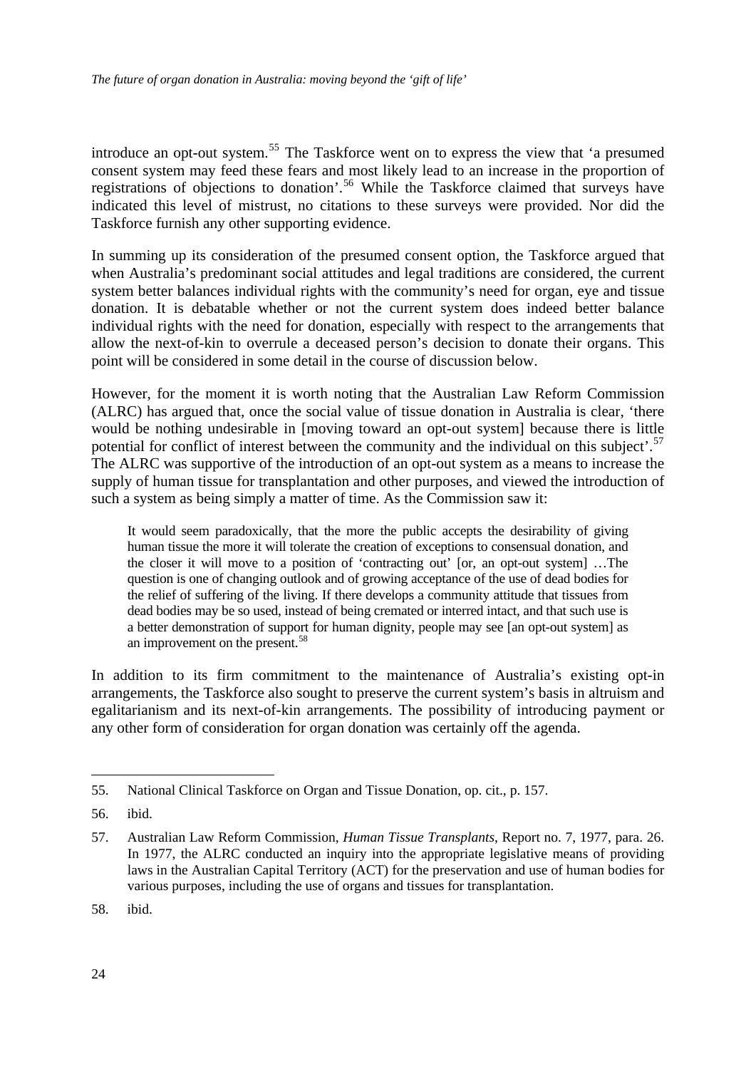introduce an opt-out system.[55] The Taskforce went on to express the view that 'a presumed consent system may feed these fears and most likely lead to an increase in the proportion of registrations of objections to donation'.[56] While the Taskforce claimed that surveys have indicated this level of mistrust, no citations to these surveys were provided. Nor did the Taskforce furnish any other supporting evidence.

In summing up its consideration of the presumed consent option, the Taskforce argued that when Australia's predominant social attitudes and legal traditions are considered, the current system better balances individual rights with the community's need for organ, eye and tissue donation. It is debatable whether or not the current system does indeed better balance individual rights with the need for donation, especially with respect to the arrangements that allow the next-of-kin to overrule a deceased person's decision to donate their organs. This point will be considered in some detail in the course of discussion below.

However, for the moment it is worth noting that the Australian Law Reform Commission (ALRC) has argued that, once the social value of tissue donation in Australia is clear, 'there would be nothing undesirable in [moving toward an opt-out system] because there is little potential for conflict of interest between the community and the individual on this subject'.[57] The ALRC was supportive of the introduction of an opt-out system as a means to increase the supply of human tissue for transplantation and other purposes, and viewed the introduction of such a system as being simply a matter of time. As the Commission saw it:

> It would seem paradoxically, that the more the public accepts the desirability of giving human tissue the more it will tolerate the creation of exceptions to consensual donation, and the closer it will move to a position of 'contracting out' [or, an opt-out system] …The question is one of changing outlook and of growing acceptance of the use of dead bodies for the relief of suffering of the living. If there develops a community attitude that tissues from dead bodies may be so used, instead of being cremated or interred intact, and that such use is a better demonstration of support for human dignity, people may see [an opt-out system] as an improvement on the present.[58]

In addition to its firm commitment to the maintenance of Australia's existing opt-in arrangements, the Taskforce also sought to preserve the current system's basis in altruism and egalitarianism and its next-of-kin arrangements. The possibility of introducing payment or any other form of consideration for organ donation was certainly off the agenda.

---

55. National Clinical Taskforce on Organ and Tissue Donation, op. cit., p. 157.

56. ibid.

57. Australian Law Reform Commission, *Human Tissue Transplants*, Report no. 7, 1977, para. 26. In 1977, the ALRC conducted an inquiry into the appropriate legislative means of providing laws in the Australian Capital Territory (ACT) for the preservation and use of human bodies for various purposes, including the use of organs and tissues for transplantation.

58. ibid.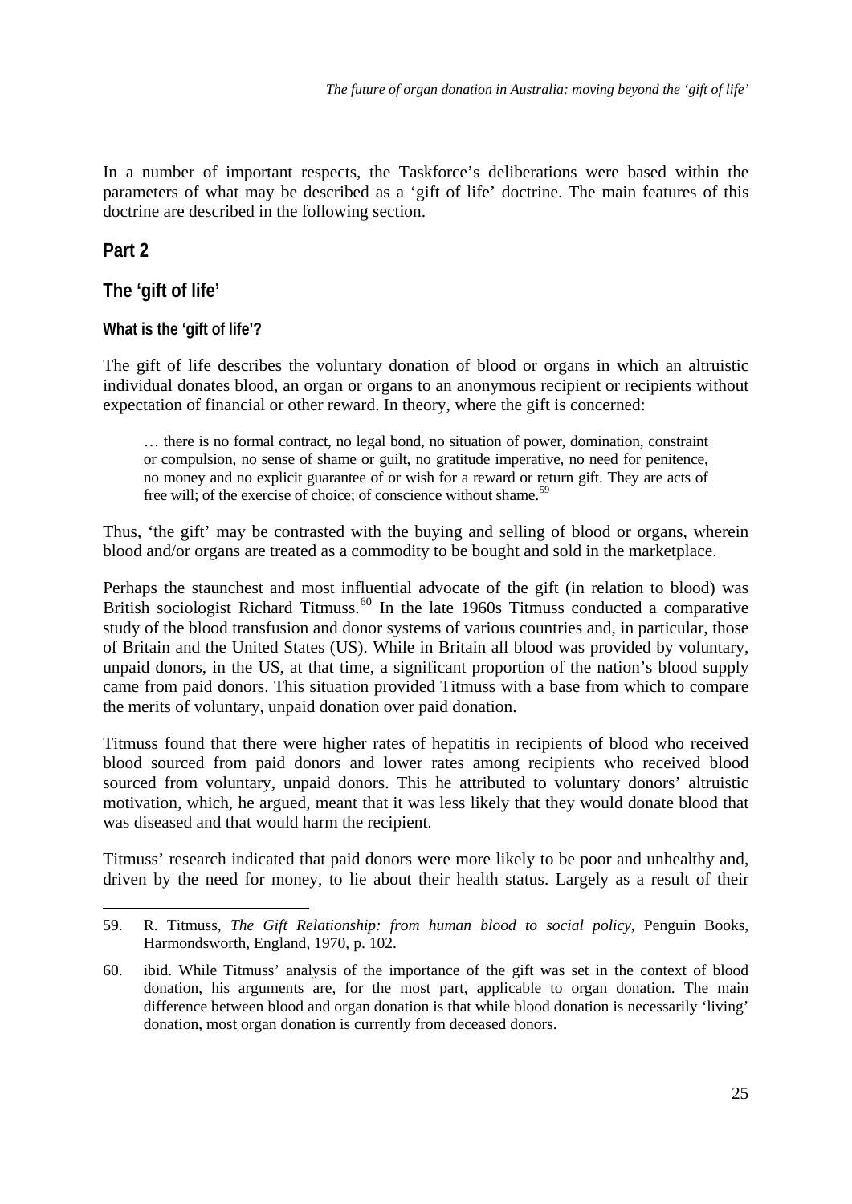In a number of important respects, the Taskforce's deliberations were based within the parameters of what may be described as a 'gift of life' doctrine. The main features of this doctrine are described in the following section.

## Part 2

## The 'gift of life'

### What is the 'gift of life'?

The gift of life describes the voluntary donation of blood or organs in which an altruistic individual donates blood, an organ or organs to an anonymous recipient or recipients without expectation of financial or other reward. In theory, where the gift is concerned:

> … there is no formal contract, no legal bond, no situation of power, domination, constraint or compulsion, no sense of shame or guilt, no gratitude imperative, no need for penitence, no money and no explicit guarantee of or wish for a reward or return gift. They are acts of free will; of the exercise of choice; of conscience without shame.[59]

Thus, 'the gift' may be contrasted with the buying and selling of blood or organs, wherein blood and/or organs are treated as a commodity to be bought and sold in the marketplace.

Perhaps the staunchest and most influential advocate of the gift (in relation to blood) was British sociologist Richard Titmuss.[60] In the late 1960s Titmuss conducted a comparative study of the blood transfusion and donor systems of various countries and, in particular, those of Britain and the United States (US). While in Britain all blood was provided by voluntary, unpaid donors, in the US, at that time, a significant proportion of the nation's blood supply came from paid donors. This situation provided Titmuss with a base from which to compare the merits of voluntary, unpaid donation over paid donation.

Titmuss found that there were higher rates of hepatitis in recipients of blood who received blood sourced from paid donors and lower rates among recipients who received blood sourced from voluntary, unpaid donors. This he attributed to voluntary donors' altruistic motivation, which, he argued, meant that it was less likely that they would donate blood that was diseased and that would harm the recipient.

Titmuss' research indicated that paid donors were more likely to be poor and unhealthy and, driven by the need for money, to lie about their health status. Largely as a result of their

---

59. R. Titmuss, *The Gift Relationship: from human blood to social policy*, Penguin Books, Harmondsworth, England, 1970, p. 102.

60. ibid. While Titmuss' analysis of the importance of the gift was set in the context of blood donation, his arguments are, for the most part, applicable to organ donation. The main difference between blood and organ donation is that while blood donation is necessarily 'living' donation, most organ donation is currently from deceased donors.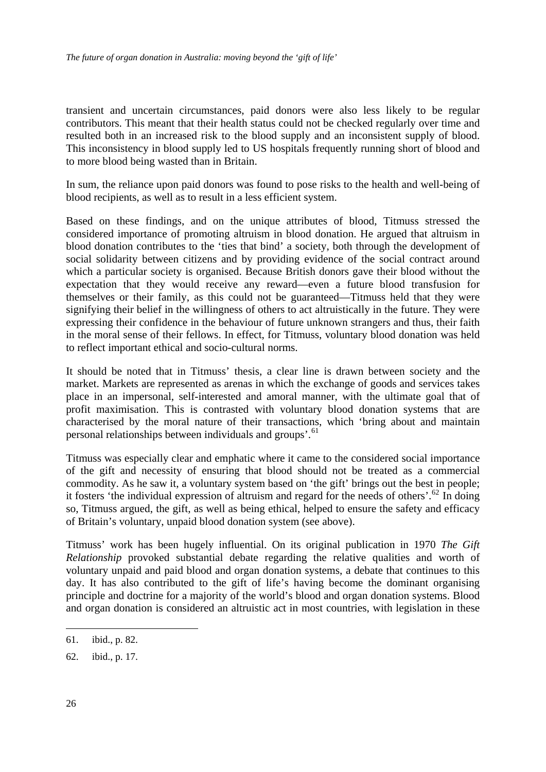transient and uncertain circumstances, paid donors were also less likely to be regular contributors. This meant that their health status could not be checked regularly over time and resulted both in an increased risk to the blood supply and an inconsistent supply of blood. This inconsistency in blood supply led to US hospitals frequently running short of blood and to more blood being wasted than in Britain.

In sum, the reliance upon paid donors was found to pose risks to the health and well-being of blood recipients, as well as to result in a less efficient system.

Based on these findings, and on the unique attributes of blood, Titmuss stressed the considered importance of promoting altruism in blood donation. He argued that altruism in blood donation contributes to the 'ties that bind' a society, both through the development of social solidarity between citizens and by providing evidence of the social contract around which a particular society is organised. Because British donors gave their blood without the expectation that they would receive any reward—even a future blood transfusion for themselves or their family, as this could not be guaranteed—Titmuss held that they were signifying their belief in the willingness of others to act altruistically in the future. They were expressing their confidence in the behaviour of future unknown strangers and thus, their faith in the moral sense of their fellows. In effect, for Titmuss, voluntary blood donation was held to reflect important ethical and socio-cultural norms.

It should be noted that in Titmuss' thesis, a clear line is drawn between society and the market. Markets are represented as arenas in which the exchange of goods and services takes place in an impersonal, self-interested and amoral manner, with the ultimate goal that of profit maximisation. This is contrasted with voluntary blood donation systems that are characterised by the moral nature of their transactions, which 'bring about and maintain personal relationships between individuals and groups'.[61]

Titmuss was especially clear and emphatic where it came to the considered social importance of the gift and necessity of ensuring that blood should not be treated as a commercial commodity. As he saw it, a voluntary system based on 'the gift' brings out the best in people; it fosters 'the individual expression of altruism and regard for the needs of others'.[62] In doing so, Titmuss argued, the gift, as well as being ethical, helped to ensure the safety and efficacy of Britain's voluntary, unpaid blood donation system (see above).

Titmuss' work has been hugely influential. On its original publication in 1970 *The Gift Relationship* provoked substantial debate regarding the relative qualities and worth of voluntary unpaid and paid blood and organ donation systems, a debate that continues to this day. It has also contributed to the gift of life's having become the dominant organising principle and doctrine for a majority of the world's blood and organ donation systems. Blood and organ donation is considered an altruistic act in most countries, with legislation in these

61. ibid., p. 82.

62. ibid., p. 17.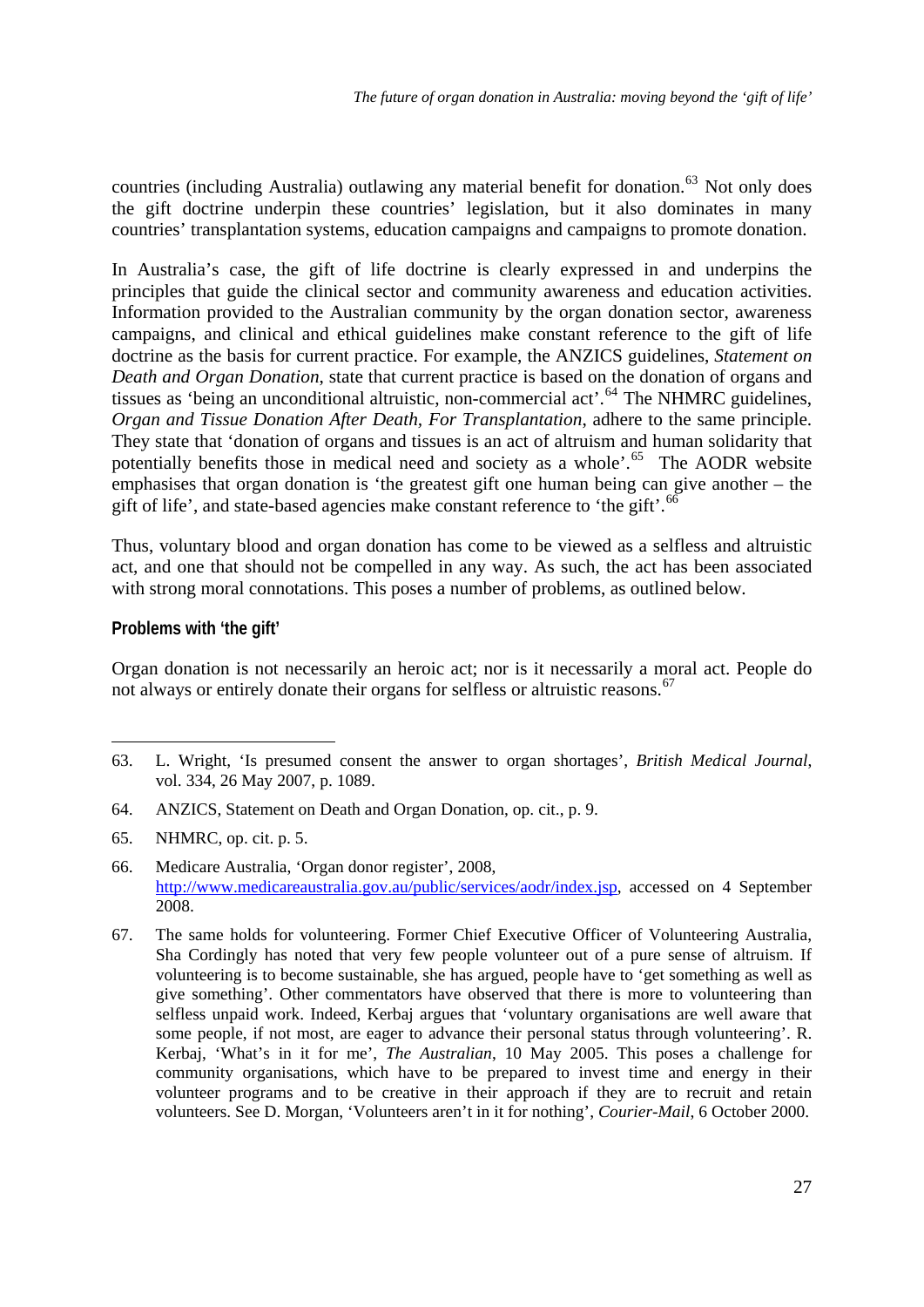countries (including Australia) outlawing any material benefit for donation.[63] Not only does the gift doctrine underpin these countries' legislation, but it also dominates in many countries' transplantation systems, education campaigns and campaigns to promote donation.

In Australia's case, the gift of life doctrine is clearly expressed in and underpins the principles that guide the clinical sector and community awareness and education activities. Information provided to the Australian community by the organ donation sector, awareness campaigns, and clinical and ethical guidelines make constant reference to the gift of life doctrine as the basis for current practice. For example, the ANZICS guidelines, *Statement on Death and Organ Donation*, state that current practice is based on the donation of organs and tissues as 'being an unconditional altruistic, non-commercial act'.[64] The NHMRC guidelines, *Organ and Tissue Donation After Death, For Transplantation*, adhere to the same principle. They state that 'donation of organs and tissues is an act of altruism and human solidarity that potentially benefits those in medical need and society as a whole'.[65] The AODR website emphasises that organ donation is 'the greatest gift one human being can give another – the gift of life', and state-based agencies make constant reference to 'the gift'.[66]

Thus, voluntary blood and organ donation has come to be viewed as a selfless and altruistic act, and one that should not be compelled in any way. As such, the act has been associated with strong moral connotations. This poses a number of problems, as outlined below.

**Problems with 'the gift'**

Organ donation is not necessarily an heroic act; nor is it necessarily a moral act. People do not always or entirely donate their organs for selfless or altruistic reasons.[67]

---

63. L. Wright, 'Is presumed consent the answer to organ shortages', *British Medical Journal*, vol. 334, 26 May 2007, p. 1089.

64. ANZICS, Statement on Death and Organ Donation, op. cit., p. 9.

65. NHMRC, op. cit. p. 5.

66. Medicare Australia, 'Organ donor register', 2008, http://www.medicareaustralia.gov.au/public/services/aodr/index.jsp, accessed on 4 September 2008.

67. The same holds for volunteering. Former Chief Executive Officer of Volunteering Australia, Sha Cordingly has noted that very few people volunteer out of a pure sense of altruism. If volunteering is to become sustainable, she has argued, people have to 'get something as well as give something'. Other commentators have observed that there is more to volunteering than selfless unpaid work. Indeed, Kerbaj argues that 'voluntary organisations are well aware that some people, if not most, are eager to advance their personal status through volunteering'. R. Kerbaj, 'What's in it for me', *The Australian*, 10 May 2005. This poses a challenge for community organisations, which have to be prepared to invest time and energy in their volunteer programs and to be creative in their approach if they are to recruit and retain volunteers. See D. Morgan, 'Volunteers aren't in it for nothing', *Courier-Mail*, 6 October 2000.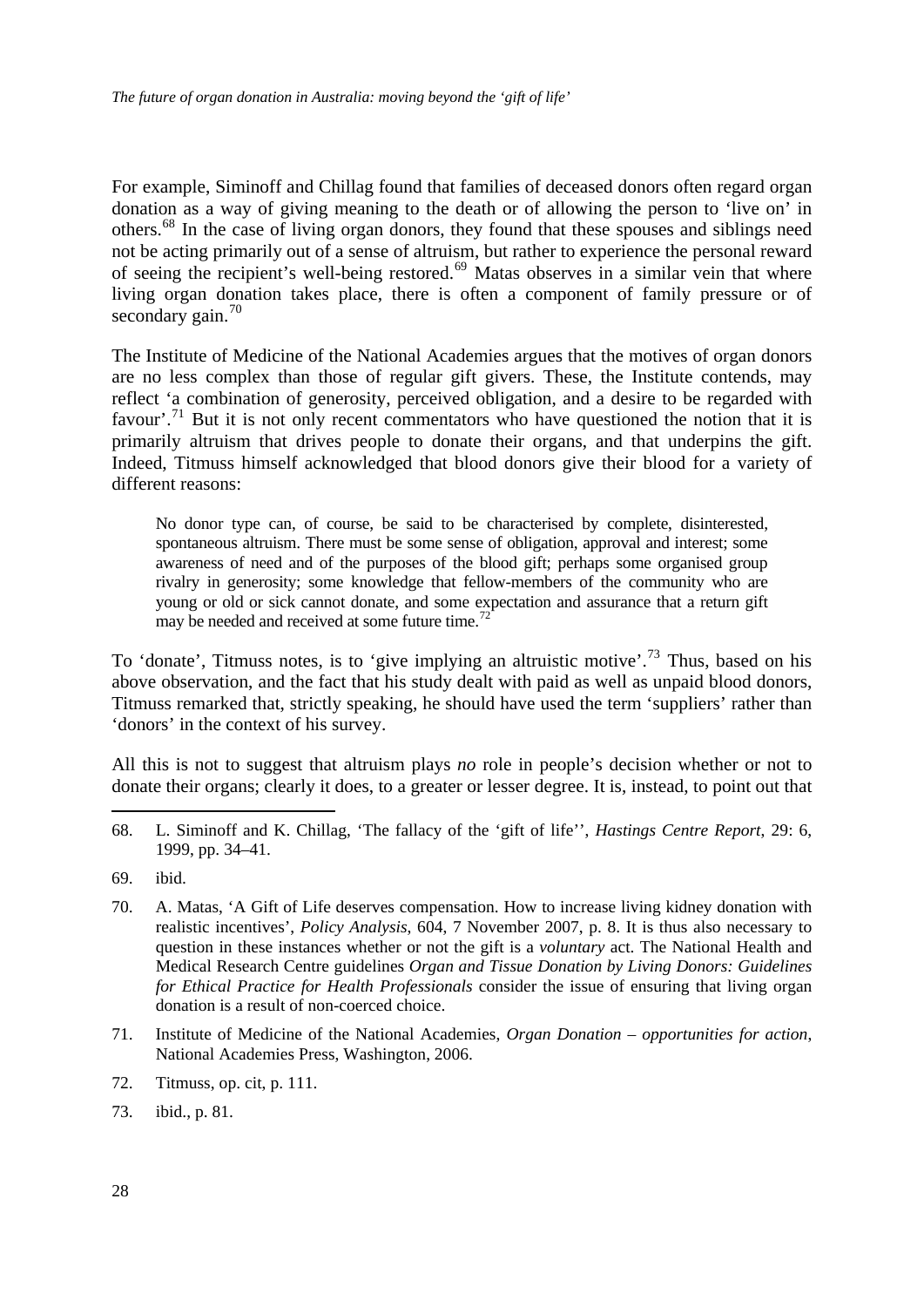For example, Siminoff and Chillag found that families of deceased donors often regard organ donation as a way of giving meaning to the death or of allowing the person to 'live on' in others.[68] In the case of living organ donors, they found that these spouses and siblings need not be acting primarily out of a sense of altruism, but rather to experience the personal reward of seeing the recipient's well-being restored.[69] Matas observes in a similar vein that where living organ donation takes place, there is often a component of family pressure or of secondary gain.[70]

The Institute of Medicine of the National Academies argues that the motives of organ donors are no less complex than those of regular gift givers. These, the Institute contends, may reflect 'a combination of generosity, perceived obligation, and a desire to be regarded with favour'.[71] But it is not only recent commentators who have questioned the notion that it is primarily altruism that drives people to donate their organs, and that underpins the gift. Indeed, Titmuss himself acknowledged that blood donors give their blood for a variety of different reasons:

> No donor type can, of course, be said to be characterised by complete, disinterested, spontaneous altruism. There must be some sense of obligation, approval and interest; some awareness of need and of the purposes of the blood gift; perhaps some organised group rivalry in generosity; some knowledge that fellow-members of the community who are young or old or sick cannot donate, and some expectation and assurance that a return gift may be needed and received at some future time.[72]

To 'donate', Titmuss notes, is to 'give implying an altruistic motive'.[73] Thus, based on his above observation, and the fact that his study dealt with paid as well as unpaid blood donors, Titmuss remarked that, strictly speaking, he should have used the term 'suppliers' rather than 'donors' in the context of his survey.

All this is not to suggest that altruism plays *no* role in people's decision whether or not to donate their organs; clearly it does, to a greater or lesser degree. It is, instead, to point out that

---

68. L. Siminoff and K. Chillag, 'The fallacy of the 'gift of life'', *Hastings Centre Report*, 29: 6, 1999, pp. 34–41.

69. ibid.

70. A. Matas, 'A Gift of Life deserves compensation. How to increase living kidney donation with realistic incentives', *Policy Analysis*, 604, 7 November 2007, p. 8. It is thus also necessary to question in these instances whether or not the gift is a *voluntary* act. The National Health and Medical Research Centre guidelines *Organ and Tissue Donation by Living Donors: Guidelines for Ethical Practice for Health Professionals* consider the issue of ensuring that living organ donation is a result of non-coerced choice.

71. Institute of Medicine of the National Academies, *Organ Donation – opportunities for action*, National Academies Press, Washington, 2006.

72. Titmuss, op. cit, p. 111.

73. ibid., p. 81.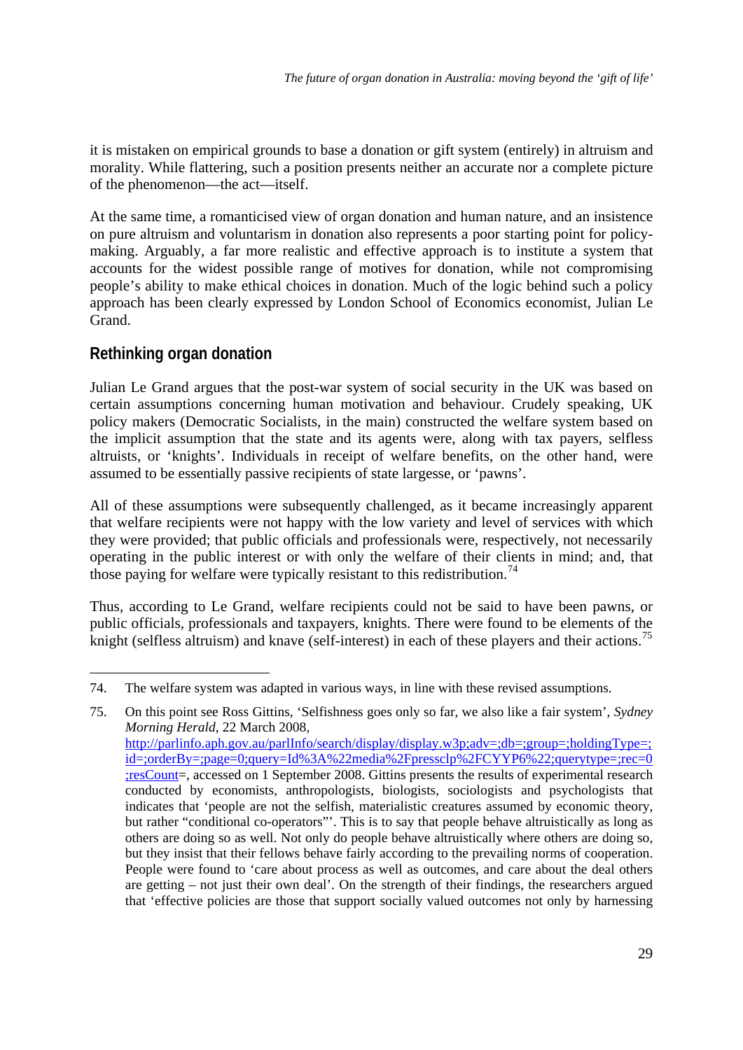it is mistaken on empirical grounds to base a donation or gift system (entirely) in altruism and morality. While flattering, such a position presents neither an accurate nor a complete picture of the phenomenon—the act—itself.

At the same time, a romanticised view of organ donation and human nature, and an insistence on pure altruism and voluntarism in donation also represents a poor starting point for policy-making. Arguably, a far more realistic and effective approach is to institute a system that accounts for the widest possible range of motives for donation, while not compromising people's ability to make ethical choices in donation. Much of the logic behind such a policy approach has been clearly expressed by London School of Economics economist, Julian Le Grand.

## Rethinking organ donation

Julian Le Grand argues that the post-war system of social security in the UK was based on certain assumptions concerning human motivation and behaviour. Crudely speaking, UK policy makers (Democratic Socialists, in the main) constructed the welfare system based on the implicit assumption that the state and its agents were, along with tax payers, selfless altruists, or 'knights'. Individuals in receipt of welfare benefits, on the other hand, were assumed to be essentially passive recipients of state largesse, or 'pawns'.

All of these assumptions were subsequently challenged, as it became increasingly apparent that welfare recipients were not happy with the low variety and level of services with which they were provided; that public officials and professionals were, respectively, not necessarily operating in the public interest or with only the welfare of their clients in mind; and, that those paying for welfare were typically resistant to this redistribution.[74]

Thus, according to Le Grand, welfare recipients could not be said to have been pawns, or public officials, professionals and taxpayers, knights. There were found to be elements of the knight (selfless altruism) and knave (self-interest) in each of these players and their actions.[75]

---

74. The welfare system was adapted in various ways, in line with these revised assumptions.

75. On this point see Ross Gittins, 'Selfishness goes only so far, we also like a fair system', *Sydney Morning Herald*, 22 March 2008, http://parlinfo.aph.gov.au/parlInfo/search/display/display.w3p;adv=;db=;group=;holdingType=;id=;orderBy=;page=0;query=Id%3A%22media%2Fpressclp%2FCYYP6%22;querytype=;rec=0;resCount=, accessed on 1 September 2008. Gittins presents the results of experimental research conducted by economists, anthropologists, biologists, sociologists and psychologists that indicates that 'people are not the selfish, materialistic creatures assumed by economic theory, but rather "conditional co-operators"'. This is to say that people behave altruistically as long as others are doing so as well. Not only do people behave altruistically where others are doing so, but they insist that their fellows behave fairly according to the prevailing norms of cooperation. People were found to 'care about process as well as outcomes, and care about the deal others are getting – not just their own deal'. On the strength of their findings, the researchers argued that 'effective policies are those that support socially valued outcomes not only by harnessing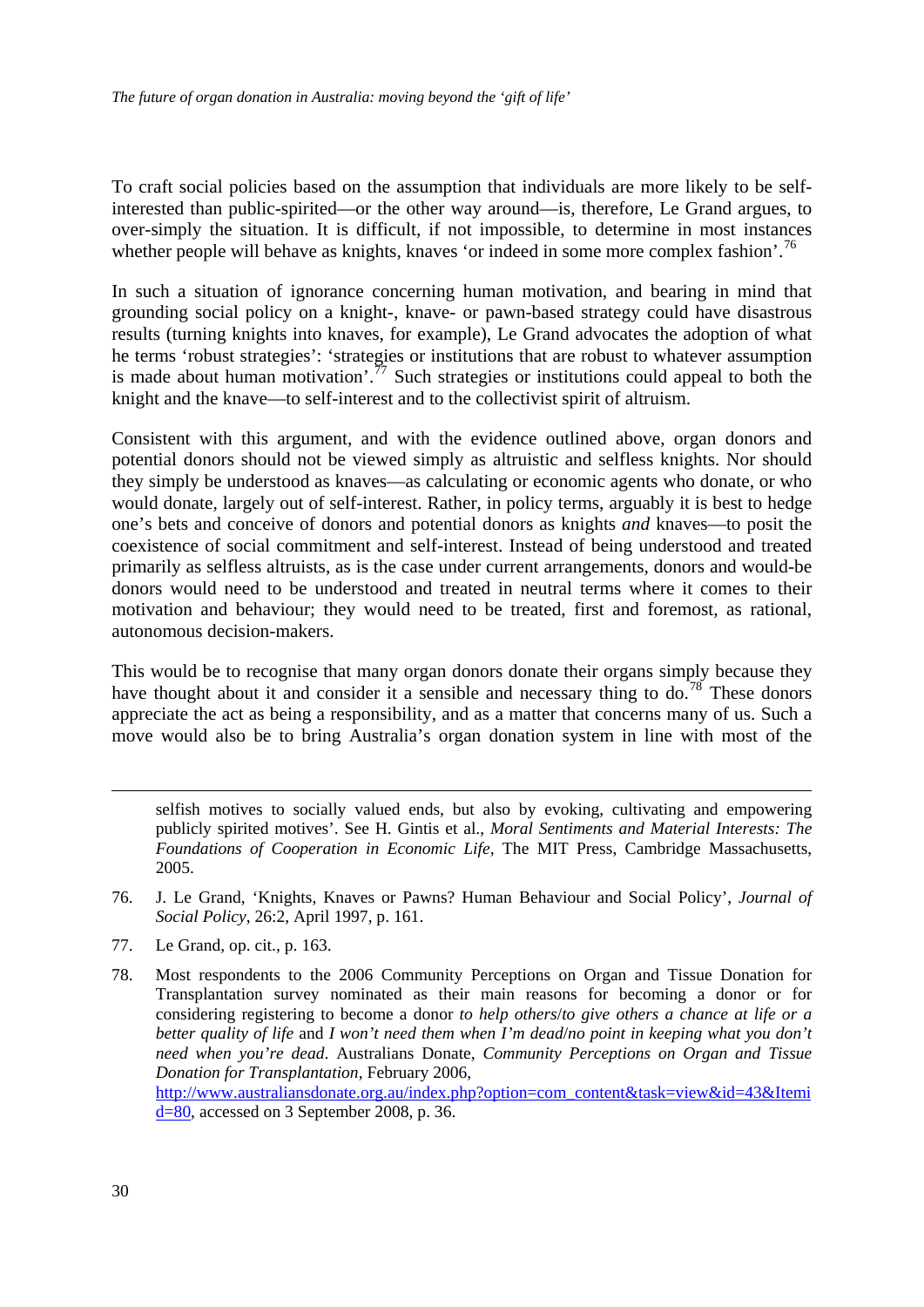To craft social policies based on the assumption that individuals are more likely to be self-interested than public-spirited—or the other way around—is, therefore, Le Grand argues, to over-simply the situation. It is difficult, if not impossible, to determine in most instances whether people will behave as knights, knaves 'or indeed in some more complex fashion'.[76]

In such a situation of ignorance concerning human motivation, and bearing in mind that grounding social policy on a knight-, knave- or pawn-based strategy could have disastrous results (turning knights into knaves, for example), Le Grand advocates the adoption of what he terms 'robust strategies': 'strategies or institutions that are robust to whatever assumption is made about human motivation'.[77] Such strategies or institutions could appeal to both the knight and the knave—to self-interest and to the collectivist spirit of altruism.

Consistent with this argument, and with the evidence outlined above, organ donors and potential donors should not be viewed simply as altruistic and selfless knights. Nor should they simply be understood as knaves—as calculating or economic agents who donate, or who would donate, largely out of self-interest. Rather, in policy terms, arguably it is best to hedge one's bets and conceive of donors and potential donors as knights *and* knaves—to posit the coexistence of social commitment and self-interest. Instead of being understood and treated primarily as selfless altruists, as is the case under current arrangements, donors and would-be donors would need to be understood and treated in neutral terms where it comes to their motivation and behaviour; they would need to be treated, first and foremost, as rational, autonomous decision-makers.

This would be to recognise that many organ donors donate their organs simply because they have thought about it and consider it a sensible and necessary thing to do.[78] These donors appreciate the act as being a responsibility, and as a matter that concerns many of us. Such a move would also be to bring Australia's organ donation system in line with most of the

---

selfish motives to socially valued ends, but also by evoking, cultivating and empowering publicly spirited motives'. See H. Gintis et al., *Moral Sentiments and Material Interests: The Foundations of Cooperation in Economic Life*, The MIT Press, Cambridge Massachusetts, 2005.

76. J. Le Grand, 'Knights, Knaves or Pawns? Human Behaviour and Social Policy', *Journal of Social Policy*, 26:2, April 1997, p. 161.

77. Le Grand, op. cit., p. 163.

78. Most respondents to the 2006 Community Perceptions on Organ and Tissue Donation for Transplantation survey nominated as their main reasons for becoming a donor or for considering registering to become a donor *to help others*/*to give others a chance at life or a better quality of life* and *I won't need them when I'm dead*/*no point in keeping what you don't need when you're dead*. Australians Donate, *Community Perceptions on Organ and Tissue Donation for Transplantation*, February 2006, http://www.australiansdonate.org.au/index.php?option=com_content&task=view&id=43&Itemid=80, accessed on 3 September 2008, p. 36.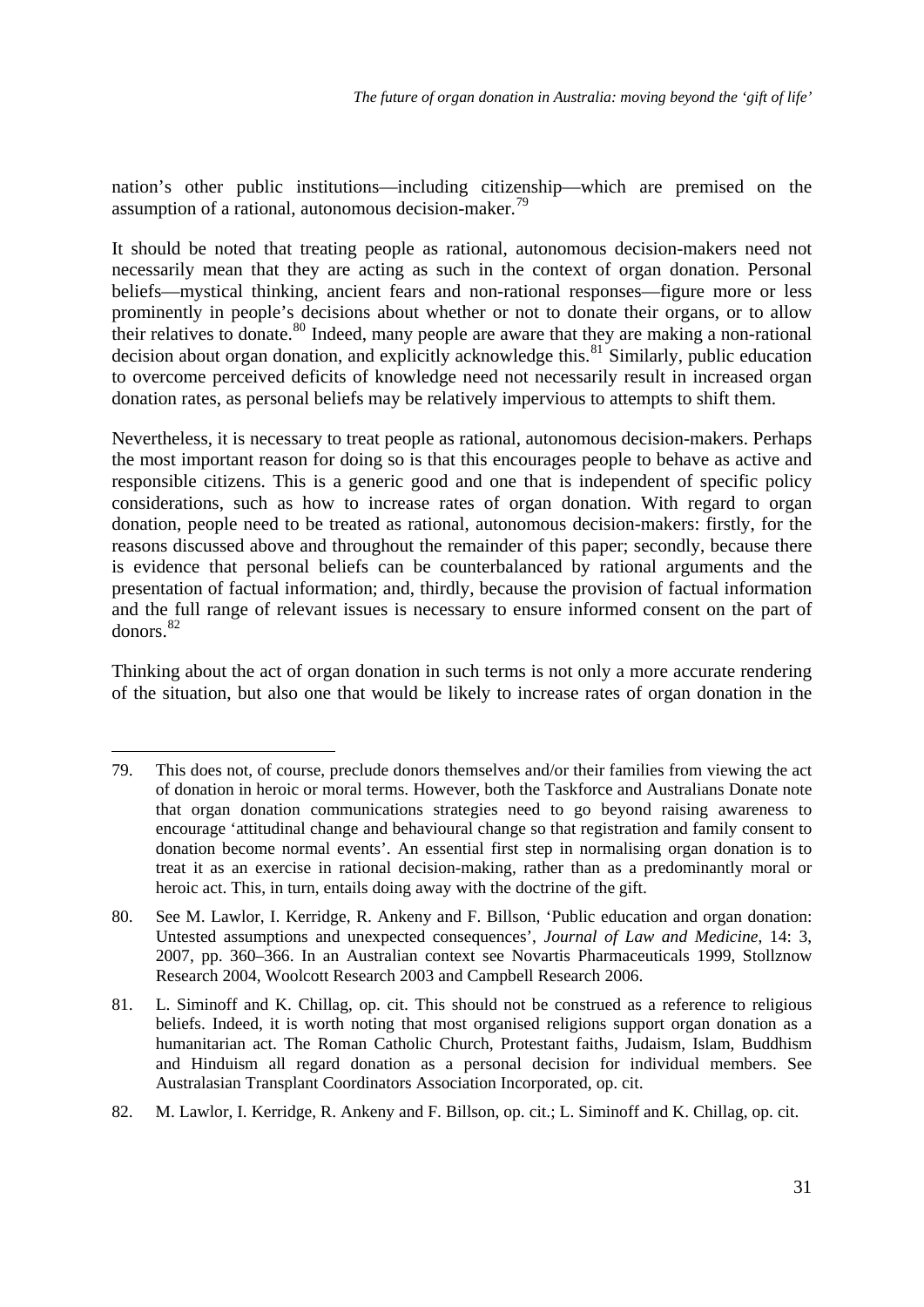nation's other public institutions—including citizenship—which are premised on the assumption of a rational, autonomous decision-maker.[79]

It should be noted that treating people as rational, autonomous decision-makers need not necessarily mean that they are acting as such in the context of organ donation. Personal beliefs—mystical thinking, ancient fears and non-rational responses—figure more or less prominently in people's decisions about whether or not to donate their organs, or to allow their relatives to donate.[80] Indeed, many people are aware that they are making a non-rational decision about organ donation, and explicitly acknowledge this.[81] Similarly, public education to overcome perceived deficits of knowledge need not necessarily result in increased organ donation rates, as personal beliefs may be relatively impervious to attempts to shift them.

Nevertheless, it is necessary to treat people as rational, autonomous decision-makers. Perhaps the most important reason for doing so is that this encourages people to behave as active and responsible citizens. This is a generic good and one that is independent of specific policy considerations, such as how to increase rates of organ donation. With regard to organ donation, people need to be treated as rational, autonomous decision-makers: firstly, for the reasons discussed above and throughout the remainder of this paper; secondly, because there is evidence that personal beliefs can be counterbalanced by rational arguments and the presentation of factual information; and, thirdly, because the provision of factual information and the full range of relevant issues is necessary to ensure informed consent on the part of donors.[82]

Thinking about the act of organ donation in such terms is not only a more accurate rendering of the situation, but also one that would be likely to increase rates of organ donation in the

---

79. This does not, of course, preclude donors themselves and/or their families from viewing the act of donation in heroic or moral terms. However, both the Taskforce and Australians Donate note that organ donation communications strategies need to go beyond raising awareness to encourage 'attitudinal change and behavioural change so that registration and family consent to donation become normal events'. An essential first step in normalising organ donation is to treat it as an exercise in rational decision-making, rather than as a predominantly moral or heroic act. This, in turn, entails doing away with the doctrine of the gift.

80. See M. Lawlor, I. Kerridge, R. Ankeny and F. Billson, 'Public education and organ donation: Untested assumptions and unexpected consequences', *Journal of Law and Medicine*, 14: 3, 2007, pp. 360–366. In an Australian context see Novartis Pharmaceuticals 1999, Stollznow Research 2004, Woolcott Research 2003 and Campbell Research 2006.

81. L. Siminoff and K. Chillag, op. cit. This should not be construed as a reference to religious beliefs. Indeed, it is worth noting that most organised religions support organ donation as a humanitarian act. The Roman Catholic Church, Protestant faiths, Judaism, Islam, Buddhism and Hinduism all regard donation as a personal decision for individual members. See Australasian Transplant Coordinators Association Incorporated, op. cit.

82. M. Lawlor, I. Kerridge, R. Ankeny and F. Billson, op. cit.; L. Siminoff and K. Chillag, op. cit.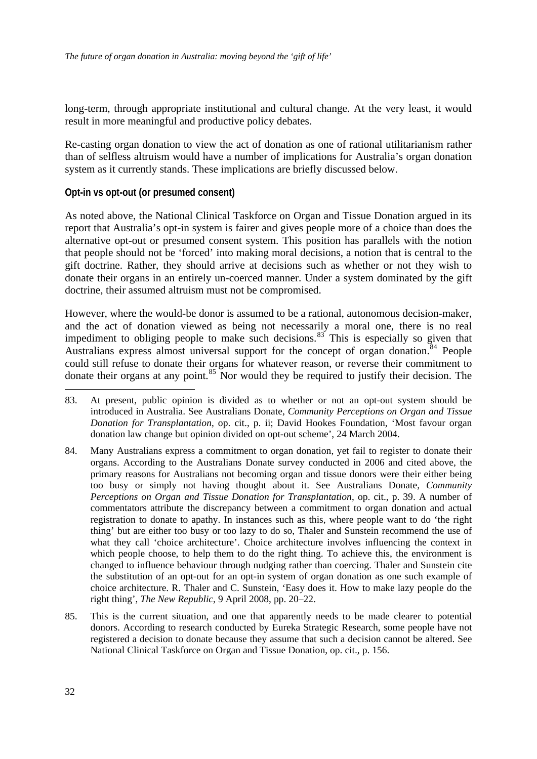long-term, through appropriate institutional and cultural change. At the very least, it would result in more meaningful and productive policy debates.

Re-casting organ donation to view the act of donation as one of rational utilitarianism rather than of selfless altruism would have a number of implications for Australia's organ donation system as it currently stands. These implications are briefly discussed below.

#### Opt-in vs opt-out (or presumed consent)

As noted above, the National Clinical Taskforce on Organ and Tissue Donation argued in its report that Australia's opt-in system is fairer and gives people more of a choice than does the alternative opt-out or presumed consent system. This position has parallels with the notion that people should not be 'forced' into making moral decisions, a notion that is central to the gift doctrine. Rather, they should arrive at decisions such as whether or not they wish to donate their organs in an entirely un-coerced manner. Under a system dominated by the gift doctrine, their assumed altruism must not be compromised.

However, where the would-be donor is assumed to be a rational, autonomous decision-maker, and the act of donation viewed as being not necessarily a moral one, there is no real impediment to obliging people to make such decisions.[83] This is especially so given that Australians express almost universal support for the concept of organ donation.[84] People could still refuse to donate their organs for whatever reason, or reverse their commitment to donate their organs at any point.[85] Nor would they be required to justify their decision. The

---

83. At present, public opinion is divided as to whether or not an opt-out system should be introduced in Australia. See Australians Donate, *Community Perceptions on Organ and Tissue Donation for Transplantation*, op. cit., p. ii; David Hookes Foundation, 'Most favour organ donation law change but opinion divided on opt-out scheme', 24 March 2004.

84. Many Australians express a commitment to organ donation, yet fail to register to donate their organs. According to the Australians Donate survey conducted in 2006 and cited above, the primary reasons for Australians not becoming organ and tissue donors were their either being too busy or simply not having thought about it. See Australians Donate, *Community Perceptions on Organ and Tissue Donation for Transplantation*, op. cit., p. 39. A number of commentators attribute the discrepancy between a commitment to organ donation and actual registration to donate to apathy. In instances such as this, where people want to do 'the right thing' but are either too busy or too lazy to do so, Thaler and Sunstein recommend the use of what they call 'choice architecture'. Choice architecture involves influencing the context in which people choose, to help them to do the right thing. To achieve this, the environment is changed to influence behaviour through nudging rather than coercing. Thaler and Sunstein cite the substitution of an opt-out for an opt-in system of organ donation as one such example of choice architecture. R. Thaler and C. Sunstein, 'Easy does it. How to make lazy people do the right thing', *The New Republic*, 9 April 2008, pp. 20–22.

85. This is the current situation, and one that apparently needs to be made clearer to potential donors. According to research conducted by Eureka Strategic Research, some people have not registered a decision to donate because they assume that such a decision cannot be altered. See National Clinical Taskforce on Organ and Tissue Donation, op. cit., p. 156.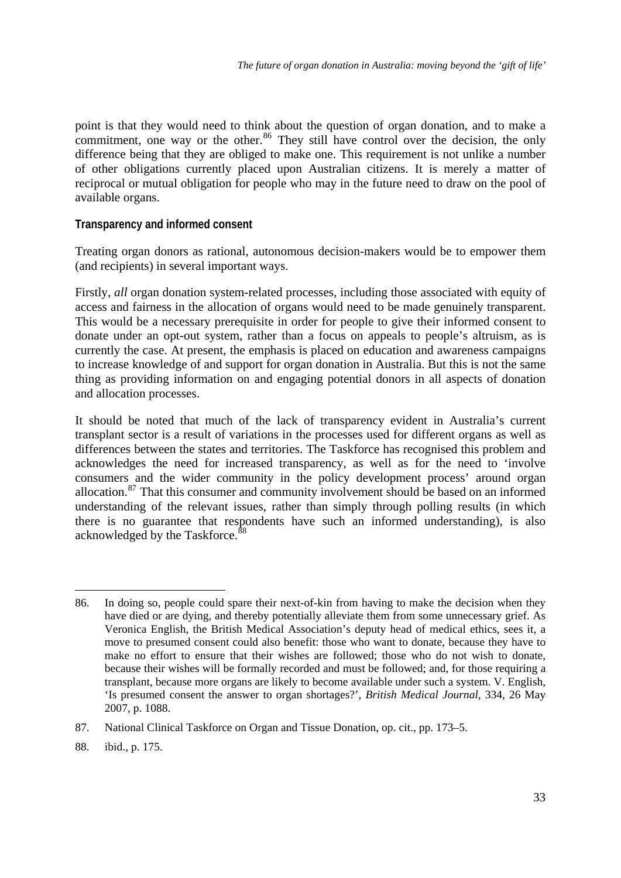point is that they would need to think about the question of organ donation, and to make a commitment, one way or the other.[86] They still have control over the decision, the only difference being that they are obliged to make one. This requirement is not unlike a number of other obligations currently placed upon Australian citizens. It is merely a matter of reciprocal or mutual obligation for people who may in the future need to draw on the pool of available organs.

### Transparency and informed consent

Treating organ donors as rational, autonomous decision-makers would be to empower them (and recipients) in several important ways.

Firstly, *all* organ donation system-related processes, including those associated with equity of access and fairness in the allocation of organs would need to be made genuinely transparent. This would be a necessary prerequisite in order for people to give their informed consent to donate under an opt-out system, rather than a focus on appeals to people's altruism, as is currently the case. At present, the emphasis is placed on education and awareness campaigns to increase knowledge of and support for organ donation in Australia. But this is not the same thing as providing information on and engaging potential donors in all aspects of donation and allocation processes.

It should be noted that much of the lack of transparency evident in Australia's current transplant sector is a result of variations in the processes used for different organs as well as differences between the states and territories. The Taskforce has recognised this problem and acknowledges the need for increased transparency, as well as for the need to 'involve consumers and the wider community in the policy development process' around organ allocation.[87] That this consumer and community involvement should be based on an informed understanding of the relevant issues, rather than simply through polling results (in which there is no guarantee that respondents have such an informed understanding), is also acknowledged by the Taskforce.[88]

---

86. In doing so, people could spare their next-of-kin from having to make the decision when they have died or are dying, and thereby potentially alleviate them from some unnecessary grief. As Veronica English, the British Medical Association's deputy head of medical ethics, sees it, a move to presumed consent could also benefit: those who want to donate, because they have to make no effort to ensure that their wishes are followed; those who do not wish to donate, because their wishes will be formally recorded and must be followed; and, for those requiring a transplant, because more organs are likely to become available under such a system. V. English, 'Is presumed consent the answer to organ shortages?', *British Medical Journal*, 334, 26 May 2007, p. 1088.

87. National Clinical Taskforce on Organ and Tissue Donation, op. cit., pp. 173–5.

88. ibid., p. 175.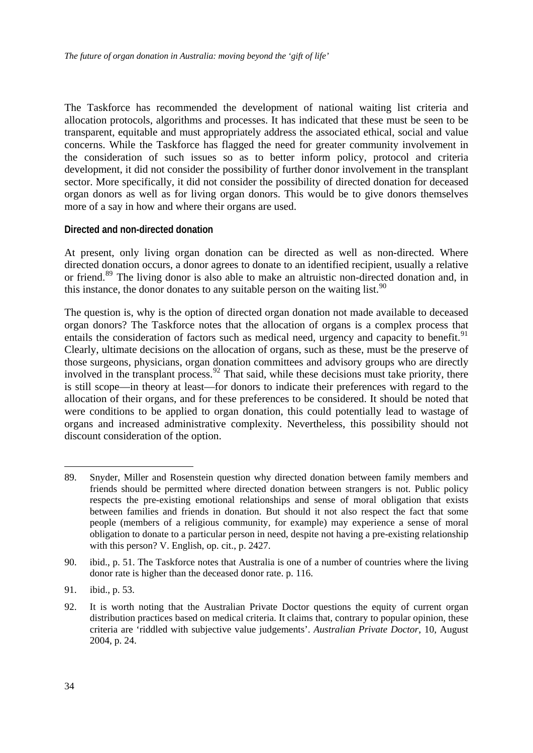The Taskforce has recommended the development of national waiting list criteria and allocation protocols, algorithms and processes. It has indicated that these must be seen to be transparent, equitable and must appropriately address the associated ethical, social and value concerns. While the Taskforce has flagged the need for greater community involvement in the consideration of such issues so as to better inform policy, protocol and criteria development, it did not consider the possibility of further donor involvement in the transplant sector. More specifically, it did not consider the possibility of directed donation for deceased organ donors as well as for living organ donors. This would be to give donors themselves more of a say in how and where their organs are used.

#### Directed and non-directed donation

At present, only living organ donation can be directed as well as non-directed. Where directed donation occurs, a donor agrees to donate to an identified recipient, usually a relative or friend.[89] The living donor is also able to make an altruistic non-directed donation and, in this instance, the donor donates to any suitable person on the waiting list.[90]

The question is, why is the option of directed organ donation not made available to deceased organ donors? The Taskforce notes that the allocation of organs is a complex process that entails the consideration of factors such as medical need, urgency and capacity to benefit.[91] Clearly, ultimate decisions on the allocation of organs, such as these, must be the preserve of those surgeons, physicians, organ donation committees and advisory groups who are directly involved in the transplant process.[92] That said, while these decisions must take priority, there is still scope—in theory at least—for donors to indicate their preferences with regard to the allocation of their organs, and for these preferences to be considered. It should be noted that were conditions to be applied to organ donation, this could potentially lead to wastage of organs and increased administrative complexity. Nevertheless, this possibility should not discount consideration of the option.

---

89. Snyder, Miller and Rosenstein question why directed donation between family members and friends should be permitted where directed donation between strangers is not. Public policy respects the pre-existing emotional relationships and sense of moral obligation that exists between families and friends in donation. But should it not also respect the fact that some people (members of a religious community, for example) may experience a sense of moral obligation to donate to a particular person in need, despite not having a pre-existing relationship with this person? V. English, op. cit., p. 2427.

90. ibid., p. 51. The Taskforce notes that Australia is one of a number of countries where the living donor rate is higher than the deceased donor rate. p. 116.

91. ibid., p. 53.

92. It is worth noting that the Australian Private Doctor questions the equity of current organ distribution practices based on medical criteria. It claims that, contrary to popular opinion, these criteria are 'riddled with subjective value judgements'. *Australian Private Doctor*, 10, August 2004, p. 24.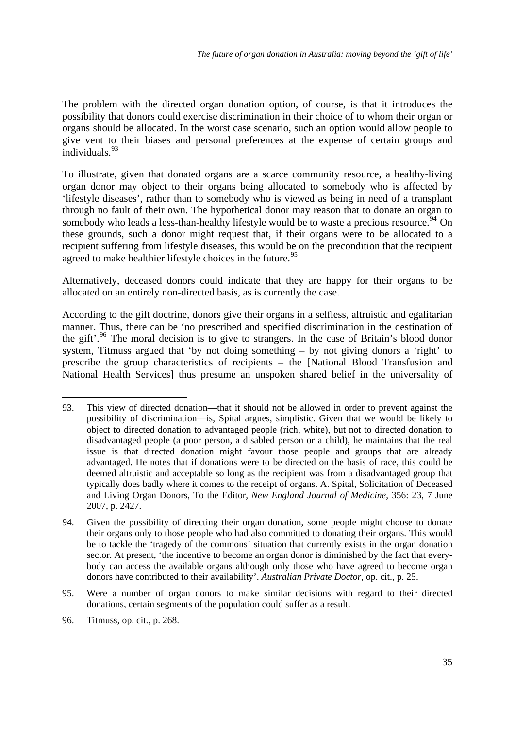The problem with the directed organ donation option, of course, is that it introduces the possibility that donors could exercise discrimination in their choice of to whom their organ or organs should be allocated. In the worst case scenario, such an option would allow people to give vent to their biases and personal preferences at the expense of certain groups and individuals.[93]

To illustrate, given that donated organs are a scarce community resource, a healthy-living organ donor may object to their organs being allocated to somebody who is affected by 'lifestyle diseases', rather than to somebody who is viewed as being in need of a transplant through no fault of their own. The hypothetical donor may reason that to donate an organ to somebody who leads a less-than-healthy lifestyle would be to waste a precious resource.[94] On these grounds, such a donor might request that, if their organs were to be allocated to a recipient suffering from lifestyle diseases, this would be on the precondition that the recipient agreed to make healthier lifestyle choices in the future.[95]

Alternatively, deceased donors could indicate that they are happy for their organs to be allocated on an entirely non-directed basis, as is currently the case.

According to the gift doctrine, donors give their organs in a selfless, altruistic and egalitarian manner. Thus, there can be 'no prescribed and specified discrimination in the destination of the gift'.[96] The moral decision is to give to strangers. In the case of Britain's blood donor system, Titmuss argued that 'by not doing something – by not giving donors a 'right' to prescribe the group characteristics of recipients – the [National Blood Transfusion and National Health Services] thus presume an unspoken shared belief in the universality of

---

93. This view of directed donation—that it should not be allowed in order to prevent against the possibility of discrimination—is, Spital argues, simplistic. Given that we would be likely to object to directed donation to advantaged people (rich, white), but not to directed donation to disadvantaged people (a poor person, a disabled person or a child), he maintains that the real issue is that directed donation might favour those people and groups that are already advantaged. He notes that if donations were to be directed on the basis of race, this could be deemed altruistic and acceptable so long as the recipient was from a disadvantaged group that typically does badly where it comes to the receipt of organs. A. Spital, Solicitation of Deceased and Living Organ Donors, To the Editor, *New England Journal of Medicine*, 356: 23, 7 June 2007, p. 2427.

94. Given the possibility of directing their organ donation, some people might choose to donate their organs only to those people who had also committed to donating their organs. This would be to tackle the 'tragedy of the commons' situation that currently exists in the organ donation sector. At present, 'the incentive to become an organ donor is diminished by the fact that every-body can access the available organs although only those who have agreed to become organ donors have contributed to their availability'. *Australian Private Doctor*, op. cit., p. 25.

95. Were a number of organ donors to make similar decisions with regard to their directed donations, certain segments of the population could suffer as a result.

96. Titmuss, op. cit., p. 268.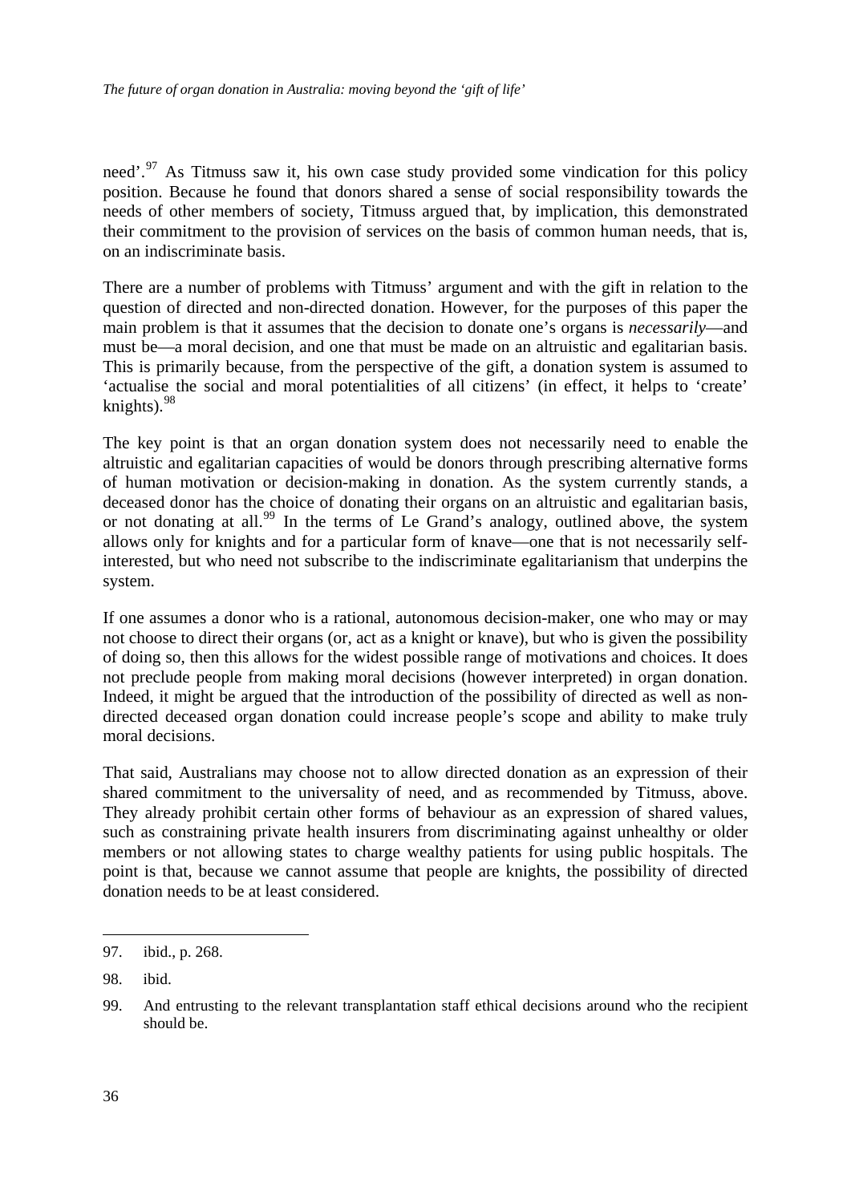need'.[97] As Titmuss saw it, his own case study provided some vindication for this policy position. Because he found that donors shared a sense of social responsibility towards the needs of other members of society, Titmuss argued that, by implication, this demonstrated their commitment to the provision of services on the basis of common human needs, that is, on an indiscriminate basis.

There are a number of problems with Titmuss' argument and with the gift in relation to the question of directed and non-directed donation. However, for the purposes of this paper the main problem is that it assumes that the decision to donate one's organs is *necessarily*—and must be—a moral decision, and one that must be made on an altruistic and egalitarian basis. This is primarily because, from the perspective of the gift, a donation system is assumed to 'actualise the social and moral potentialities of all citizens' (in effect, it helps to 'create' knights).[98]

The key point is that an organ donation system does not necessarily need to enable the altruistic and egalitarian capacities of would be donors through prescribing alternative forms of human motivation or decision-making in donation. As the system currently stands, a deceased donor has the choice of donating their organs on an altruistic and egalitarian basis, or not donating at all.[99] In the terms of Le Grand's analogy, outlined above, the system allows only for knights and for a particular form of knave—one that is not necessarily self-interested, but who need not subscribe to the indiscriminate egalitarianism that underpins the system.

If one assumes a donor who is a rational, autonomous decision-maker, one who may or may not choose to direct their organs (or, act as a knight or knave), but who is given the possibility of doing so, then this allows for the widest possible range of motivations and choices. It does not preclude people from making moral decisions (however interpreted) in organ donation. Indeed, it might be argued that the introduction of the possibility of directed as well as non-directed deceased organ donation could increase people's scope and ability to make truly moral decisions.

That said, Australians may choose not to allow directed donation as an expression of their shared commitment to the universality of need, and as recommended by Titmuss, above. They already prohibit certain other forms of behaviour as an expression of shared values, such as constraining private health insurers from discriminating against unhealthy or older members or not allowing states to charge wealthy patients for using public hospitals. The point is that, because we cannot assume that people are knights, the possibility of directed donation needs to be at least considered.

---

97. ibid., p. 268.

98. ibid.

99. And entrusting to the relevant transplantation staff ethical decisions around who the recipient should be.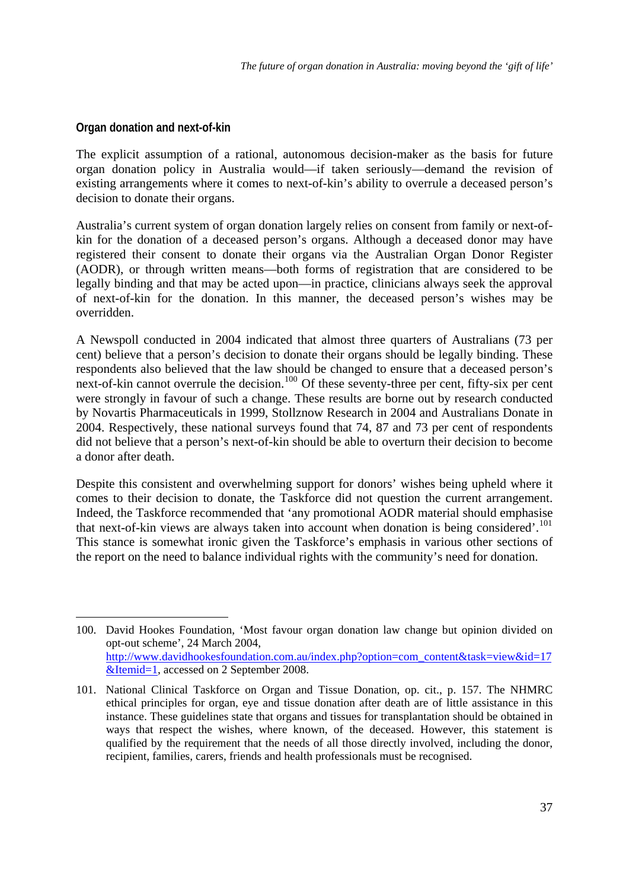### Organ donation and next-of-kin

The explicit assumption of a rational, autonomous decision-maker as the basis for future organ donation policy in Australia would—if taken seriously—demand the revision of existing arrangements where it comes to next-of-kin's ability to overrule a deceased person's decision to donate their organs.

Australia's current system of organ donation largely relies on consent from family or next-of-kin for the donation of a deceased person's organs. Although a deceased donor may have registered their consent to donate their organs via the Australian Organ Donor Register (AODR), or through written means—both forms of registration that are considered to be legally binding and that may be acted upon—in practice, clinicians always seek the approval of next-of-kin for the donation. In this manner, the deceased person's wishes may be overridden.

A Newspoll conducted in 2004 indicated that almost three quarters of Australians (73 per cent) believe that a person's decision to donate their organs should be legally binding. These respondents also believed that the law should be changed to ensure that a deceased person's next-of-kin cannot overrule the decision.[100] Of these seventy-three per cent, fifty-six per cent were strongly in favour of such a change. These results are borne out by research conducted by Novartis Pharmaceuticals in 1999, Stollznow Research in 2004 and Australians Donate in 2004. Respectively, these national surveys found that 74, 87 and 73 per cent of respondents did not believe that a person's next-of-kin should be able to overturn their decision to become a donor after death.

Despite this consistent and overwhelming support for donors' wishes being upheld where it comes to their decision to donate, the Taskforce did not question the current arrangement. Indeed, the Taskforce recommended that 'any promotional AODR material should emphasise that next-of-kin views are always taken into account when donation is being considered'.[101] This stance is somewhat ironic given the Taskforce's emphasis in various other sections of the report on the need to balance individual rights with the community's need for donation.

---

100. David Hookes Foundation, 'Most favour organ donation law change but opinion divided on opt-out scheme', 24 March 2004, http://www.davidhookesfoundation.com.au/index.php?option=com_content&task=view&id=17&Itemid=1, accessed on 2 September 2008.

101. National Clinical Taskforce on Organ and Tissue Donation, op. cit., p. 157. The NHMRC ethical principles for organ, eye and tissue donation after death are of little assistance in this instance. These guidelines state that organs and tissues for transplantation should be obtained in ways that respect the wishes, where known, of the deceased. However, this statement is qualified by the requirement that the needs of all those directly involved, including the donor, recipient, families, carers, friends and health professionals must be recognised.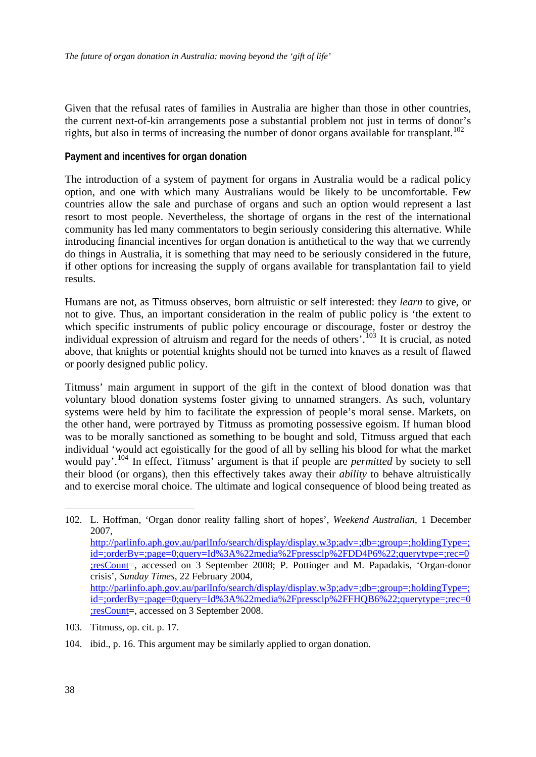Given that the refusal rates of families in Australia are higher than those in other countries, the current next-of-kin arrangements pose a substantial problem not just in terms of donor's rights, but also in terms of increasing the number of donor organs available for transplant.[102]

#### Payment and incentives for organ donation

The introduction of a system of payment for organs in Australia would be a radical policy option, and one with which many Australians would be likely to be uncomfortable. Few countries allow the sale and purchase of organs and such an option would represent a last resort to most people. Nevertheless, the shortage of organs in the rest of the international community has led many commentators to begin seriously considering this alternative. While introducing financial incentives for organ donation is antithetical to the way that we currently do things in Australia, it is something that may need to be seriously considered in the future, if other options for increasing the supply of organs available for transplantation fail to yield results.

Humans are not, as Titmuss observes, born altruistic or self interested: they *learn* to give, or not to give. Thus, an important consideration in the realm of public policy is 'the extent to which specific instruments of public policy encourage or discourage, foster or destroy the individual expression of altruism and regard for the needs of others'.[103] It is crucial, as noted above, that knights or potential knights should not be turned into knaves as a result of flawed or poorly designed public policy.

Titmuss' main argument in support of the gift in the context of blood donation was that voluntary blood donation systems foster giving to unnamed strangers. As such, voluntary systems were held by him to facilitate the expression of people's moral sense. Markets, on the other hand, were portrayed by Titmuss as promoting possessive egoism. If human blood was to be morally sanctioned as something to be bought and sold, Titmuss argued that each individual 'would act egoistically for the good of all by selling his blood for what the market would pay'.[104] In effect, Titmuss' argument is that if people are *permitted* by society to sell their blood (or organs), then this effectively takes away their *ability* to behave altruistically and to exercise moral choice. The ultimate and logical consequence of blood being treated as

---

102. L. Hoffman, 'Organ donor reality falling short of hopes', *Weekend Australian*, 1 December 2007, http://parlinfo.aph.gov.au/parlInfo/search/display/display.w3p;adv=;db=;group=;holdingType=;id=;orderBy=;page=0;query=Id%3A%22media%2Fpressclp%2FDD4P6%22;querytype=;rec=0;resCount=, accessed on 3 September 2008; P. Pottinger and M. Papadakis, 'Organ-donor crisis', *Sunday Times*, 22 February 2004, http://parlinfo.aph.gov.au/parlInfo/search/display/display.w3p;adv=;db=;group=;holdingType=;id=;orderBy=;page=0;query=Id%3A%22media%2Fpressclp%2FFHQB6%22;querytype=;rec=0;resCount=, accessed on 3 September 2008.

103. Titmuss, op. cit. p. 17.

104. ibid., p. 16. This argument may be similarly applied to organ donation.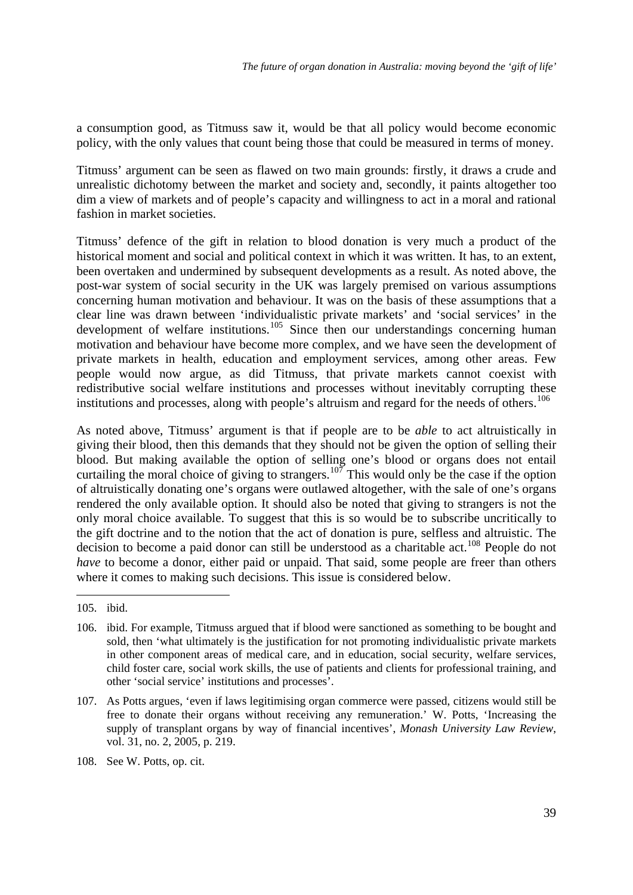a consumption good, as Titmuss saw it, would be that all policy would become economic policy, with the only values that count being those that could be measured in terms of money.

Titmuss' argument can be seen as flawed on two main grounds: firstly, it draws a crude and unrealistic dichotomy between the market and society and, secondly, it paints altogether too dim a view of markets and of people's capacity and willingness to act in a moral and rational fashion in market societies.

Titmuss' defence of the gift in relation to blood donation is very much a product of the historical moment and social and political context in which it was written. It has, to an extent, been overtaken and undermined by subsequent developments as a result. As noted above, the post-war system of social security in the UK was largely premised on various assumptions concerning human motivation and behaviour. It was on the basis of these assumptions that a clear line was drawn between 'individualistic private markets' and 'social services' in the development of welfare institutions.[105] Since then our understandings concerning human motivation and behaviour have become more complex, and we have seen the development of private markets in health, education and employment services, among other areas. Few people would now argue, as did Titmuss, that private markets cannot coexist with redistributive social welfare institutions and processes without inevitably corrupting these institutions and processes, along with people's altruism and regard for the needs of others.[106]

As noted above, Titmuss' argument is that if people are to be *able* to act altruistically in giving their blood, then this demands that they should not be given the option of selling their blood. But making available the option of selling one's blood or organs does not entail curtailing the moral choice of giving to strangers.[107] This would only be the case if the option of altruistically donating one's organs were outlawed altogether, with the sale of one's organs rendered the only available option. It should also be noted that giving to strangers is not the only moral choice available. To suggest that this is so would be to subscribe uncritically to the gift doctrine and to the notion that the act of donation is pure, selfless and altruistic. The decision to become a paid donor can still be understood as a charitable act.[108] People do not *have* to become a donor, either paid or unpaid. That said, some people are freer than others where it comes to making such decisions. This issue is considered below.

---

105. ibid.

106. ibid. For example, Titmuss argued that if blood were sanctioned as something to be bought and sold, then 'what ultimately is the justification for not promoting individualistic private markets in other component areas of medical care, and in education, social security, welfare services, child foster care, social work skills, the use of patients and clients for professional training, and other 'social service' institutions and processes'.

107. As Potts argues, 'even if laws legitimising organ commerce were passed, citizens would still be free to donate their organs without receiving any remuneration.' W. Potts, 'Increasing the supply of transplant organs by way of financial incentives', *Monash University Law Review*, vol. 31, no. 2, 2005, p. 219.

108. See W. Potts, op. cit.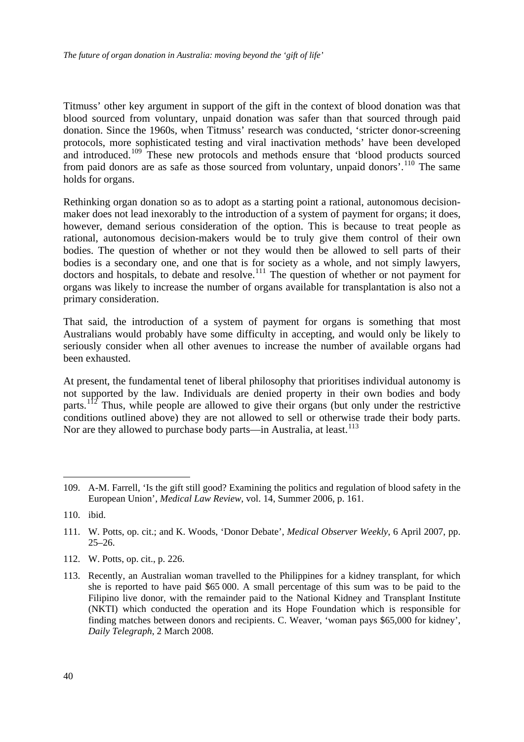Titmuss' other key argument in support of the gift in the context of blood donation was that blood sourced from voluntary, unpaid donation was safer than that sourced through paid donation. Since the 1960s, when Titmuss' research was conducted, 'stricter donor-screening protocols, more sophisticated testing and viral inactivation methods' have been developed and introduced.[109] These new protocols and methods ensure that 'blood products sourced from paid donors are as safe as those sourced from voluntary, unpaid donors'.[110] The same holds for organs.

Rethinking organ donation so as to adopt as a starting point a rational, autonomous decision-maker does not lead inexorably to the introduction of a system of payment for organs; it does, however, demand serious consideration of the option. This is because to treat people as rational, autonomous decision-makers would be to truly give them control of their own bodies. The question of whether or not they would then be allowed to sell parts of their bodies is a secondary one, and one that is for society as a whole, and not simply lawyers, doctors and hospitals, to debate and resolve.[111] The question of whether or not payment for organs was likely to increase the number of organs available for transplantation is also not a primary consideration.

That said, the introduction of a system of payment for organs is something that most Australians would probably have some difficulty in accepting, and would only be likely to seriously consider when all other avenues to increase the number of available organs had been exhausted.

At present, the fundamental tenet of liberal philosophy that prioritises individual autonomy is not supported by the law. Individuals are denied property in their own bodies and body parts.[112] Thus, while people are allowed to give their organs (but only under the restrictive conditions outlined above) they are not allowed to sell or otherwise trade their body parts. Nor are they allowed to purchase body parts—in Australia, at least.[113]

---

109. A-M. Farrell, 'Is the gift still good? Examining the politics and regulation of blood safety in the European Union', *Medical Law Review*, vol. 14, Summer 2006, p. 161.

110. ibid.

111. W. Potts, op. cit.; and K. Woods, 'Donor Debate', *Medical Observer Weekly*, 6 April 2007, pp. 25–26.

112. W. Potts, op. cit., p. 226.

113. Recently, an Australian woman travelled to the Philippines for a kidney transplant, for which she is reported to have paid $65 000. A small percentage of this sum was to be paid to the Filipino live donor, with the remainder paid to the National Kidney and Transplant Institute (NKTI) which conducted the operation and its Hope Foundation which is responsible for finding matches between donors and recipients. C. Weaver, 'woman pays $65,000 for kidney', *Daily Telegraph*, 2 March 2008.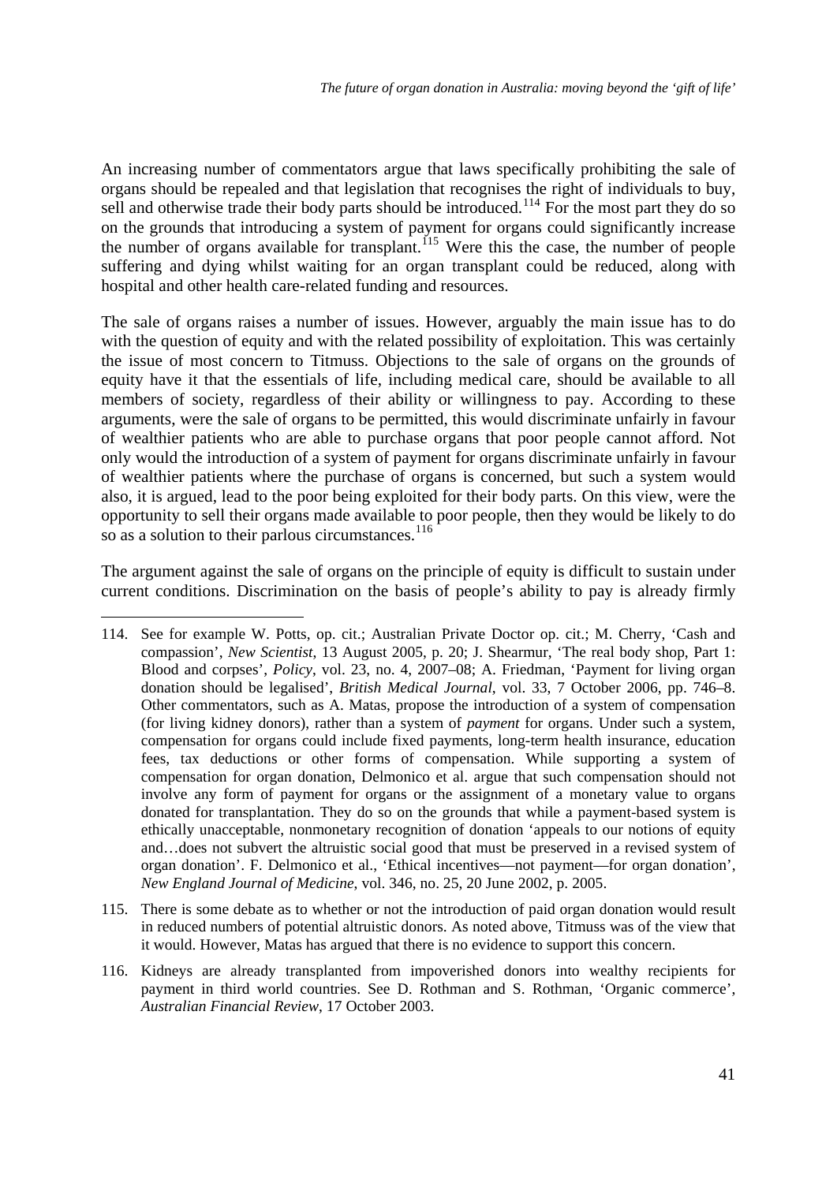An increasing number of commentators argue that laws specifically prohibiting the sale of organs should be repealed and that legislation that recognises the right of individuals to buy, sell and otherwise trade their body parts should be introduced.[114] For the most part they do so on the grounds that introducing a system of payment for organs could significantly increase the number of organs available for transplant.[115] Were this the case, the number of people suffering and dying whilst waiting for an organ transplant could be reduced, along with hospital and other health care-related funding and resources.

The sale of organs raises a number of issues. However, arguably the main issue has to do with the question of equity and with the related possibility of exploitation. This was certainly the issue of most concern to Titmuss. Objections to the sale of organs on the grounds of equity have it that the essentials of life, including medical care, should be available to all members of society, regardless of their ability or willingness to pay. According to these arguments, were the sale of organs to be permitted, this would discriminate unfairly in favour of wealthier patients who are able to purchase organs that poor people cannot afford. Not only would the introduction of a system of payment for organs discriminate unfairly in favour of wealthier patients where the purchase of organs is concerned, but such a system would also, it is argued, lead to the poor being exploited for their body parts. On this view, were the opportunity to sell their organs made available to poor people, then they would be likely to do so as a solution to their parlous circumstances.[116]

The argument against the sale of organs on the principle of equity is difficult to sustain under current conditions. Discrimination on the basis of people's ability to pay is already firmly

---

114. See for example W. Potts, op. cit.; Australian Private Doctor op. cit.; M. Cherry, 'Cash and compassion', *New Scientist*, 13 August 2005, p. 20; J. Shearmur, 'The real body shop, Part 1: Blood and corpses', *Policy*, vol. 23, no. 4, 2007–08; A. Friedman, 'Payment for living organ donation should be legalised', *British Medical Journal*, vol. 33, 7 October 2006, pp. 746–8. Other commentators, such as A. Matas, propose the introduction of a system of compensation (for living kidney donors), rather than a system of *payment* for organs. Under such a system, compensation for organs could include fixed payments, long-term health insurance, education fees, tax deductions or other forms of compensation. While supporting a system of compensation for organ donation, Delmonico et al. argue that such compensation should not involve any form of payment for organs or the assignment of a monetary value to organs donated for transplantation. They do so on the grounds that while a payment-based system is ethically unacceptable, nonmonetary recognition of donation 'appeals to our notions of equity and…does not subvert the altruistic social good that must be preserved in a revised system of organ donation'. F. Delmonico et al., 'Ethical incentives—not payment—for organ donation', *New England Journal of Medicine*, vol. 346, no. 25, 20 June 2002, p. 2005.

115. There is some debate as to whether or not the introduction of paid organ donation would result in reduced numbers of potential altruistic donors. As noted above, Titmuss was of the view that it would. However, Matas has argued that there is no evidence to support this concern.

116. Kidneys are already transplanted from impoverished donors into wealthy recipients for payment in third world countries. See D. Rothman and S. Rothman, 'Organic commerce', *Australian Financial Review*, 17 October 2003.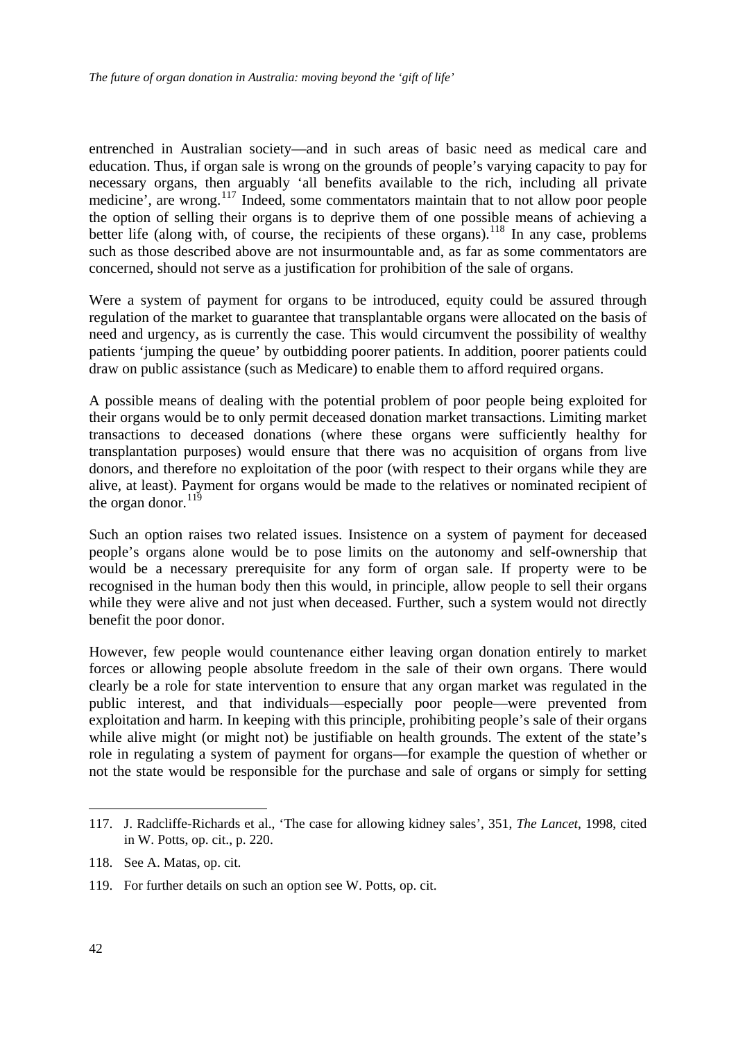entrenched in Australian society—and in such areas of basic need as medical care and education. Thus, if organ sale is wrong on the grounds of people's varying capacity to pay for necessary organs, then arguably 'all benefits available to the rich, including all private medicine', are wrong.[117] Indeed, some commentators maintain that to not allow poor people the option of selling their organs is to deprive them of one possible means of achieving a better life (along with, of course, the recipients of these organs).[118] In any case, problems such as those described above are not insurmountable and, as far as some commentators are concerned, should not serve as a justification for prohibition of the sale of organs.

Were a system of payment for organs to be introduced, equity could be assured through regulation of the market to guarantee that transplantable organs were allocated on the basis of need and urgency, as is currently the case. This would circumvent the possibility of wealthy patients 'jumping the queue' by outbidding poorer patients. In addition, poorer patients could draw on public assistance (such as Medicare) to enable them to afford required organs.

A possible means of dealing with the potential problem of poor people being exploited for their organs would be to only permit deceased donation market transactions. Limiting market transactions to deceased donations (where these organs were sufficiently healthy for transplantation purposes) would ensure that there was no acquisition of organs from live donors, and therefore no exploitation of the poor (with respect to their organs while they are alive, at least). Payment for organs would be made to the relatives or nominated recipient of the organ donor.[119]

Such an option raises two related issues. Insistence on a system of payment for deceased people's organs alone would be to pose limits on the autonomy and self-ownership that would be a necessary prerequisite for any form of organ sale. If property were to be recognised in the human body then this would, in principle, allow people to sell their organs while they were alive and not just when deceased. Further, such a system would not directly benefit the poor donor.

However, few people would countenance either leaving organ donation entirely to market forces or allowing people absolute freedom in the sale of their own organs. There would clearly be a role for state intervention to ensure that any organ market was regulated in the public interest, and that individuals—especially poor people—were prevented from exploitation and harm. In keeping with this principle, prohibiting people's sale of their organs while alive might (or might not) be justifiable on health grounds. The extent of the state's role in regulating a system of payment for organs—for example the question of whether or not the state would be responsible for the purchase and sale of organs or simply for setting

---

117. J. Radcliffe-Richards et al., 'The case for allowing kidney sales', 351, *The Lancet*, 1998, cited in W. Potts, op. cit., p. 220.

118. See A. Matas, op. cit.

119. For further details on such an option see W. Potts, op. cit.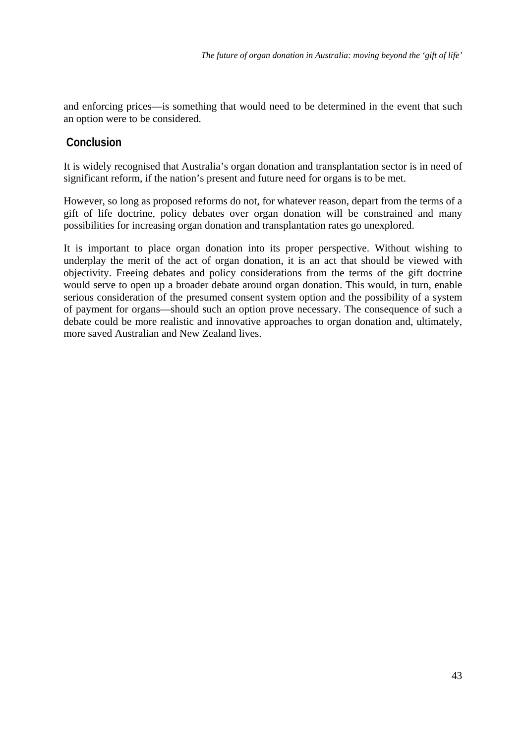and enforcing prices—is something that would need to be determined in the event that such an option were to be considered.

## Conclusion

It is widely recognised that Australia's organ donation and transplantation sector is in need of significant reform, if the nation's present and future need for organs is to be met.

However, so long as proposed reforms do not, for whatever reason, depart from the terms of a gift of life doctrine, policy debates over organ donation will be constrained and many possibilities for increasing organ donation and transplantation rates go unexplored.

It is important to place organ donation into its proper perspective. Without wishing to underplay the merit of the act of organ donation, it is an act that should be viewed with objectivity. Freeing debates and policy considerations from the terms of the gift doctrine would serve to open up a broader debate around organ donation. This would, in turn, enable serious consideration of the presumed consent system option and the possibility of a system of payment for organs—should such an option prove necessary. The consequence of such a debate could be more realistic and innovative approaches to organ donation and, ultimately, more saved Australian and New Zealand lives.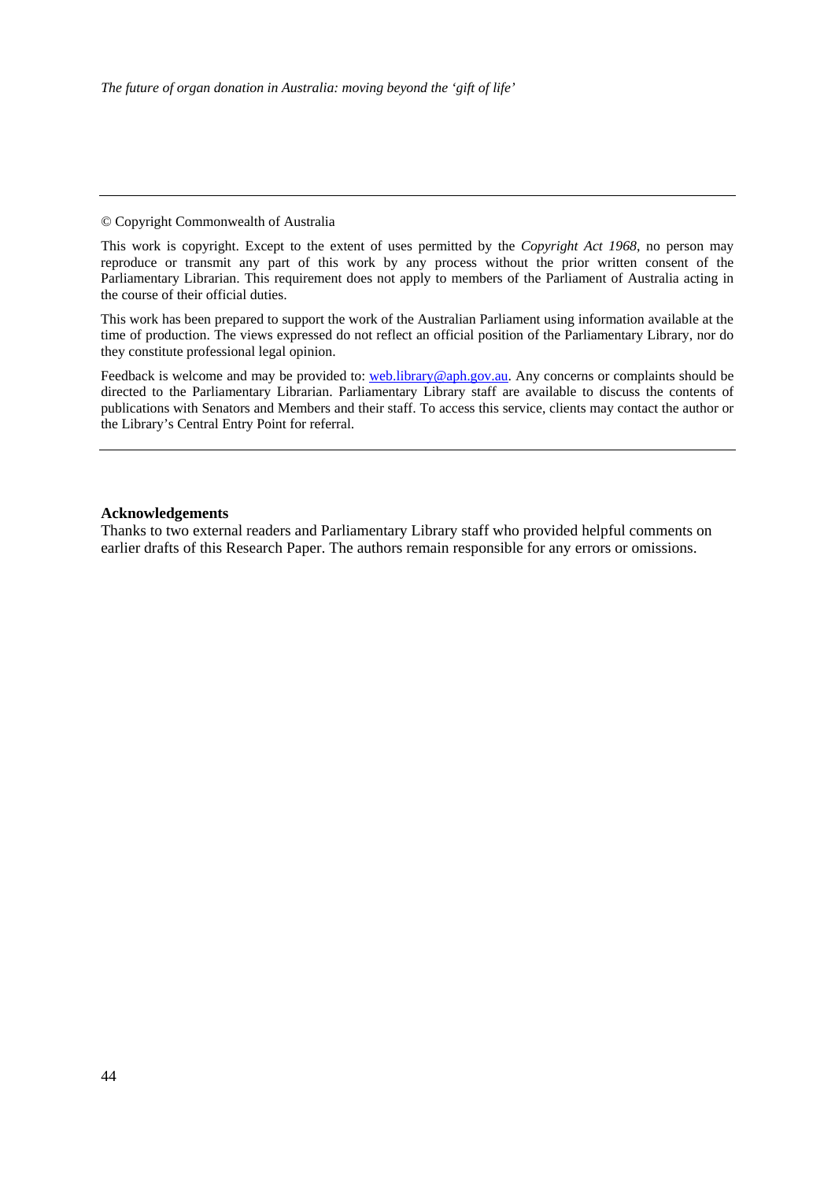© Copyright Commonwealth of Australia

This work is copyright. Except to the extent of uses permitted by the *Copyright Act 1968*, no person may reproduce or transmit any part of this work by any process without the prior written consent of the Parliamentary Librarian. This requirement does not apply to members of the Parliament of Australia acting in the course of their official duties.

This work has been prepared to support the work of the Australian Parliament using information available at the time of production. The views expressed do not reflect an official position of the Parliamentary Library, nor do they constitute professional legal opinion.

Feedback is welcome and may be provided to: web.library@aph.gov.au. Any concerns or complaints should be directed to the Parliamentary Librarian. Parliamentary Library staff are available to discuss the contents of publications with Senators and Members and their staff. To access this service, clients may contact the author or the Library's Central Entry Point for referral.

**Acknowledgements**

Thanks to two external readers and Parliamentary Library staff who provided helpful comments on earlier drafts of this Research Paper. The authors remain responsible for any errors or omissions.